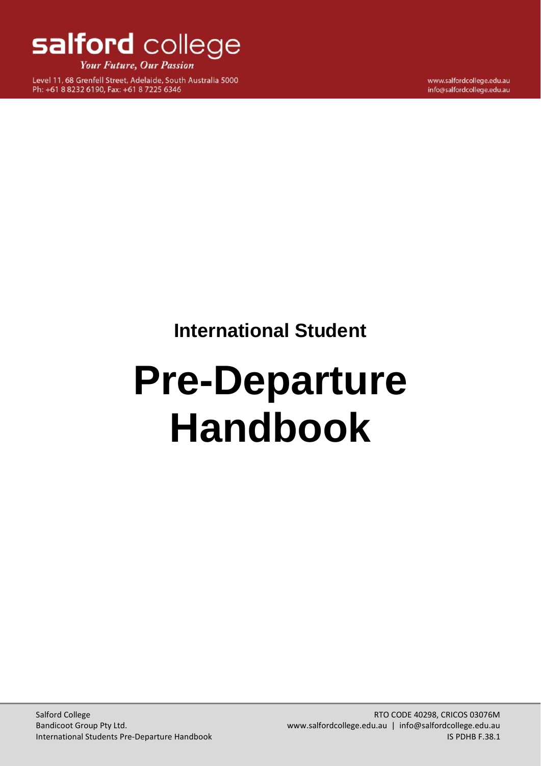**salford college**

*Your Future, Our Passion*

Level 11, 68 Grenfell Street, Adelaide, South Australia 5000
Ph: +61 8 8232 6190, Fax: +61 8 7225 6346

www.salfordcollege.edu.au
info@salfordcollege.edu.au

## International Student

# Pre-Departure Handbook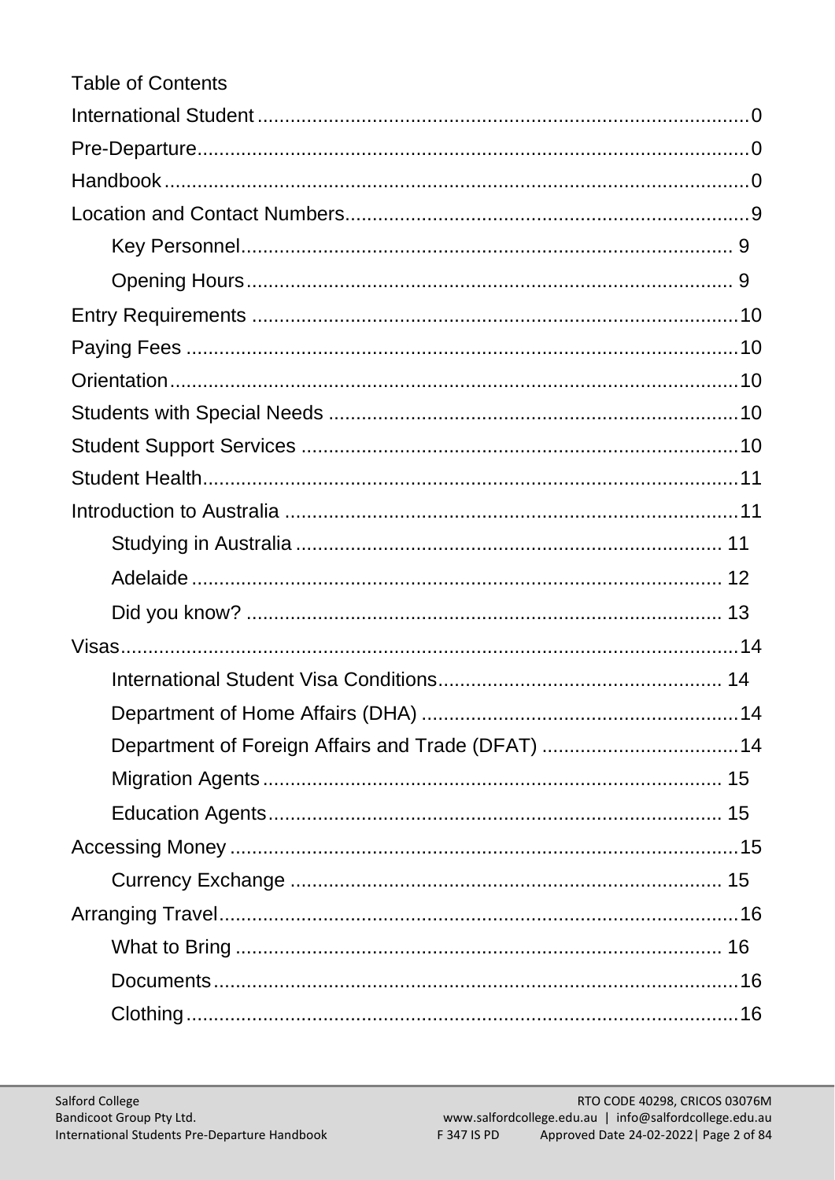Table of Contents

International Student ........ 0
Pre-Departure ........ 0
Handbook ........ 0
Location and Contact Numbers ........ 9
- Key Personnel ........ 9
- Opening Hours ........ 9

Entry Requirements ........ 10
Paying Fees ........ 10
Orientation ........ 10
Students with Special Needs ........ 10
Student Support Services ........ 10
Student Health ........ 11
Introduction to Australia ........ 11
- Studying in Australia ........ 11
- Adelaide ........ 12
- Did you know? ........ 13

Visas ........ 14
- International Student Visa Conditions ........ 14
- Department of Home Affairs (DHA) ........ 14
- Department of Foreign Affairs and Trade (DFAT) ........ 14
- Migration Agents ........ 15
- Education Agents ........ 15

Accessing Money ........ 15
- Currency Exchange ........ 15

Arranging Travel ........ 16
- What to Bring ........ 16
- Documents ........ 16
- Clothing ........ 16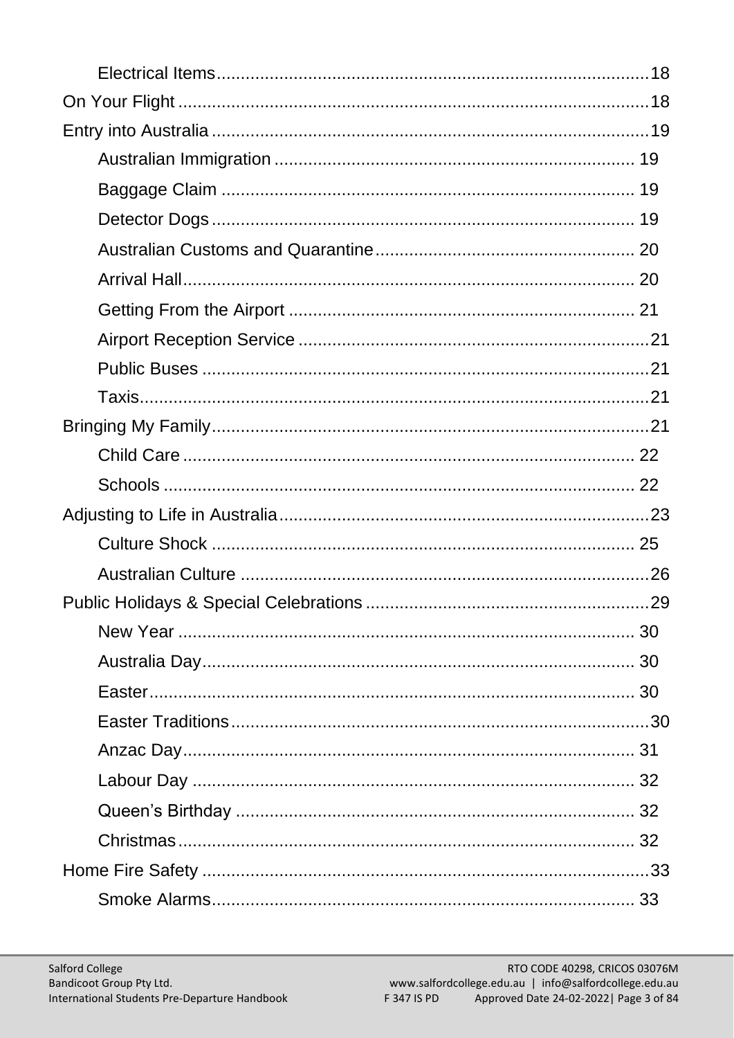- Electrical Items ........................................ 18
- On Your Flight ........................................ 18
- Entry into Australia ........................................ 19
  - Australian Immigration ........................................ 19
  - Baggage Claim ........................................ 19
  - Detector Dogs ........................................ 19
  - Australian Customs and Quarantine ........................................ 20
  - Arrival Hall ........................................ 20
  - Getting From the Airport ........................................ 21
  - Airport Reception Service ........................................ 21
  - Public Buses ........................................ 21
  - Taxis ........................................ 21
- Bringing My Family ........................................ 21
  - Child Care ........................................ 22
  - Schools ........................................ 22
- Adjusting to Life in Australia ........................................ 23
  - Culture Shock ........................................ 25
  - Australian Culture ........................................ 26
- Public Holidays & Special Celebrations ........................................ 29
  - New Year ........................................ 30
  - Australia Day ........................................ 30
  - Easter ........................................ 30
  - Easter Traditions ........................................ 30
  - Anzac Day ........................................ 31
  - Labour Day ........................................ 32
  - Queen's Birthday ........................................ 32
  - Christmas ........................................ 32
- Home Fire Safety ........................................ 33
  - Smoke Alarms ........................................ 33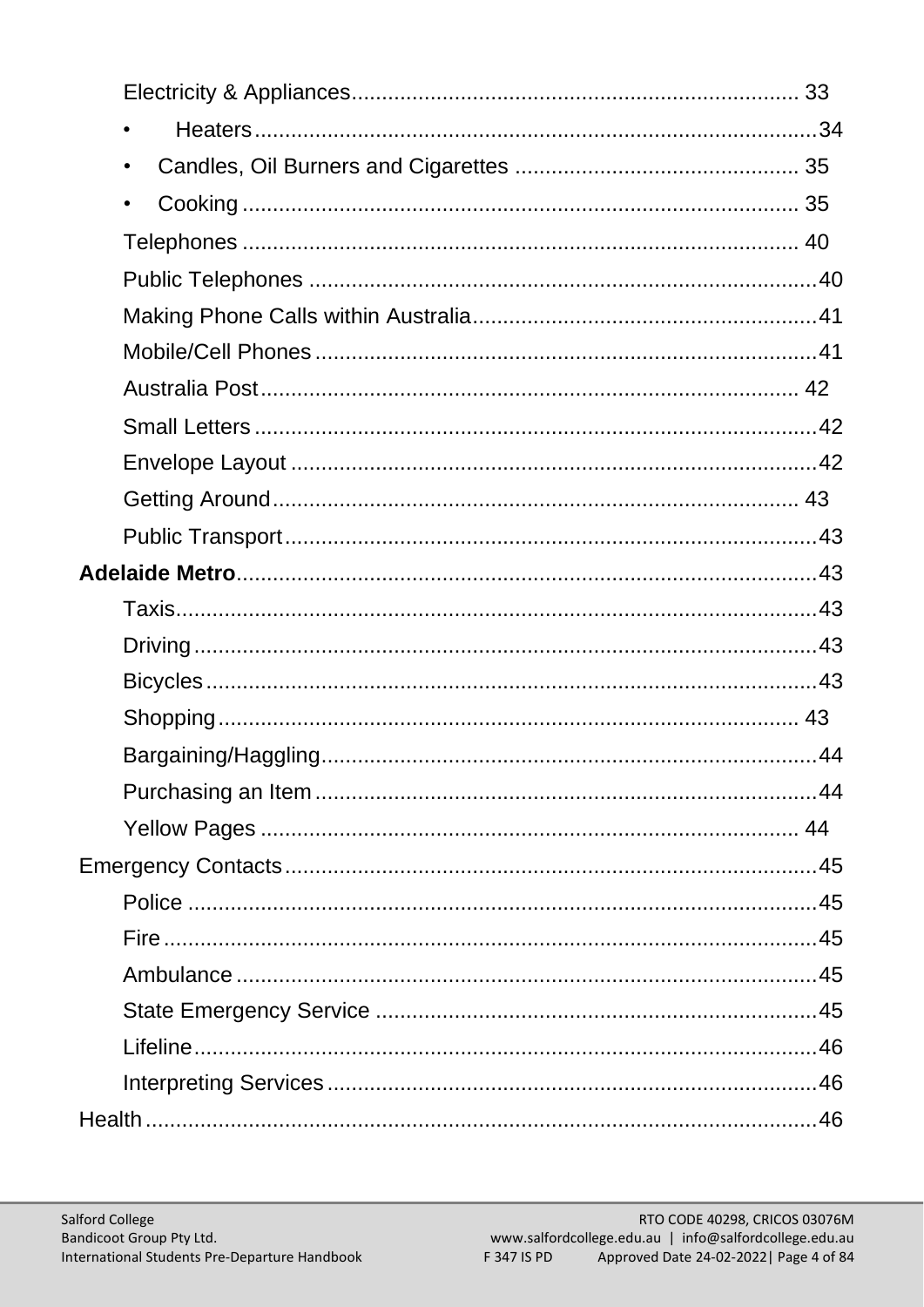Electricity & Appliances........................................................................ 33

- Heaters.........................................................................................34
- Candles, Oil Burners and Cigarettes ............................................. 35
- Cooking ......................................................................................... 35

Telephones ......................................................................................... 40

Public Telephones ................................................................................40

Making Phone Calls within Australia......................................................41

Mobile/Cell Phones ...............................................................................41

Australia Post....................................................................................... 42

Small Letters .........................................................................................42

Envelope Layout ...................................................................................42

Getting Around...................................................................................... 43

Public Transport.....................................................................................43

**Adelaide Metro**..............................................................................................43

Taxis......................................................................................................43

Driving ...................................................................................................43

Bicycles .................................................................................................43

Shopping................................................................................................ 43

Bargaining/Haggling...............................................................................44

Purchasing an Item ................................................................................44

Yellow Pages ........................................................................................ 44

Emergency Contacts.....................................................................................45

Police .....................................................................................................45

Fire.........................................................................................................45

Ambulance .............................................................................................45

State Emergency Service ......................................................................45

Lifeline....................................................................................................46

Interpreting Services ..............................................................................46

Health ............................................................................................................46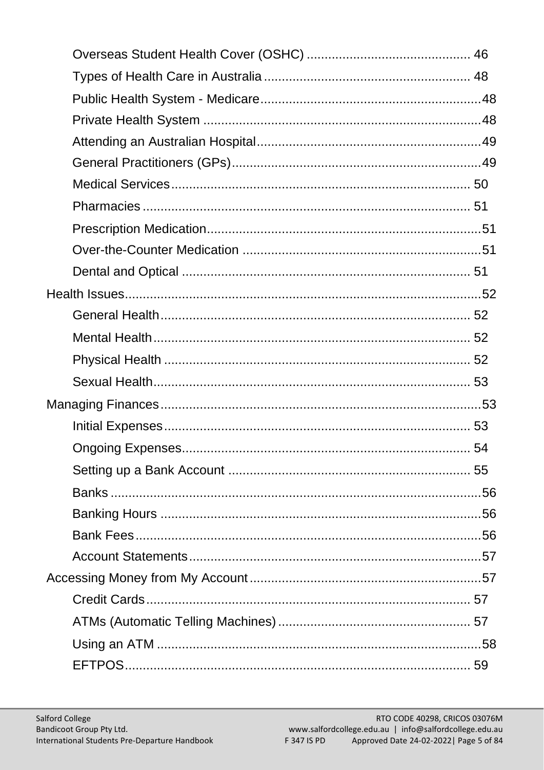- Overseas Student Health Cover (OSHC) .............................................. 46
- Types of Health Care in Australia .......................................................... 48
- Public Health System - Medicare.............................................................48
- Private Health System .............................................................................48
- Attending an Australian Hospital..............................................................49
- General Practitioners (GPs).....................................................................49
- Medical Services.................................................................................... 50
- Pharmacies ............................................................................................ 51
- Prescription Medication...........................................................................51
- Over-the-Counter Medication ..................................................................51
- Dental and Optical ................................................................................. 51

Health Issues..................................................................................................52

- General Health....................................................................................... 52
- Mental Health......................................................................................... 52
- Physical Health ...................................................................................... 52
- Sexual Health......................................................................................... 53

Managing Finances.........................................................................................53

- Initial Expenses...................................................................................... 53
- Ongoing Expenses................................................................................. 54
- Setting up a Bank Account .................................................................... 55
- Banks .......................................................................................................56
- Banking Hours .........................................................................................56
- Bank Fees................................................................................................56
- Account Statements.................................................................................57

Accessing Money from My Account................................................................57

- Credit Cards........................................................................................... 57
- ATMs (Automatic Telling Machines) ...................................................... 57
- Using an ATM ..........................................................................................58
- EFTPOS................................................................................................. 59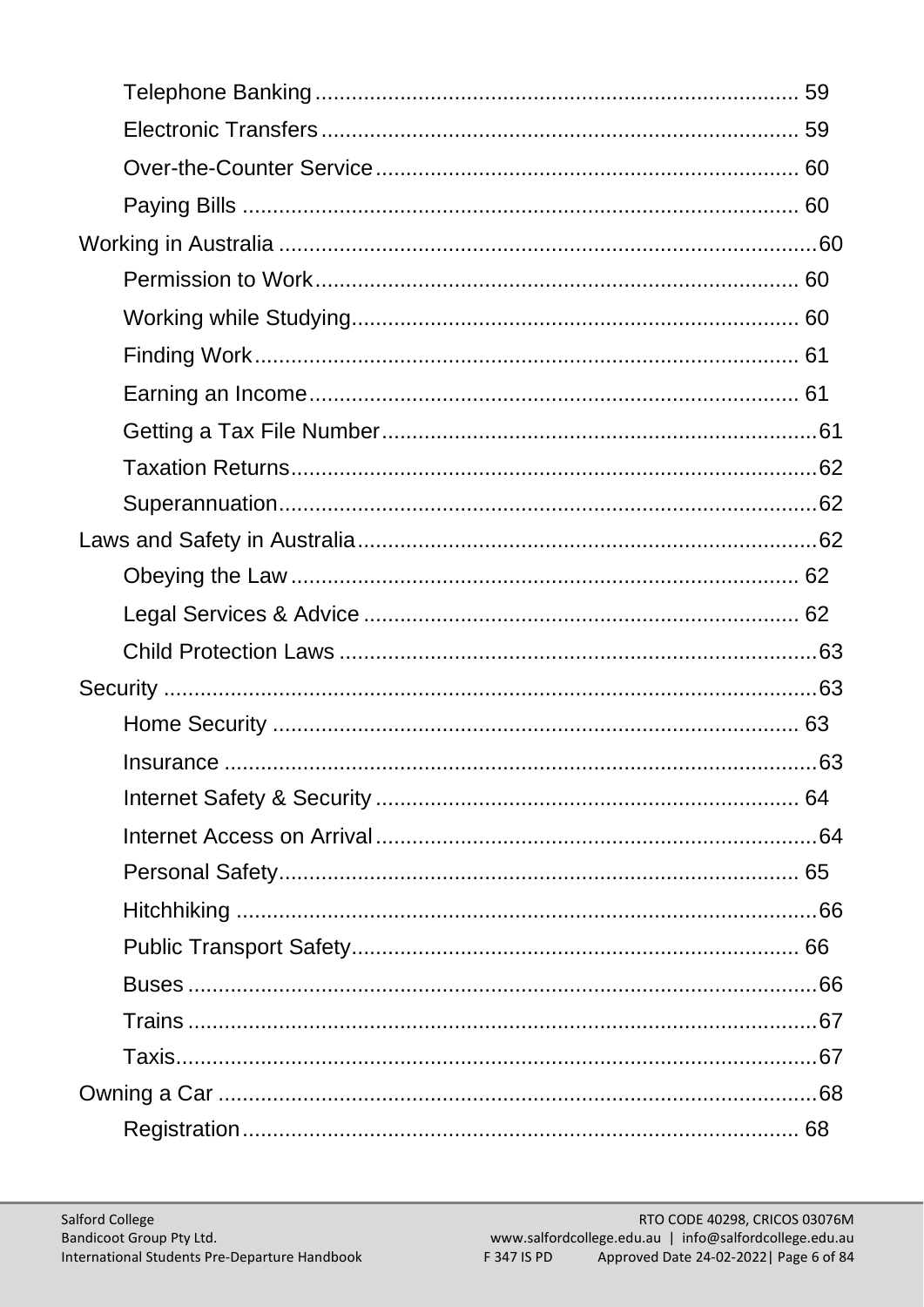- Telephone Banking ........ 59
- Electronic Transfers ........ 59
- Over-the-Counter Service ........ 60
- Paying Bills ........ 60

Working in Australia ........ 60

- Permission to Work ........ 60
- Working while Studying ........ 60
- Finding Work ........ 61
- Earning an Income ........ 61
- Getting a Tax File Number ........ 61
- Taxation Returns ........ 62
- Superannuation ........ 62

Laws and Safety in Australia ........ 62

- Obeying the Law ........ 62
- Legal Services & Advice ........ 62
- Child Protection Laws ........ 63

Security ........ 63

- Home Security ........ 63
- Insurance ........ 63
- Internet Safety & Security ........ 64
- Internet Access on Arrival ........ 64
- Personal Safety ........ 65
- Hitchhiking ........ 66
- Public Transport Safety ........ 66
- Buses ........ 66
- Trains ........ 67
- Taxis ........ 67

Owning a Car ........ 68

- Registration ........ 68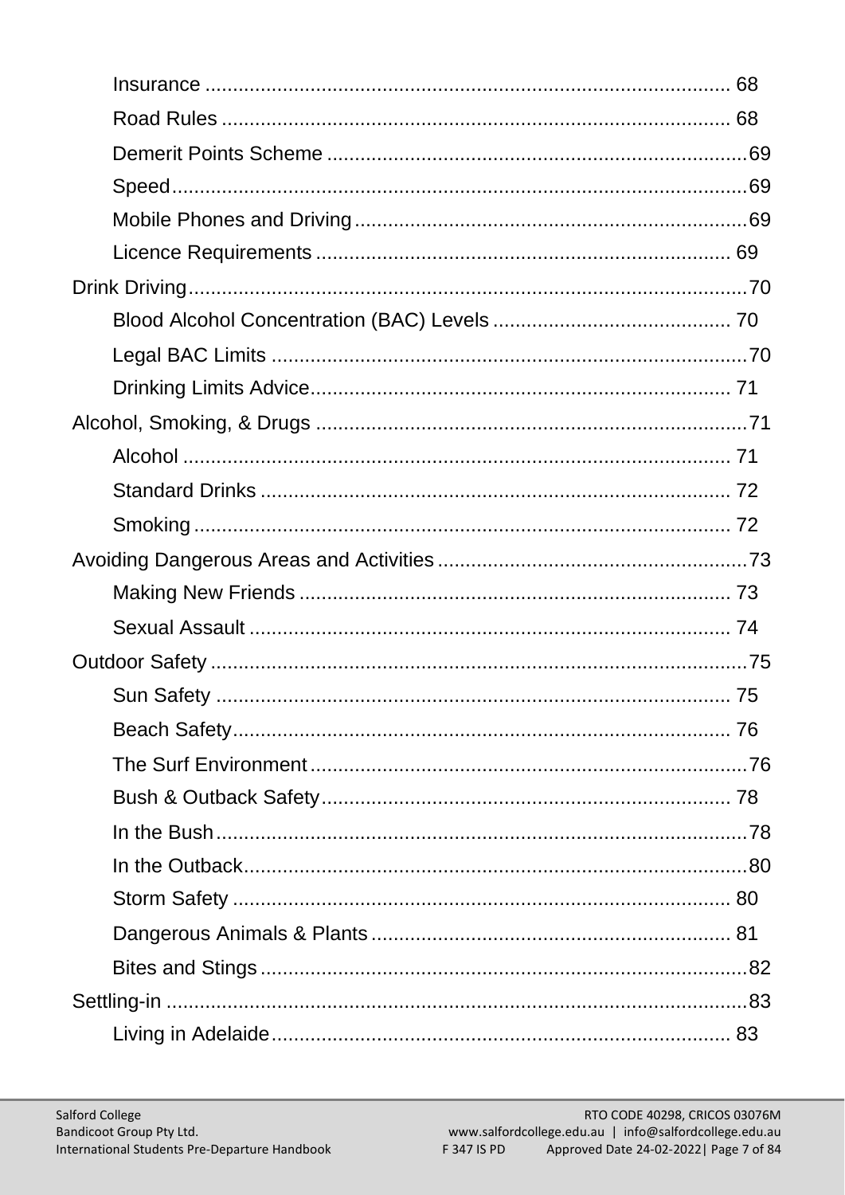- Insurance ........ 68
- Road Rules ........ 68
- Demerit Points Scheme ........ 69
- Speed ........ 69
- Mobile Phones and Driving ........ 69
- Licence Requirements ........ 69

Drink Driving ........ 70

- Blood Alcohol Concentration (BAC) Levels ........ 70
- Legal BAC Limits ........ 70
- Drinking Limits Advice ........ 71

Alcohol, Smoking, & Drugs ........ 71

- Alcohol ........ 71
- Standard Drinks ........ 72
- Smoking ........ 72

Avoiding Dangerous Areas and Activities ........ 73

- Making New Friends ........ 73
- Sexual Assault ........ 74

Outdoor Safety ........ 75

- Sun Safety ........ 75
- Beach Safety ........ 76
- The Surf Environment ........ 76
- Bush & Outback Safety ........ 78
- In the Bush ........ 78
- In the Outback ........ 80
- Storm Safety ........ 80
- Dangerous Animals & Plants ........ 81
- Bites and Stings ........ 82

Settling-in ........ 83

- Living in Adelaide ........ 83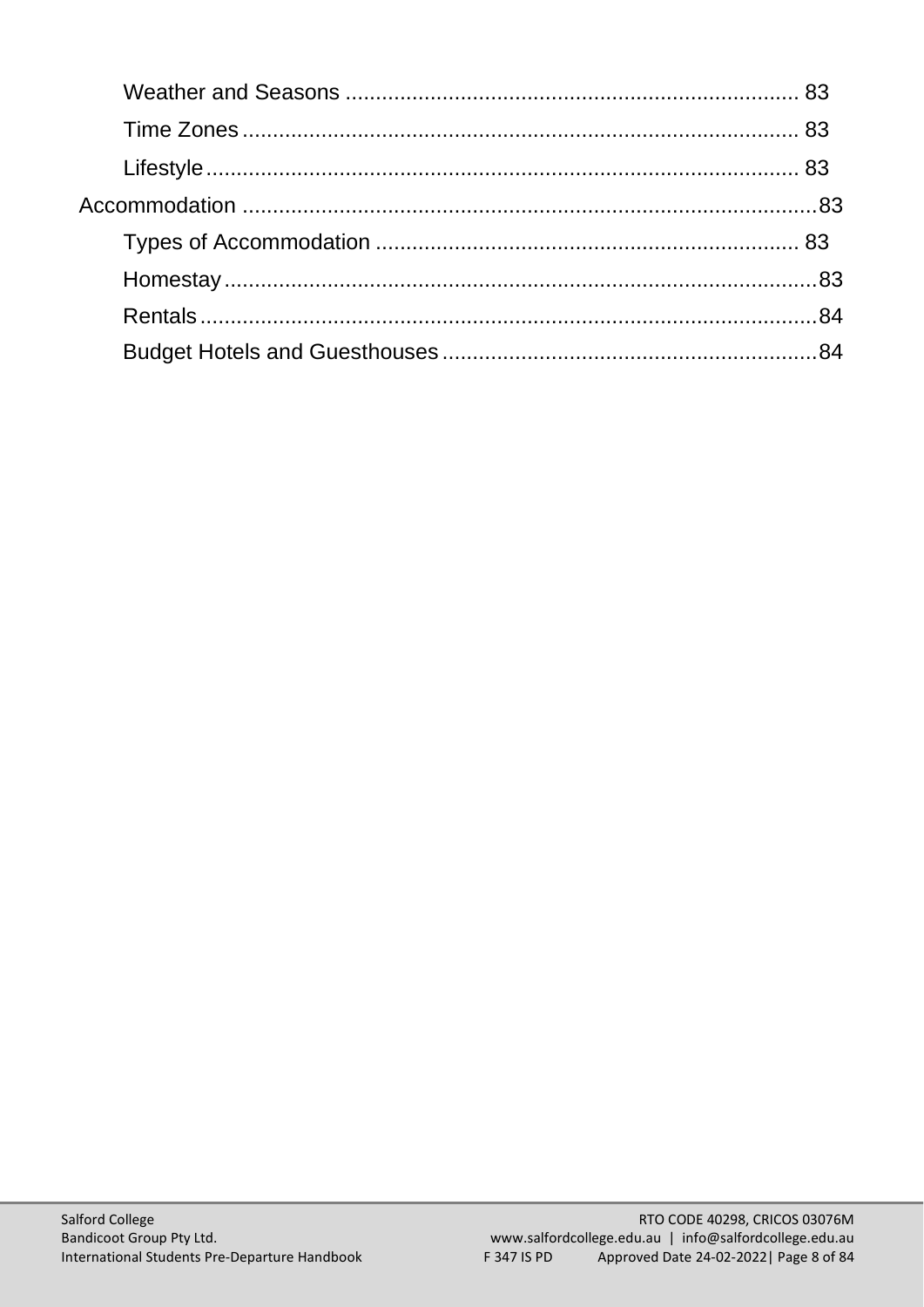- Weather and Seasons ........................................................................ 83
- Time Zones ........................................................................................ 83
- Lifestyle .............................................................................................. 83

Accommodation ..................................................................................... 83

- Types of Accommodation .................................................................. 83
- Homestay ............................................................................................ 83
- Rentals ................................................................................................ 84
- Budget Hotels and Guesthouses ....................................................... 84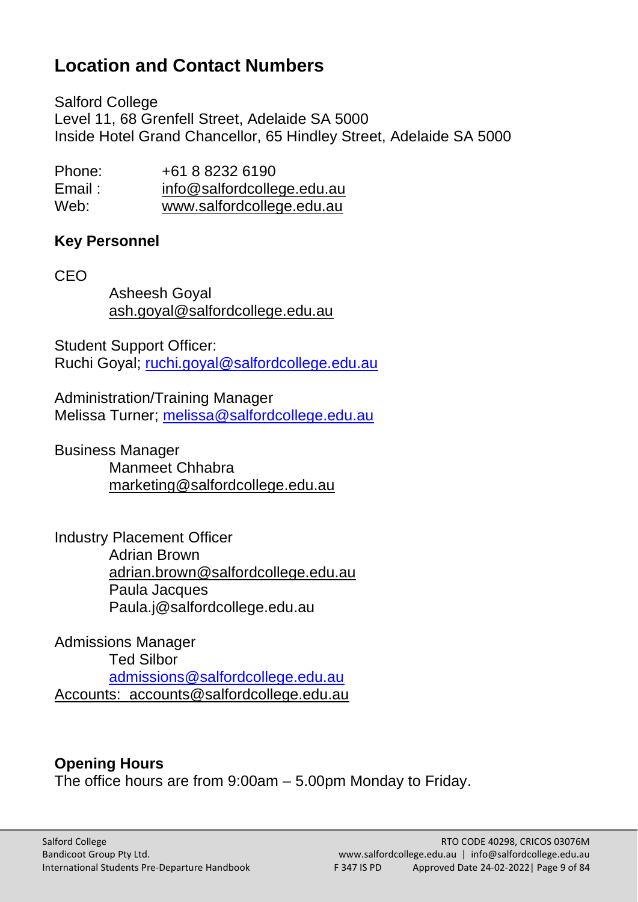## Location and Contact Numbers

Salford College
Level 11, 68 Grenfell Street, Adelaide SA 5000
Inside Hotel Grand Chancellor, 65 Hindley Street, Adelaide SA 5000

Phone: +61 8 8232 6190
Email : info@salfordcollege.edu.au
Web: www.salfordcollege.edu.au

### Key Personnel

CEO
Asheesh Goyal
ash.goyal@salfordcollege.edu.au

Student Support Officer:
Ruchi Goyal; ruchi.goyal@salfordcollege.edu.au

Administration/Training Manager
Melissa Turner; melissa@salfordcollege.edu.au

Business Manager
Manmeet Chhabra
marketing@salfordcollege.edu.au

Industry Placement Officer
Adrian Brown
adrian.brown@salfordcollege.edu.au
Paula Jacques
Paula.j@salfordcollege.edu.au

Admissions Manager
Ted Silbor
admissions@salfordcollege.edu.au
Accounts: accounts@salfordcollege.edu.au

### Opening Hours

The office hours are from 9:00am – 5.00pm Monday to Friday.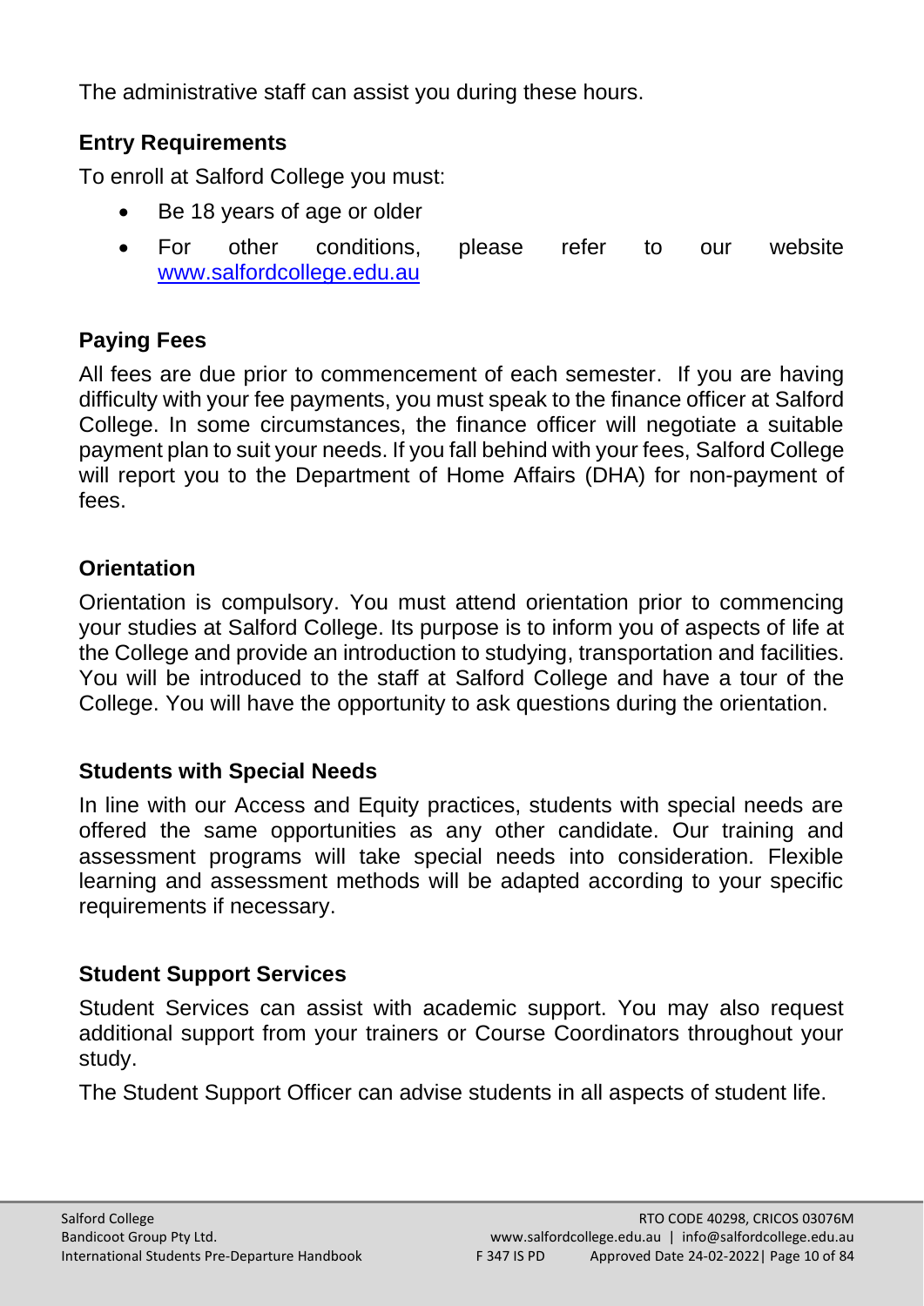The administrative staff can assist you during these hours.

## Entry Requirements

To enroll at Salford College you must:

- Be 18 years of age or older
- For other conditions, please refer to our website [www.salfordcollege.edu.au](http://www.salfordcollege.edu.au)

## Paying Fees

All fees are due prior to commencement of each semester. If you are having difficulty with your fee payments, you must speak to the finance officer at Salford College. In some circumstances, the finance officer will negotiate a suitable payment plan to suit your needs. If you fall behind with your fees, Salford College will report you to the Department of Home Affairs (DHA) for non-payment of fees.

## Orientation

Orientation is compulsory. You must attend orientation prior to commencing your studies at Salford College. Its purpose is to inform you of aspects of life at the College and provide an introduction to studying, transportation and facilities. You will be introduced to the staff at Salford College and have a tour of the College. You will have the opportunity to ask questions during the orientation.

## Students with Special Needs

In line with our Access and Equity practices, students with special needs are offered the same opportunities as any other candidate. Our training and assessment programs will take special needs into consideration. Flexible learning and assessment methods will be adapted according to your specific requirements if necessary.

## Student Support Services

Student Services can assist with academic support. You may also request additional support from your trainers or Course Coordinators throughout your study.

The Student Support Officer can advise students in all aspects of student life.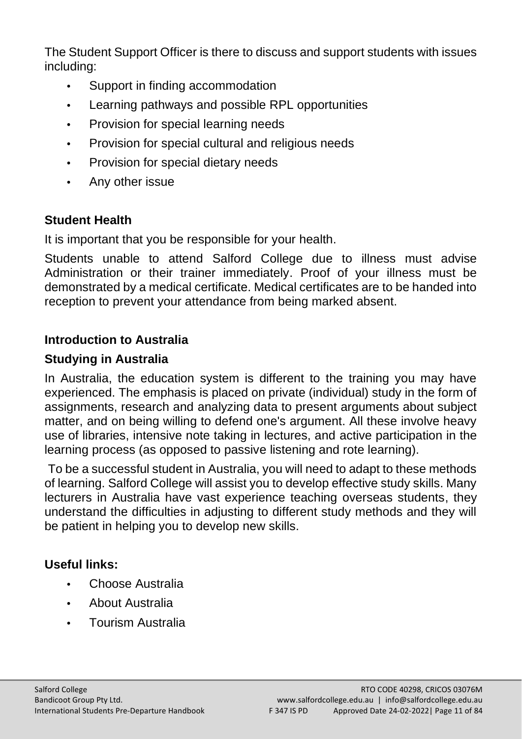The Student Support Officer is there to discuss and support students with issues including:

- Support in finding accommodation
- Learning pathways and possible RPL opportunities
- Provision for special learning needs
- Provision for special cultural and religious needs
- Provision for special dietary needs
- Any other issue

## Student Health

It is important that you be responsible for your health.

Students unable to attend Salford College due to illness must advise Administration or their trainer immediately. Proof of your illness must be demonstrated by a medical certificate. Medical certificates are to be handed into reception to prevent your attendance from being marked absent.

## Introduction to Australia

## Studying in Australia

In Australia, the education system is different to the training you may have experienced. The emphasis is placed on private (individual) study in the form of assignments, research and analyzing data to present arguments about subject matter, and on being willing to defend one's argument. All these involve heavy use of libraries, intensive note taking in lectures, and active participation in the learning process (as opposed to passive listening and rote learning).

To be a successful student in Australia, you will need to adapt to these methods of learning. Salford College will assist you to develop effective study skills. Many lecturers in Australia have vast experience teaching overseas students, they understand the difficulties in adjusting to different study methods and they will be patient in helping you to develop new skills.

## Useful links:

- Choose Australia
- About Australia
- Tourism Australia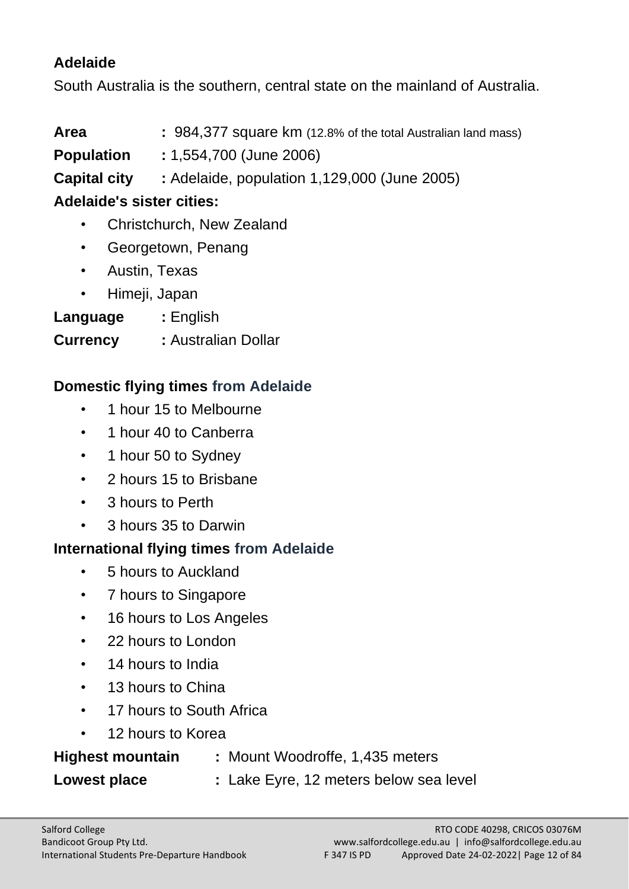## Adelaide

South Australia is the southern, central state on the mainland of Australia.

**Area** : 984,377 square km (12.8% of the total Australian land mass)

**Population** : 1,554,700 (June 2006)

**Capital city** : Adelaide, population 1,129,000 (June 2005)

**Adelaide's sister cities:**

- Christchurch, New Zealand
- Georgetown, Penang
- Austin, Texas
- Himeji, Japan

**Language** : English

**Currency** : Australian Dollar

**Domestic flying times from Adelaide**

- 1 hour 15 to Melbourne
- 1 hour 40 to Canberra
- 1 hour 50 to Sydney
- 2 hours 15 to Brisbane
- 3 hours to Perth
- 3 hours 35 to Darwin

**International flying times from Adelaide**

- 5 hours to Auckland
- 7 hours to Singapore
- 16 hours to Los Angeles
- 22 hours to London
- 14 hours to India
- 13 hours to China
- 17 hours to South Africa
- 12 hours to Korea

**Highest mountain** : Mount Woodroffe, 1,435 meters

**Lowest place** : Lake Eyre, 12 meters below sea level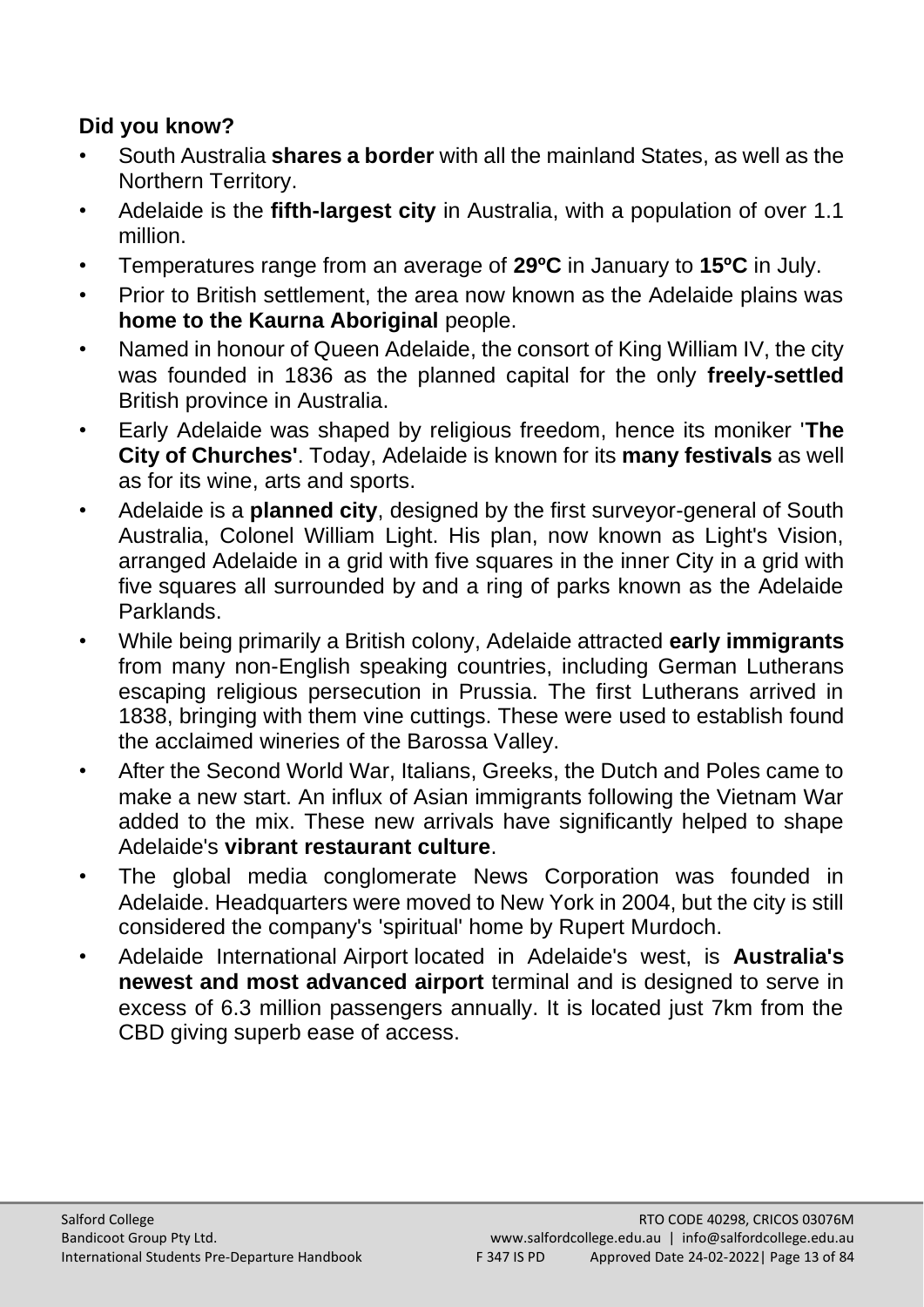**Did you know?**

- South Australia **shares a border** with all the mainland States, as well as the Northern Territory.
- Adelaide is the **fifth-largest city** in Australia, with a population of over 1.1 million.
- Temperatures range from an average of **29ºC** in January to **15ºC** in July.
- Prior to British settlement, the area now known as the Adelaide plains was **home to the Kaurna Aboriginal** people.
- Named in honour of Queen Adelaide, the consort of King William IV, the city was founded in 1836 as the planned capital for the only **freely-settled** British province in Australia.
- Early Adelaide was shaped by religious freedom, hence its moniker '**The City of Churches'**. Today, Adelaide is known for its **many festivals** as well as for its wine, arts and sports.
- Adelaide is a **planned city**, designed by the first surveyor-general of South Australia, Colonel William Light. His plan, now known as Light's Vision, arranged Adelaide in a grid with five squares in the inner City in a grid with five squares all surrounded by and a ring of parks known as the Adelaide Parklands.
- While being primarily a British colony, Adelaide attracted **early immigrants** from many non-English speaking countries, including German Lutherans escaping religious persecution in Prussia. The first Lutherans arrived in 1838, bringing with them vine cuttings. These were used to establish found the acclaimed wineries of the Barossa Valley.
- After the Second World War, Italians, Greeks, the Dutch and Poles came to make a new start. An influx of Asian immigrants following the Vietnam War added to the mix. These new arrivals have significantly helped to shape Adelaide's **vibrant restaurant culture**.
- The global media conglomerate News Corporation was founded in Adelaide. Headquarters were moved to New York in 2004, but the city is still considered the company's 'spiritual' home by Rupert Murdoch.
- Adelaide International Airport located in Adelaide's west, is **Australia's newest and most advanced airport** terminal and is designed to serve in excess of 6.3 million passengers annually. It is located just 7km from the CBD giving superb ease of access.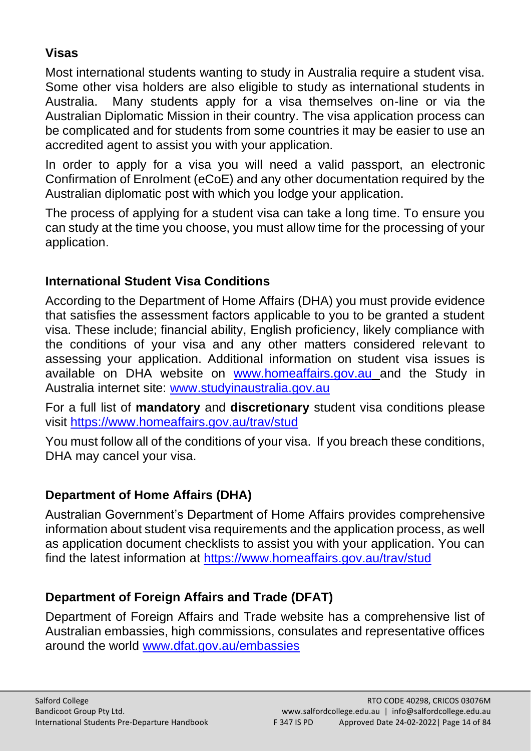## Visas

Most international students wanting to study in Australia require a student visa. Some other visa holders are also eligible to study as international students in Australia. Many students apply for a visa themselves on-line or via the Australian Diplomatic Mission in their country. The visa application process can be complicated and for students from some countries it may be easier to use an accredited agent to assist you with your application.

In order to apply for a visa you will need a valid passport, an electronic Confirmation of Enrolment (eCoE) and any other documentation required by the Australian diplomatic post with which you lodge your application.

The process of applying for a student visa can take a long time. To ensure you can study at the time you choose, you must allow time for the processing of your application.

## International Student Visa Conditions

According to the Department of Home Affairs (DHA) you must provide evidence that satisfies the assessment factors applicable to you to be granted a student visa. These include; financial ability, English proficiency, likely compliance with the conditions of your visa and any other matters considered relevant to assessing your application. Additional information on student visa issues is available on DHA website on [www.homeaffairs.gov.au](www.homeaffairs.gov.au) and the Study in Australia internet site: [www.studyinaustralia.gov.au](www.studyinaustralia.gov.au)

For a full list of **mandatory** and **discretionary** student visa conditions please visit [https://www.homeaffairs.gov.au/trav/stud](https://www.homeaffairs.gov.au/trav/stud)

You must follow all of the conditions of your visa. If you breach these conditions, DHA may cancel your visa.

## Department of Home Affairs (DHA)

Australian Government's Department of Home Affairs provides comprehensive information about student visa requirements and the application process, as well as application document checklists to assist you with your application. You can find the latest information at [https://www.homeaffairs.gov.au/trav/stud](https://www.homeaffairs.gov.au/trav/stud)

## Department of Foreign Affairs and Trade (DFAT)

Department of Foreign Affairs and Trade website has a comprehensive list of Australian embassies, high commissions, consulates and representative offices around the world [www.dfat.gov.au/embassies](www.dfat.gov.au/embassies)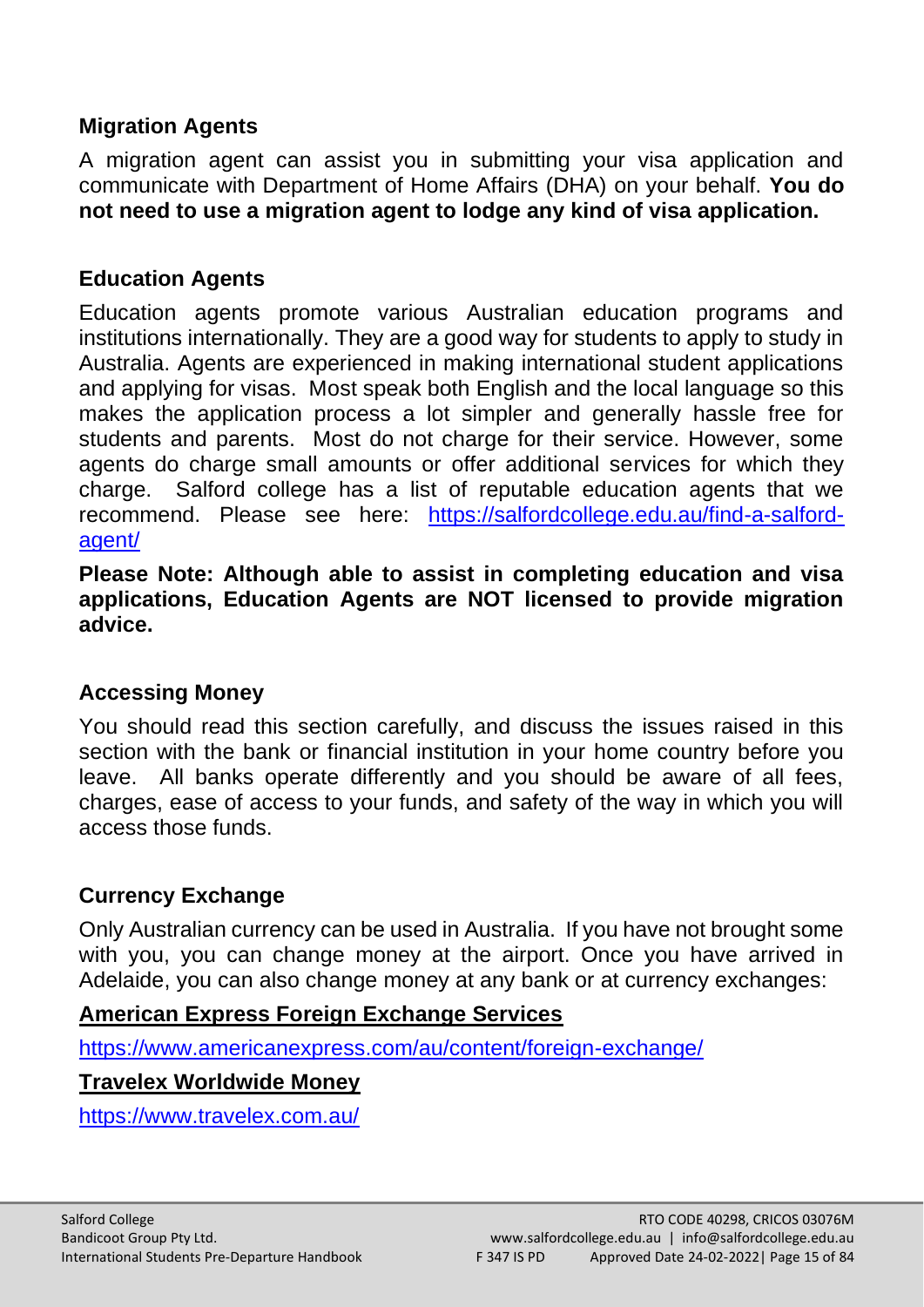### Migration Agents

A migration agent can assist you in submitting your visa application and communicate with Department of Home Affairs (DHA) on your behalf. **You do not need to use a migration agent to lodge any kind of visa application.**

### Education Agents

Education agents promote various Australian education programs and institutions internationally. They are a good way for students to apply to study in Australia. Agents are experienced in making international student applications and applying for visas. Most speak both English and the local language so this makes the application process a lot simpler and generally hassle free for students and parents. Most do not charge for their service. However, some agents do charge small amounts or offer additional services for which they charge. Salford college has a list of reputable education agents that we recommend. Please see here: https://salfordcollege.edu.au/find-a-salford-agent/

**Please Note: Although able to assist in completing education and visa applications, Education Agents are NOT licensed to provide migration advice.**

### Accessing Money

You should read this section carefully, and discuss the issues raised in this section with the bank or financial institution in your home country before you leave. All banks operate differently and you should be aware of all fees, charges, ease of access to your funds, and safety of the way in which you will access those funds.

### Currency Exchange

Only Australian currency can be used in Australia. If you have not brought some with you, you can change money at the airport. Once you have arrived in Adelaide, you can also change money at any bank or at currency exchanges:

**American Express Foreign Exchange Services**

https://www.americanexpress.com/au/content/foreign-exchange/

**Travelex Worldwide Money**

https://www.travelex.com.au/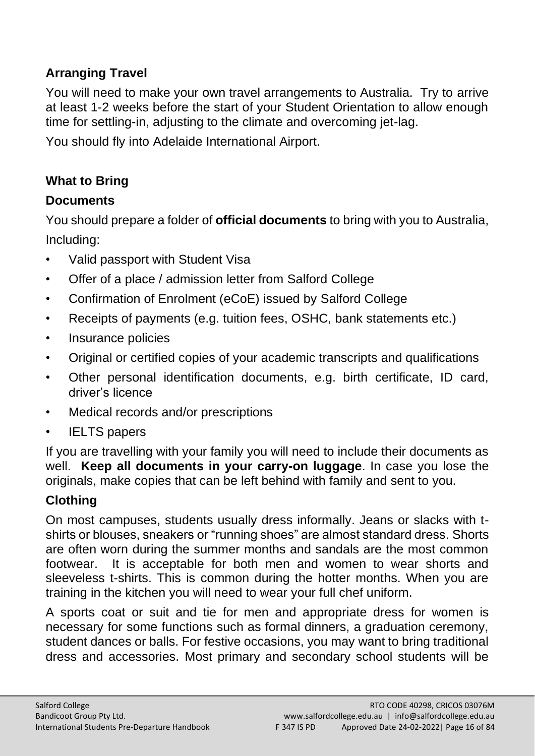## Arranging Travel

You will need to make your own travel arrangements to Australia. Try to arrive at least 1-2 weeks before the start of your Student Orientation to allow enough time for settling-in, adjusting to the climate and overcoming jet-lag.

You should fly into Adelaide International Airport.

## What to Bring

### Documents

You should prepare a folder of **official documents** to bring with you to Australia, Including:

- Valid passport with Student Visa
- Offer of a place / admission letter from Salford College
- Confirmation of Enrolment (eCoE) issued by Salford College
- Receipts of payments (e.g. tuition fees, OSHC, bank statements etc.)
- Insurance policies
- Original or certified copies of your academic transcripts and qualifications
- Other personal identification documents, e.g. birth certificate, ID card, driver's licence
- Medical records and/or prescriptions
- IELTS papers

If you are travelling with your family you will need to include their documents as well. **Keep all documents in your carry-on luggage**. In case you lose the originals, make copies that can be left behind with family and sent to you.

### Clothing

On most campuses, students usually dress informally. Jeans or slacks with t-shirts or blouses, sneakers or "running shoes" are almost standard dress. Shorts are often worn during the summer months and sandals are the most common footwear. It is acceptable for both men and women to wear shorts and sleeveless t-shirts. This is common during the hotter months. When you are training in the kitchen you will need to wear your full chef uniform.

A sports coat or suit and tie for men and appropriate dress for women is necessary for some functions such as formal dinners, a graduation ceremony, student dances or balls. For festive occasions, you may want to bring traditional dress and accessories. Most primary and secondary school students will be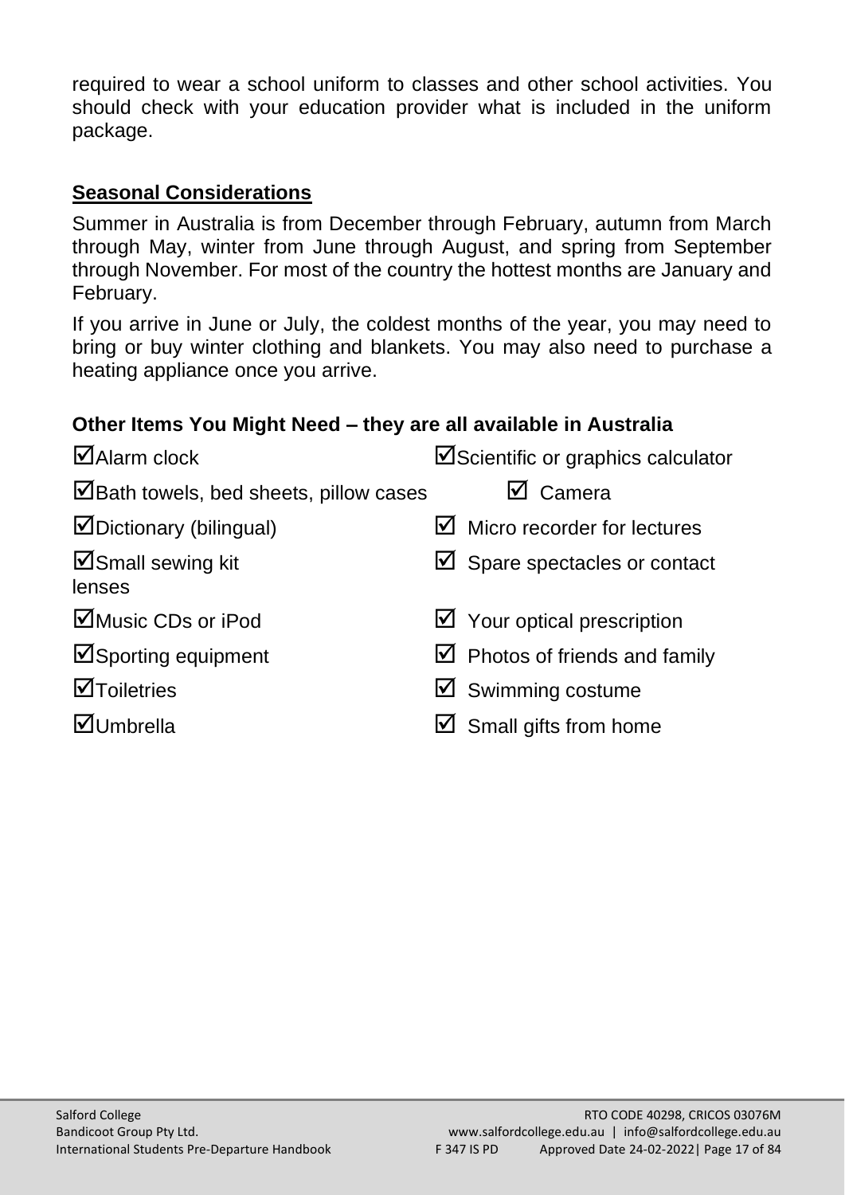required to wear a school uniform to classes and other school activities. You should check with your education provider what is included in the uniform package.

## Seasonal Considerations

Summer in Australia is from December through February, autumn from March through May, winter from June through August, and spring from September through November. For most of the country the hottest months are January and February.

If you arrive in June or July, the coldest months of the year, you may need to bring or buy winter clothing and blankets. You may also need to purchase a heating appliance once you arrive.

### Other Items You Might Need – they are all available in Australia

- ☑ Alarm clock
- ☑ Bath towels, bed sheets, pillow cases
- ☑ Dictionary (bilingual)
- ☑ Small sewing kit
- ☑ Music CDs or iPod
- ☑ Sporting equipment
- ☑ Toiletries
- ☑ Umbrella
- ☑ Scientific or graphics calculator
- ☑ Camera
- ☑ Micro recorder for lectures
- ☑ Spare spectacles or contact lenses
- ☑ Your optical prescription
- ☑ Photos of friends and family
- ☑ Swimming costume
- ☑ Small gifts from home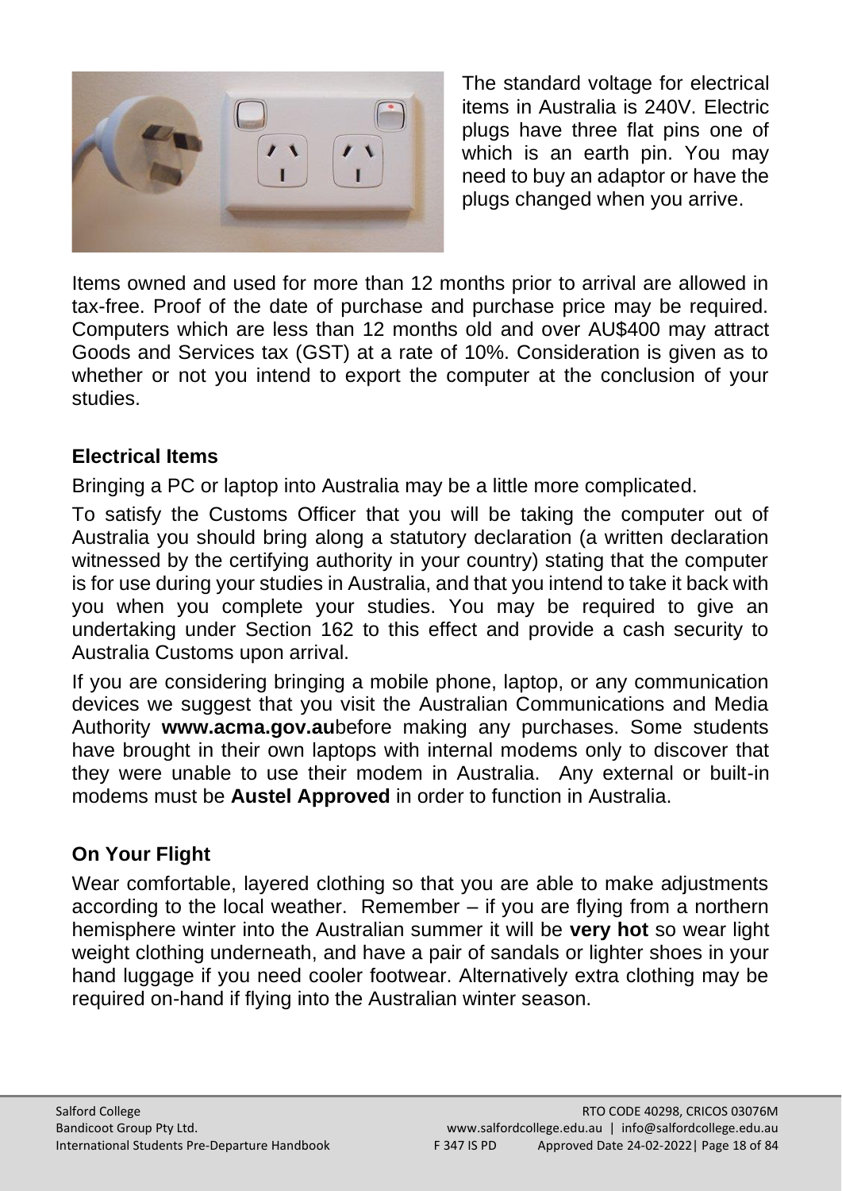The standard voltage for electrical items in Australia is 240V. Electric plugs have three flat pins one of which is an earth pin. You may need to buy an adaptor or have the plugs changed when you arrive.

Items owned and used for more than 12 months prior to arrival are allowed in tax-free. Proof of the date of purchase and purchase price may be required. Computers which are less than 12 months old and over AU$400 may attract Goods and Services tax (GST) at a rate of 10%. Consideration is given as to whether or not you intend to export the computer at the conclusion of your studies.

### Electrical Items

Bringing a PC or laptop into Australia may be a little more complicated.

To satisfy the Customs Officer that you will be taking the computer out of Australia you should bring along a statutory declaration (a written declaration witnessed by the certifying authority in your country) stating that the computer is for use during your studies in Australia, and that you intend to take it back with you when you complete your studies. You may be required to give an undertaking under Section 162 to this effect and provide a cash security to Australia Customs upon arrival.

If you are considering bringing a mobile phone, laptop, or any communication devices we suggest that you visit the Australian Communications and Media Authority **www.acma.gov.au**before making any purchases. Some students have brought in their own laptops with internal modems only to discover that they were unable to use their modem in Australia. Any external or built-in modems must be **Austel Approved** in order to function in Australia.

### On Your Flight

Wear comfortable, layered clothing so that you are able to make adjustments according to the local weather. Remember – if you are flying from a northern hemisphere winter into the Australian summer it will be **very hot** so wear light weight clothing underneath, and have a pair of sandals or lighter shoes in your hand luggage if you need cooler footwear. Alternatively extra clothing may be required on-hand if flying into the Australian winter season.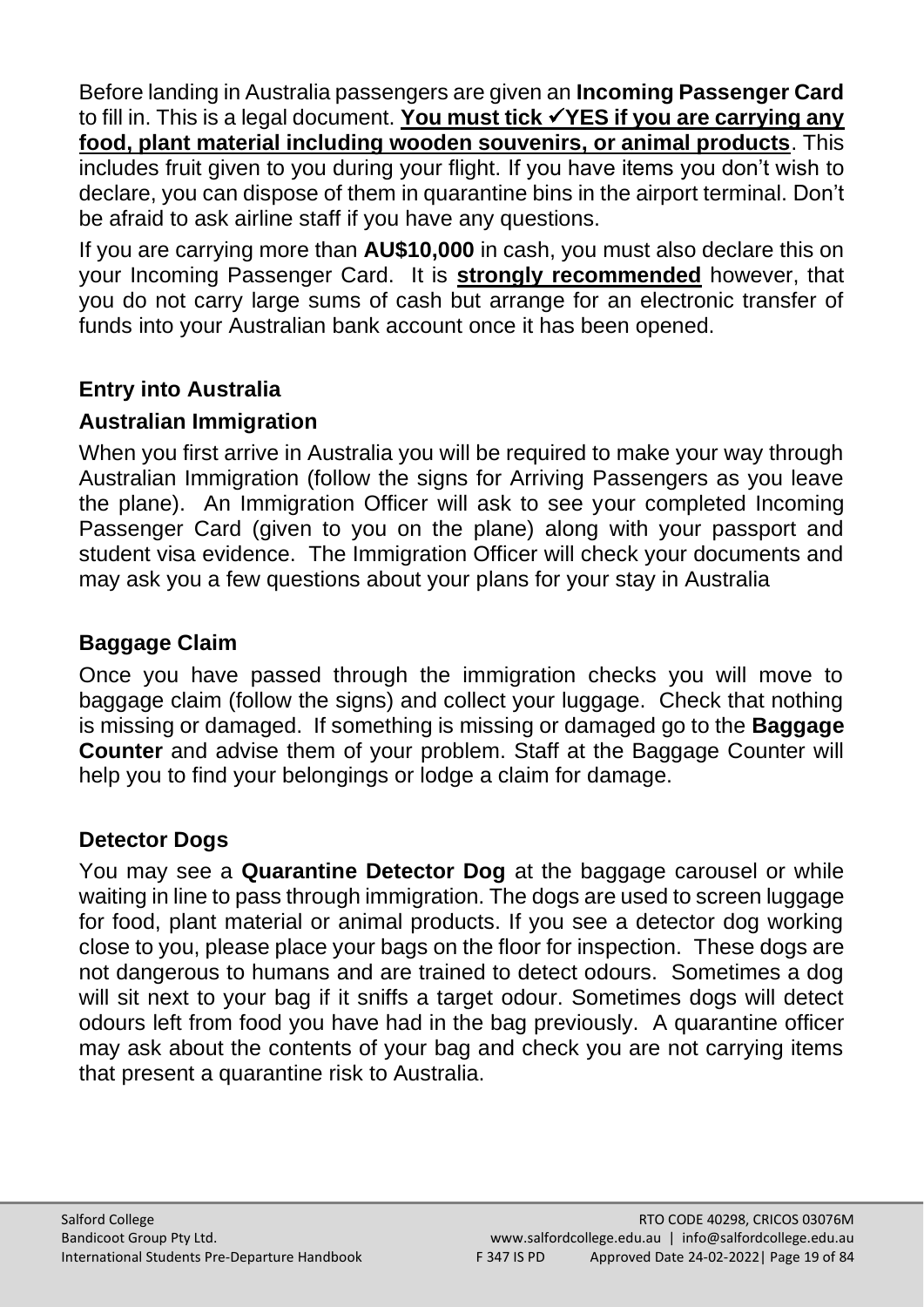Before landing in Australia passengers are given an **Incoming Passenger Card** to fill in. This is a legal document. **You must tick ✓YES if you are carrying any food, plant material including wooden souvenirs, or animal products**. This includes fruit given to you during your flight. If you have items you don't wish to declare, you can dispose of them in quarantine bins in the airport terminal. Don't be afraid to ask airline staff if you have any questions.

If you are carrying more than **AU$10,000** in cash, you must also declare this on your Incoming Passenger Card. It is **strongly recommended** however, that you do not carry large sums of cash but arrange for an electronic transfer of funds into your Australian bank account once it has been opened.

## Entry into Australia

### Australian Immigration

When you first arrive in Australia you will be required to make your way through Australian Immigration (follow the signs for Arriving Passengers as you leave the plane). An Immigration Officer will ask to see your completed Incoming Passenger Card (given to you on the plane) along with your passport and student visa evidence. The Immigration Officer will check your documents and may ask you a few questions about your plans for your stay in Australia

### Baggage Claim

Once you have passed through the immigration checks you will move to baggage claim (follow the signs) and collect your luggage. Check that nothing is missing or damaged. If something is missing or damaged go to the **Baggage Counter** and advise them of your problem. Staff at the Baggage Counter will help you to find your belongings or lodge a claim for damage.

### Detector Dogs

You may see a **Quarantine Detector Dog** at the baggage carousel or while waiting in line to pass through immigration. The dogs are used to screen luggage for food, plant material or animal products. If you see a detector dog working close to you, please place your bags on the floor for inspection. These dogs are not dangerous to humans and are trained to detect odours. Sometimes a dog will sit next to your bag if it sniffs a target odour. Sometimes dogs will detect odours left from food you have had in the bag previously. A quarantine officer may ask about the contents of your bag and check you are not carrying items that present a quarantine risk to Australia.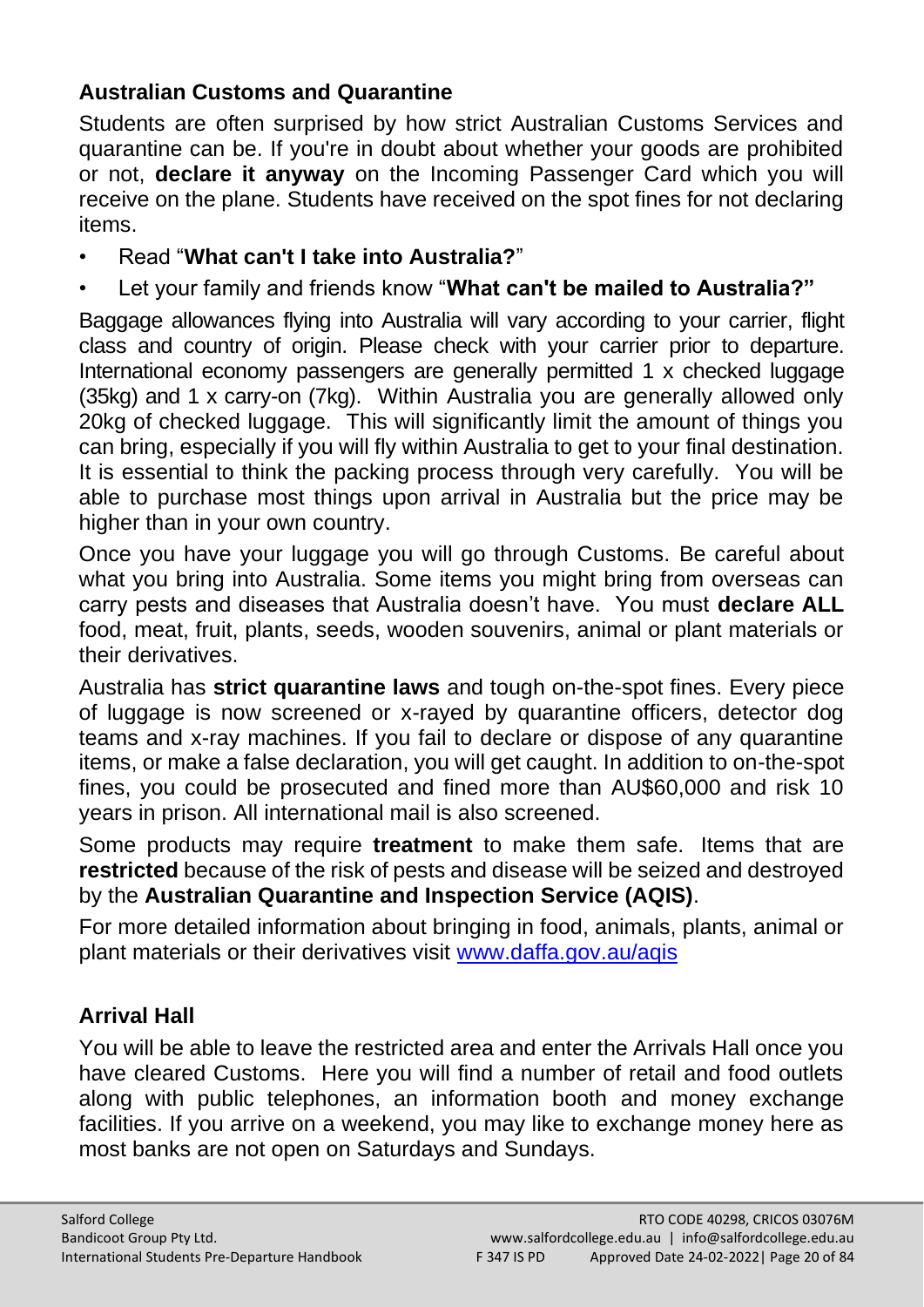### Australian Customs and Quarantine

Students are often surprised by how strict Australian Customs Services and quarantine can be. If you're in doubt about whether your goods are prohibited or not, **declare it anyway** on the Incoming Passenger Card which you will receive on the plane. Students have received on the spot fines for not declaring items.

- Read "**What can't I take into Australia?**"
- Let your family and friends know "**What can't be mailed to Australia?"**

Baggage allowances flying into Australia will vary according to your carrier, flight class and country of origin. Please check with your carrier prior to departure. International economy passengers are generally permitted 1 x checked luggage (35kg) and 1 x carry-on (7kg). Within Australia you are generally allowed only 20kg of checked luggage. This will significantly limit the amount of things you can bring, especially if you will fly within Australia to get to your final destination. It is essential to think the packing process through very carefully. You will be able to purchase most things upon arrival in Australia but the price may be higher than in your own country.

Once you have your luggage you will go through Customs. Be careful about what you bring into Australia. Some items you might bring from overseas can carry pests and diseases that Australia doesn't have. You must **declare ALL** food, meat, fruit, plants, seeds, wooden souvenirs, animal or plant materials or their derivatives.

Australia has **strict quarantine laws** and tough on-the-spot fines. Every piece of luggage is now screened or x-rayed by quarantine officers, detector dog teams and x-ray machines. If you fail to declare or dispose of any quarantine items, or make a false declaration, you will get caught. In addition to on-the-spot fines, you could be prosecuted and fined more than AU$60,000 and risk 10 years in prison. All international mail is also screened.

Some products may require **treatment** to make them safe. Items that are **restricted** because of the risk of pests and disease will be seized and destroyed by the **Australian Quarantine and Inspection Service (AQIS)**.

For more detailed information about bringing in food, animals, plants, animal or plant materials or their derivatives visit [www.daffa.gov.au/aqis](www.daffa.gov.au/aqis)

### Arrival Hall

You will be able to leave the restricted area and enter the Arrivals Hall once you have cleared Customs. Here you will find a number of retail and food outlets along with public telephones, an information booth and money exchange facilities. If you arrive on a weekend, you may like to exchange money here as most banks are not open on Saturdays and Sundays.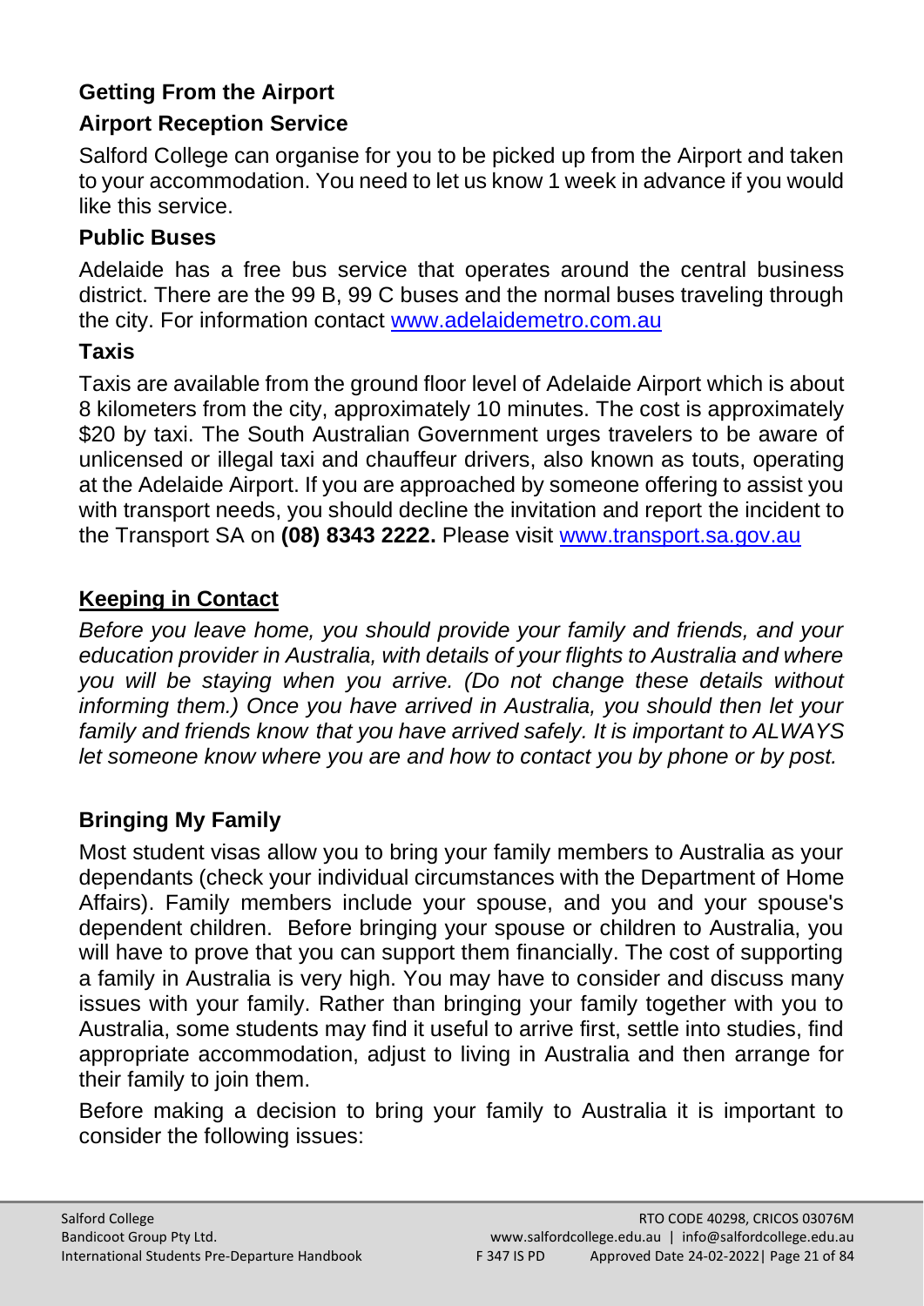## Getting From the Airport

### Airport Reception Service

Salford College can organise for you to be picked up from the Airport and taken to your accommodation. You need to let us know 1 week in advance if you would like this service.

### Public Buses

Adelaide has a free bus service that operates around the central business district. There are the 99 B, 99 C buses and the normal buses traveling through the city. For information contact [www.adelaidemetro.com.au](http://www.adelaidemetro.com.au)

### Taxis

Taxis are available from the ground floor level of Adelaide Airport which is about 8 kilometers from the city, approximately 10 minutes. The cost is approximately $20 by taxi. The South Australian Government urges travelers to be aware of unlicensed or illegal taxi and chauffeur drivers, also known as touts, operating at the Adelaide Airport. If you are approached by someone offering to assist you with transport needs, you should decline the invitation and report the incident to the Transport SA on **(08) 8343 2222.** Please visit [www.transport.sa.gov.au](http://www.transport.sa.gov.au)

## Keeping in Contact

*Before you leave home, you should provide your family and friends, and your education provider in Australia, with details of your flights to Australia and where you will be staying when you arrive. (Do not change these details without informing them.) Once you have arrived in Australia, you should then let your family and friends know that you have arrived safely. It is important to ALWAYS let someone know where you are and how to contact you by phone or by post.*

## Bringing My Family

Most student visas allow you to bring your family members to Australia as your dependants (check your individual circumstances with the Department of Home Affairs). Family members include your spouse, and you and your spouse's dependent children. Before bringing your spouse or children to Australia, you will have to prove that you can support them financially. The cost of supporting a family in Australia is very high. You may have to consider and discuss many issues with your family. Rather than bringing your family together with you to Australia, some students may find it useful to arrive first, settle into studies, find appropriate accommodation, adjust to living in Australia and then arrange for their family to join them.

Before making a decision to bring your family to Australia it is important to consider the following issues: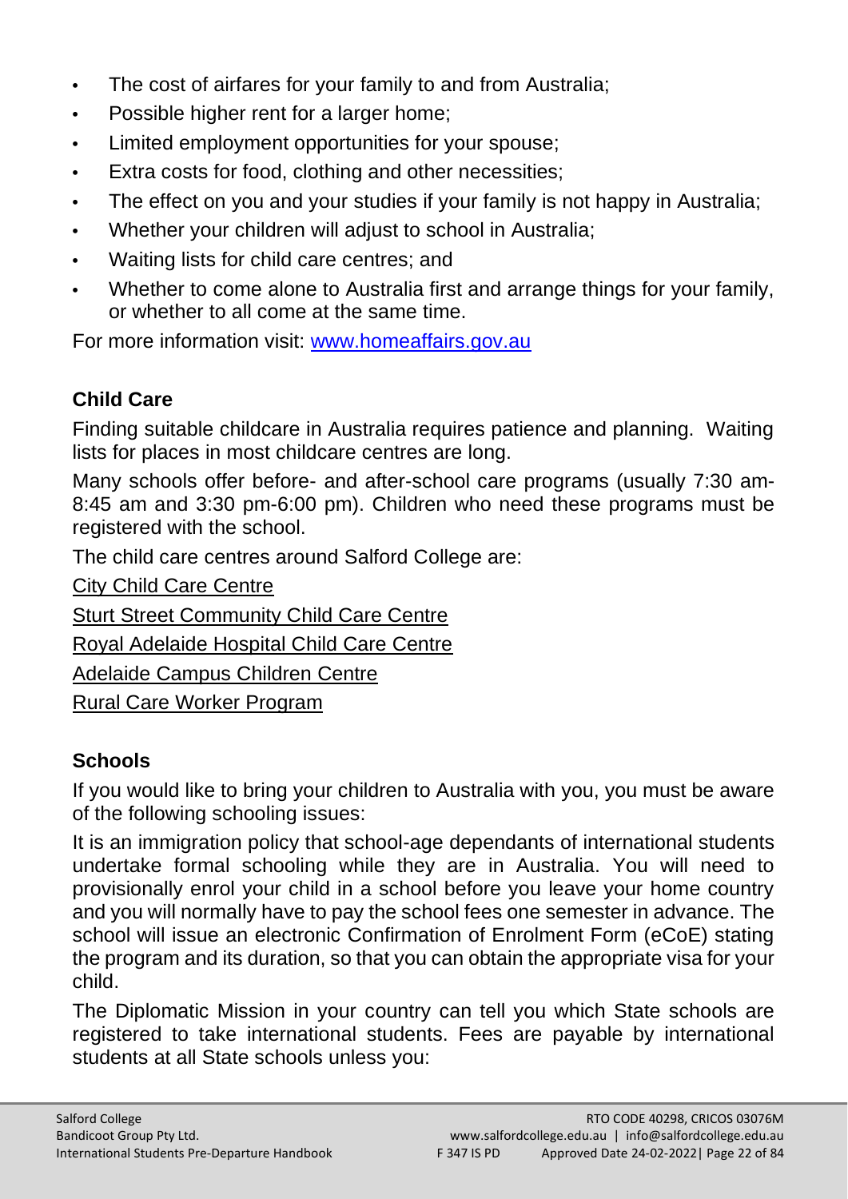- The cost of airfares for your family to and from Australia;
- Possible higher rent for a larger home;
- Limited employment opportunities for your spouse;
- Extra costs for food, clothing and other necessities;
- The effect on you and your studies if your family is not happy in Australia;
- Whether your children will adjust to school in Australia;
- Waiting lists for child care centres; and
- Whether to come alone to Australia first and arrange things for your family, or whether to all come at the same time.

For more information visit: [www.homeaffairs.gov.au](www.homeaffairs.gov.au)

### Child Care

Finding suitable childcare in Australia requires patience and planning. Waiting lists for places in most childcare centres are long.

Many schools offer before- and after-school care programs (usually 7:30 am-8:45 am and 3:30 pm-6:00 pm). Children who need these programs must be registered with the school.

The child care centres around Salford College are:

City Child Care Centre

Sturt Street Community Child Care Centre

Royal Adelaide Hospital Child Care Centre

Adelaide Campus Children Centre

Rural Care Worker Program

### Schools

If you would like to bring your children to Australia with you, you must be aware of the following schooling issues:

It is an immigration policy that school-age dependants of international students undertake formal schooling while they are in Australia. You will need to provisionally enrol your child in a school before you leave your home country and you will normally have to pay the school fees one semester in advance. The school will issue an electronic Confirmation of Enrolment Form (eCoE) stating the program and its duration, so that you can obtain the appropriate visa for your child.

The Diplomatic Mission in your country can tell you which State schools are registered to take international students. Fees are payable by international students at all State schools unless you: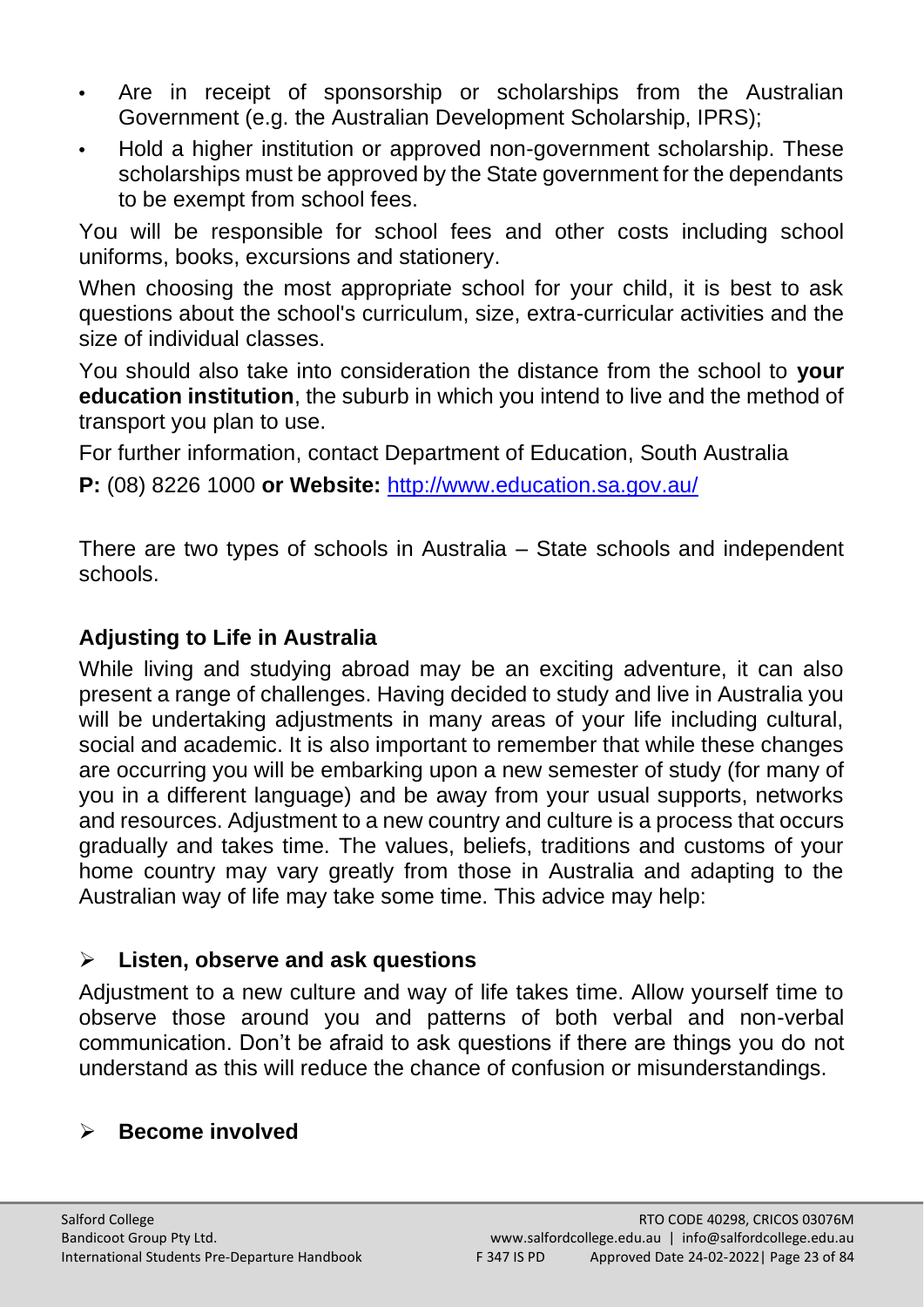- Are in receipt of sponsorship or scholarships from the Australian Government (e.g. the Australian Development Scholarship, IPRS);
- Hold a higher institution or approved non-government scholarship. These scholarships must be approved by the State government for the dependants to be exempt from school fees.

You will be responsible for school fees and other costs including school uniforms, books, excursions and stationery.

When choosing the most appropriate school for your child, it is best to ask questions about the school's curriculum, size, extra-curricular activities and the size of individual classes.

You should also take into consideration the distance from the school to **your education institution**, the suburb in which you intend to live and the method of transport you plan to use.

For further information, contact Department of Education, South Australia

**P:** (08) 8226 1000 **or Website:** [http://www.education.sa.gov.au/](http://www.education.sa.gov.au/)

There are two types of schools in Australia – State schools and independent schools.

## Adjusting to Life in Australia

While living and studying abroad may be an exciting adventure, it can also present a range of challenges. Having decided to study and live in Australia you will be undertaking adjustments in many areas of your life including cultural, social and academic. It is also important to remember that while these changes are occurring you will be embarking upon a new semester of study (for many of you in a different language) and be away from your usual supports, networks and resources. Adjustment to a new country and culture is a process that occurs gradually and takes time. The values, beliefs, traditions and customs of your home country may vary greatly from those in Australia and adapting to the Australian way of life may take some time. This advice may help:

### Listen, observe and ask questions

Adjustment to a new culture and way of life takes time. Allow yourself time to observe those around you and patterns of both verbal and non-verbal communication. Don't be afraid to ask questions if there are things you do not understand as this will reduce the chance of confusion or misunderstandings.

### Become involved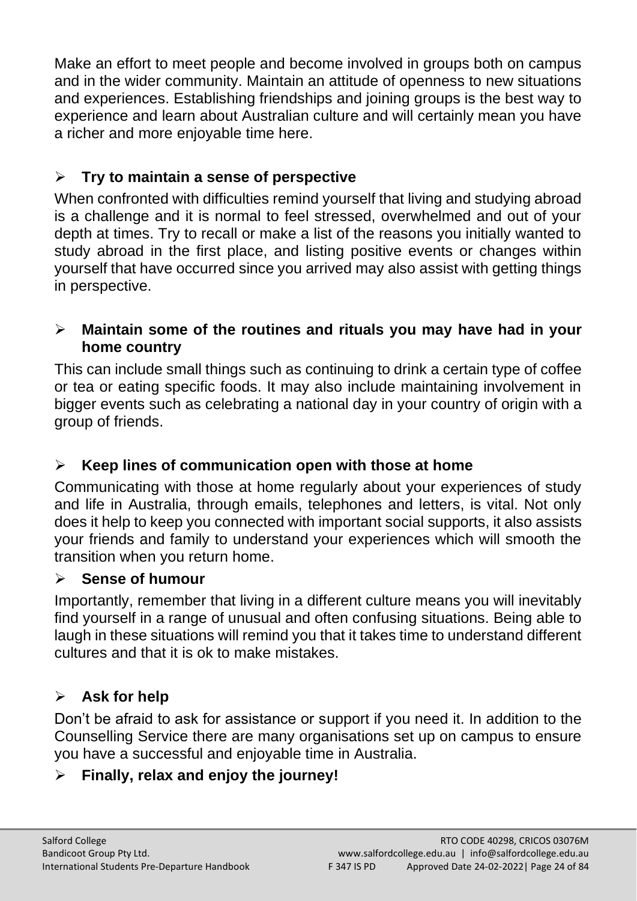Make an effort to meet people and become involved in groups both on campus and in the wider community. Maintain an attitude of openness to new situations and experiences. Establishing friendships and joining groups is the best way to experience and learn about Australian culture and will certainly mean you have a richer and more enjoyable time here.

- **Try to maintain a sense of perspective**

When confronted with difficulties remind yourself that living and studying abroad is a challenge and it is normal to feel stressed, overwhelmed and out of your depth at times. Try to recall or make a list of the reasons you initially wanted to study abroad in the first place, and listing positive events or changes within yourself that have occurred since you arrived may also assist with getting things in perspective.

- **Maintain some of the routines and rituals you may have had in your home country**

This can include small things such as continuing to drink a certain type of coffee or tea or eating specific foods. It may also include maintaining involvement in bigger events such as celebrating a national day in your country of origin with a group of friends.

- **Keep lines of communication open with those at home**

Communicating with those at home regularly about your experiences of study and life in Australia, through emails, telephones and letters, is vital. Not only does it help to keep you connected with important social supports, it also assists your friends and family to understand your experiences which will smooth the transition when you return home.

- **Sense of humour**

Importantly, remember that living in a different culture means you will inevitably find yourself in a range of unusual and often confusing situations. Being able to laugh in these situations will remind you that it takes time to understand different cultures and that it is ok to make mistakes.

- **Ask for help**

Don't be afraid to ask for assistance or support if you need it. In addition to the Counselling Service there are many organisations set up on campus to ensure you have a successful and enjoyable time in Australia.

- **Finally, relax and enjoy the journey!**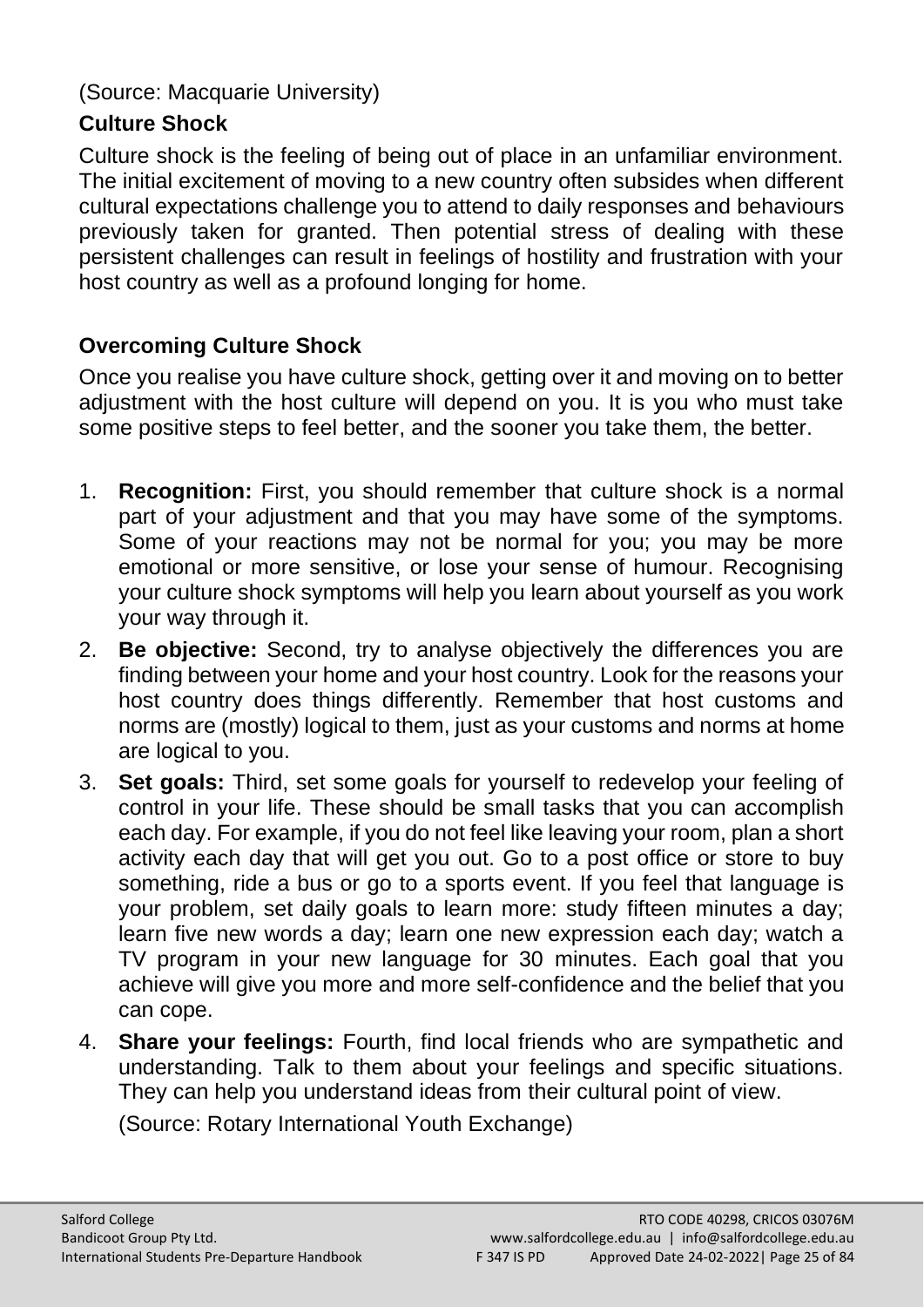(Source: Macquarie University)

## Culture Shock

Culture shock is the feeling of being out of place in an unfamiliar environment. The initial excitement of moving to a new country often subsides when different cultural expectations challenge you to attend to daily responses and behaviours previously taken for granted. Then potential stress of dealing with these persistent challenges can result in feelings of hostility and frustration with your host country as well as a profound longing for home.

## Overcoming Culture Shock

Once you realise you have culture shock, getting over it and moving on to better adjustment with the host culture will depend on you. It is you who must take some positive steps to feel better, and the sooner you take them, the better.

1. **Recognition:** First, you should remember that culture shock is a normal part of your adjustment and that you may have some of the symptoms. Some of your reactions may not be normal for you; you may be more emotional or more sensitive, or lose your sense of humour. Recognising your culture shock symptoms will help you learn about yourself as you work your way through it.
2. **Be objective:** Second, try to analyse objectively the differences you are finding between your home and your host country. Look for the reasons your host country does things differently. Remember that host customs and norms are (mostly) logical to them, just as your customs and norms at home are logical to you.
3. **Set goals:** Third, set some goals for yourself to redevelop your feeling of control in your life. These should be small tasks that you can accomplish each day. For example, if you do not feel like leaving your room, plan a short activity each day that will get you out. Go to a post office or store to buy something, ride a bus or go to a sports event. If you feel that language is your problem, set daily goals to learn more: study fifteen minutes a day; learn five new words a day; learn one new expression each day; watch a TV program in your new language for 30 minutes. Each goal that you achieve will give you more and more self-confidence and the belief that you can cope.
4. **Share your feelings:** Fourth, find local friends who are sympathetic and understanding. Talk to them about your feelings and specific situations. They can help you understand ideas from their cultural point of view.

   (Source: Rotary International Youth Exchange)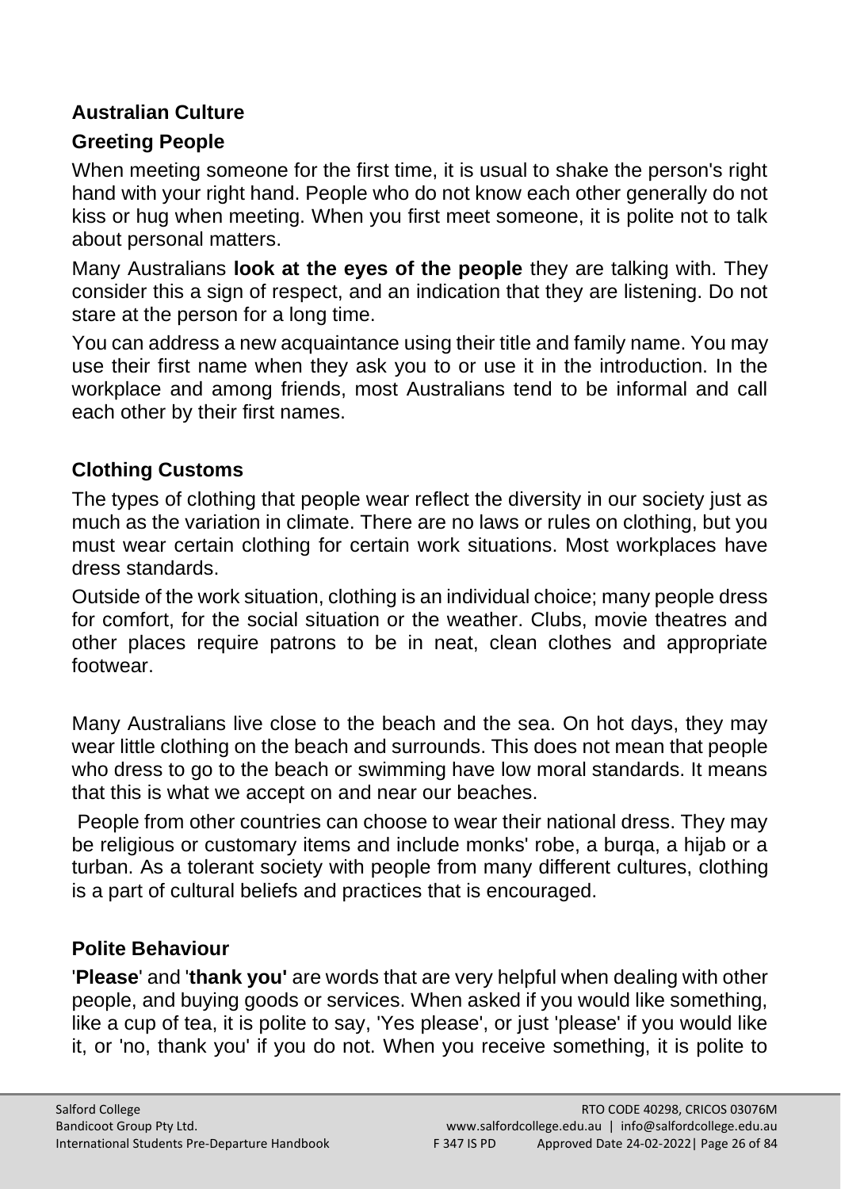## Australian Culture

### Greeting People

When meeting someone for the first time, it is usual to shake the person's right hand with your right hand. People who do not know each other generally do not kiss or hug when meeting. When you first meet someone, it is polite not to talk about personal matters.

Many Australians **look at the eyes of the people** they are talking with. They consider this a sign of respect, and an indication that they are listening. Do not stare at the person for a long time.

You can address a new acquaintance using their title and family name. You may use their first name when they ask you to or use it in the introduction. In the workplace and among friends, most Australians tend to be informal and call each other by their first names.

### Clothing Customs

The types of clothing that people wear reflect the diversity in our society just as much as the variation in climate. There are no laws or rules on clothing, but you must wear certain clothing for certain work situations. Most workplaces have dress standards.

Outside of the work situation, clothing is an individual choice; many people dress for comfort, for the social situation or the weather. Clubs, movie theatres and other places require patrons to be in neat, clean clothes and appropriate footwear.

Many Australians live close to the beach and the sea. On hot days, they may wear little clothing on the beach and surrounds. This does not mean that people who dress to go to the beach or swimming have low moral standards. It means that this is what we accept on and near our beaches.

People from other countries can choose to wear their national dress. They may be religious or customary items and include monks' robe, a burqa, a hijab or a turban. As a tolerant society with people from many different cultures, clothing is a part of cultural beliefs and practices that is encouraged.

### Polite Behaviour

'**Please**' and '**thank you'** are words that are very helpful when dealing with other people, and buying goods or services. When asked if you would like something, like a cup of tea, it is polite to say, 'Yes please', or just 'please' if you would like it, or 'no, thank you' if you do not. When you receive something, it is polite to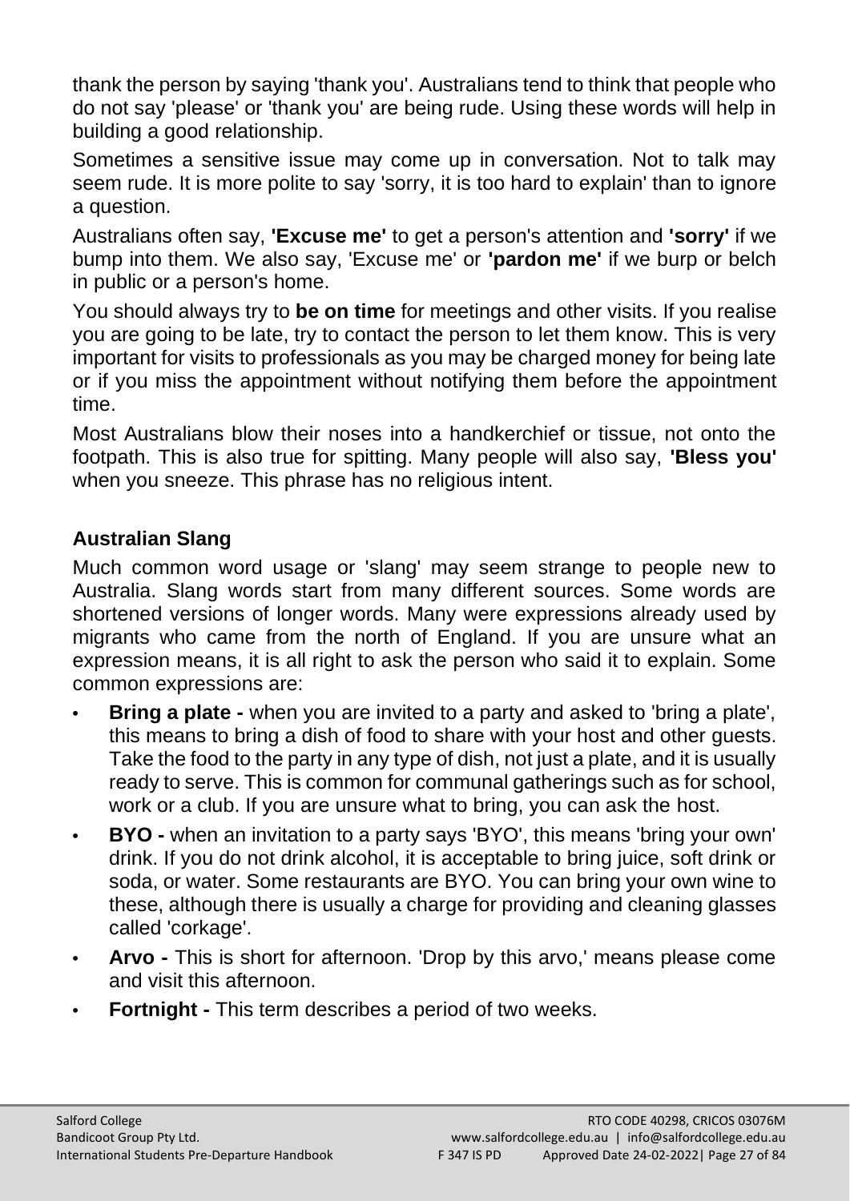thank the person by saying 'thank you'. Australians tend to think that people who do not say 'please' or 'thank you' are being rude. Using these words will help in building a good relationship.

Sometimes a sensitive issue may come up in conversation. Not to talk may seem rude. It is more polite to say 'sorry, it is too hard to explain' than to ignore a question.

Australians often say, **'Excuse me'** to get a person's attention and **'sorry'** if we bump into them. We also say, 'Excuse me' or **'pardon me'** if we burp or belch in public or a person's home.

You should always try to **be on time** for meetings and other visits. If you realise you are going to be late, try to contact the person to let them know. This is very important for visits to professionals as you may be charged money for being late or if you miss the appointment without notifying them before the appointment time.

Most Australians blow their noses into a handkerchief or tissue, not onto the footpath. This is also true for spitting. Many people will also say, **'Bless you'** when you sneeze. This phrase has no religious intent.

## Australian Slang

Much common word usage or 'slang' may seem strange to people new to Australia. Slang words start from many different sources. Some words are shortened versions of longer words. Many were expressions already used by migrants who came from the north of England. If you are unsure what an expression means, it is all right to ask the person who said it to explain. Some common expressions are:

- **Bring a plate -** when you are invited to a party and asked to 'bring a plate', this means to bring a dish of food to share with your host and other guests. Take the food to the party in any type of dish, not just a plate, and it is usually ready to serve. This is common for communal gatherings such as for school, work or a club. If you are unsure what to bring, you can ask the host.
- **BYO -** when an invitation to a party says 'BYO', this means 'bring your own' drink. If you do not drink alcohol, it is acceptable to bring juice, soft drink or soda, or water. Some restaurants are BYO. You can bring your own wine to these, although there is usually a charge for providing and cleaning glasses called 'corkage'.
- **Arvo -** This is short for afternoon. 'Drop by this arvo,' means please come and visit this afternoon.
- **Fortnight -** This term describes a period of two weeks.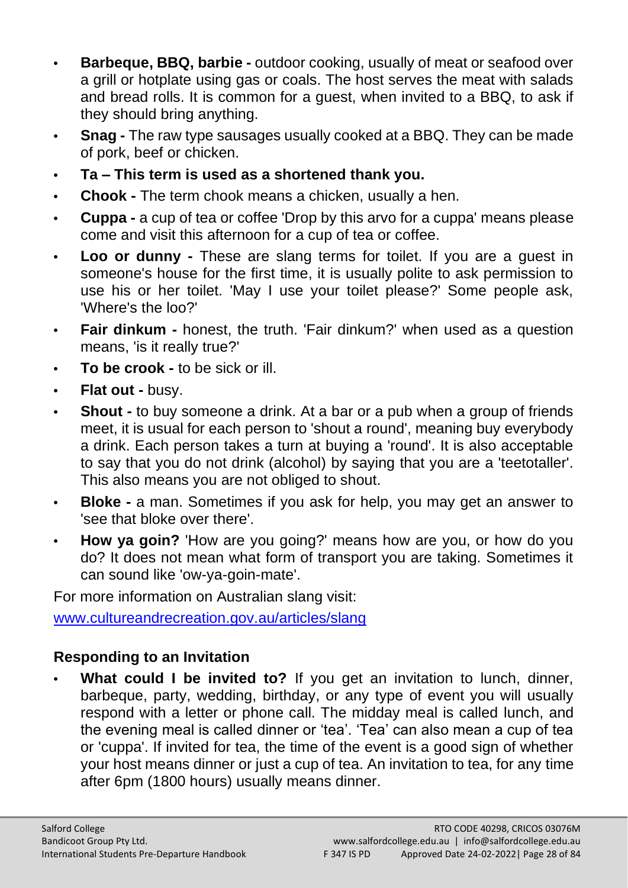- **Barbeque, BBQ, barbie -** outdoor cooking, usually of meat or seafood over a grill or hotplate using gas or coals. The host serves the meat with salads and bread rolls. It is common for a guest, when invited to a BBQ, to ask if they should bring anything.
- **Snag -** The raw type sausages usually cooked at a BBQ. They can be made of pork, beef or chicken.
- **Ta – This term is used as a shortened thank you.**
- **Chook -** The term chook means a chicken, usually a hen.
- **Cuppa -** a cup of tea or coffee 'Drop by this arvo for a cuppa' means please come and visit this afternoon for a cup of tea or coffee.
- **Loo or dunny -** These are slang terms for toilet. If you are a guest in someone's house for the first time, it is usually polite to ask permission to use his or her toilet. 'May I use your toilet please?' Some people ask, 'Where's the loo?'
- **Fair dinkum -** honest, the truth. 'Fair dinkum?' when used as a question means, 'is it really true?'
- **To be crook -** to be sick or ill.
- **Flat out -** busy.
- **Shout -** to buy someone a drink. At a bar or a pub when a group of friends meet, it is usual for each person to 'shout a round', meaning buy everybody a drink. Each person takes a turn at buying a 'round'. It is also acceptable to say that you do not drink (alcohol) by saying that you are a 'teetotaller'. This also means you are not obliged to shout.
- **Bloke -** a man. Sometimes if you ask for help, you may get an answer to 'see that bloke over there'.
- **How ya goin?** 'How are you going?' means how are you, or how do you do? It does not mean what form of transport you are taking. Sometimes it can sound like 'ow-ya-goin-mate'.

For more information on Australian slang visit:

[www.cultureandrecreation.gov.au/articles/slang](http://www.cultureandrecreation.gov.au/articles/slang)

### Responding to an Invitation

- **What could I be invited to?** If you get an invitation to lunch, dinner, barbeque, party, wedding, birthday, or any type of event you will usually respond with a letter or phone call. The midday meal is called lunch, and the evening meal is called dinner or 'tea'. 'Tea' can also mean a cup of tea or 'cuppa'. If invited for tea, the time of the event is a good sign of whether your host means dinner or just a cup of tea. An invitation to tea, for any time after 6pm (1800 hours) usually means dinner.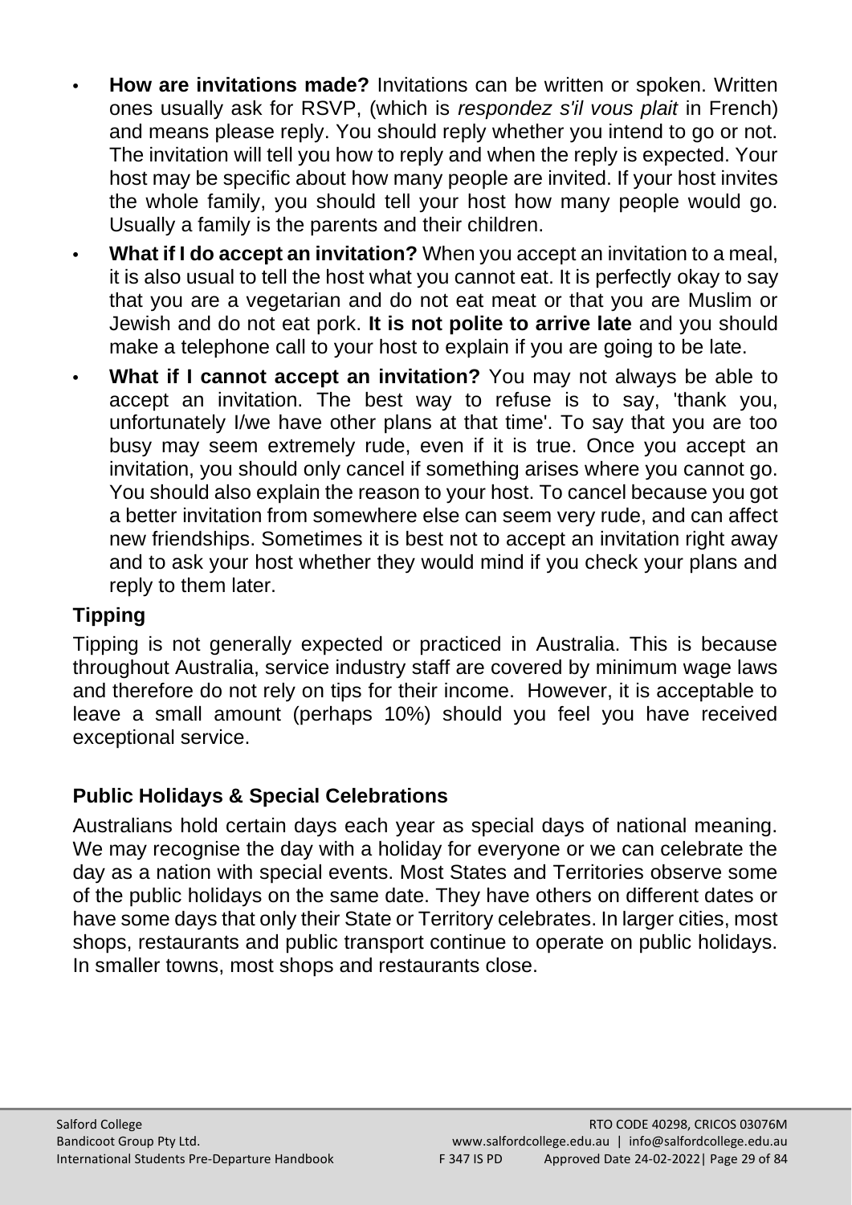- **How are invitations made?** Invitations can be written or spoken. Written ones usually ask for RSVP, (which is *respondez s'il vous plait* in French) and means please reply. You should reply whether you intend to go or not. The invitation will tell you how to reply and when the reply is expected. Your host may be specific about how many people are invited. If your host invites the whole family, you should tell your host how many people would go. Usually a family is the parents and their children.
- **What if I do accept an invitation?** When you accept an invitation to a meal, it is also usual to tell the host what you cannot eat. It is perfectly okay to say that you are a vegetarian and do not eat meat or that you are Muslim or Jewish and do not eat pork. **It is not polite to arrive late** and you should make a telephone call to your host to explain if you are going to be late.
- **What if I cannot accept an invitation?** You may not always be able to accept an invitation. The best way to refuse is to say, 'thank you, unfortunately I/we have other plans at that time'. To say that you are too busy may seem extremely rude, even if it is true. Once you accept an invitation, you should only cancel if something arises where you cannot go. You should also explain the reason to your host. To cancel because you got a better invitation from somewhere else can seem very rude, and can affect new friendships. Sometimes it is best not to accept an invitation right away and to ask your host whether they would mind if you check your plans and reply to them later.

## Tipping

Tipping is not generally expected or practiced in Australia. This is because throughout Australia, service industry staff are covered by minimum wage laws and therefore do not rely on tips for their income. However, it is acceptable to leave a small amount (perhaps 10%) should you feel you have received exceptional service.

## Public Holidays & Special Celebrations

Australians hold certain days each year as special days of national meaning. We may recognise the day with a holiday for everyone or we can celebrate the day as a nation with special events. Most States and Territories observe some of the public holidays on the same date. They have others on different dates or have some days that only their State or Territory celebrates. In larger cities, most shops, restaurants and public transport continue to operate on public holidays. In smaller towns, most shops and restaurants close.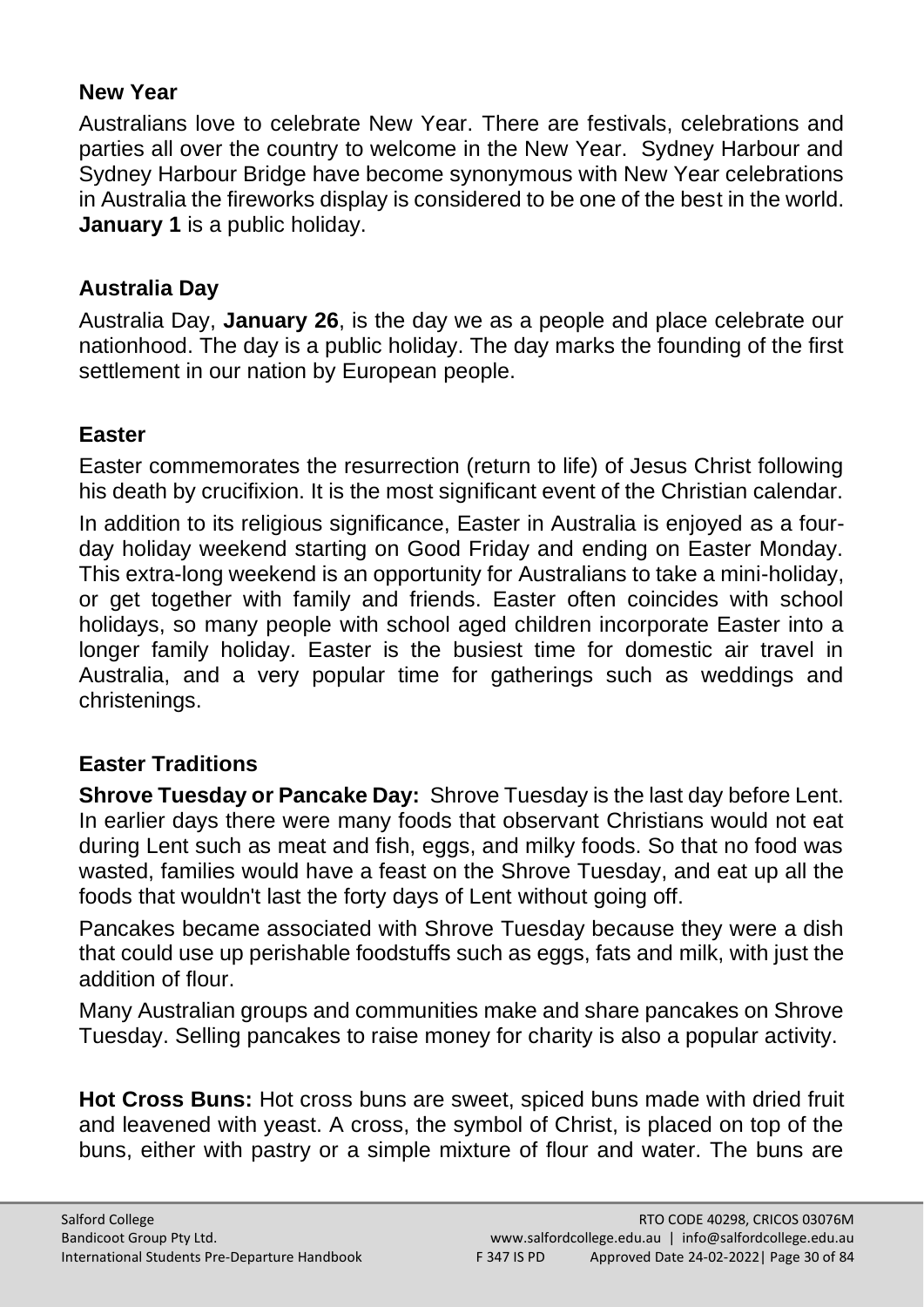## New Year

Australians love to celebrate New Year. There are festivals, celebrations and parties all over the country to welcome in the New Year. Sydney Harbour and Sydney Harbour Bridge have become synonymous with New Year celebrations in Australia the fireworks display is considered to be one of the best in the world. **January 1** is a public holiday.

## Australia Day

Australia Day, **January 26**, is the day we as a people and place celebrate our nationhood. The day is a public holiday. The day marks the founding of the first settlement in our nation by European people.

## Easter

Easter commemorates the resurrection (return to life) of Jesus Christ following his death by crucifixion. It is the most significant event of the Christian calendar.

In addition to its religious significance, Easter in Australia is enjoyed as a four-day holiday weekend starting on Good Friday and ending on Easter Monday. This extra-long weekend is an opportunity for Australians to take a mini-holiday, or get together with family and friends. Easter often coincides with school holidays, so many people with school aged children incorporate Easter into a longer family holiday. Easter is the busiest time for domestic air travel in Australia, and a very popular time for gatherings such as weddings and christenings.

## Easter Traditions

**Shrove Tuesday or Pancake Day:** Shrove Tuesday is the last day before Lent. In earlier days there were many foods that observant Christians would not eat during Lent such as meat and fish, eggs, and milky foods. So that no food was wasted, families would have a feast on the Shrove Tuesday, and eat up all the foods that wouldn't last the forty days of Lent without going off.

Pancakes became associated with Shrove Tuesday because they were a dish that could use up perishable foodstuffs such as eggs, fats and milk, with just the addition of flour.

Many Australian groups and communities make and share pancakes on Shrove Tuesday. Selling pancakes to raise money for charity is also a popular activity.

**Hot Cross Buns:** Hot cross buns are sweet, spiced buns made with dried fruit and leavened with yeast. A cross, the symbol of Christ, is placed on top of the buns, either with pastry or a simple mixture of flour and water. The buns are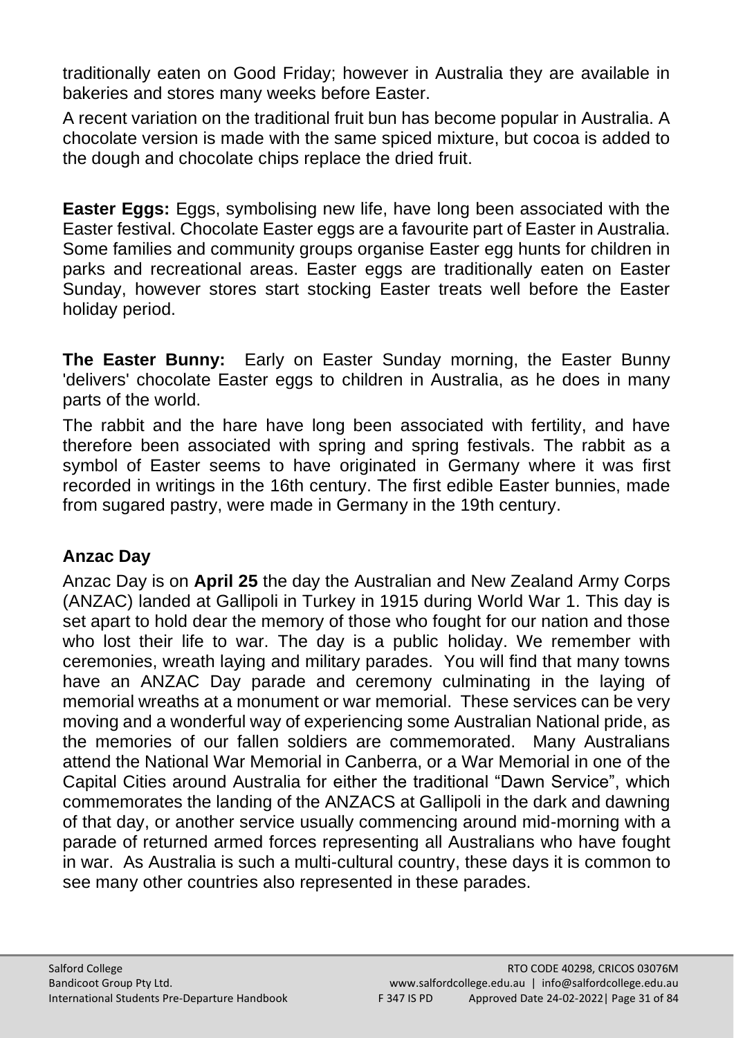traditionally eaten on Good Friday; however in Australia they are available in bakeries and stores many weeks before Easter.

A recent variation on the traditional fruit bun has become popular in Australia. A chocolate version is made with the same spiced mixture, but cocoa is added to the dough and chocolate chips replace the dried fruit.

**Easter Eggs:** Eggs, symbolising new life, have long been associated with the Easter festival. Chocolate Easter eggs are a favourite part of Easter in Australia. Some families and community groups organise Easter egg hunts for children in parks and recreational areas. Easter eggs are traditionally eaten on Easter Sunday, however stores start stocking Easter treats well before the Easter holiday period.

**The Easter Bunny:** Early on Easter Sunday morning, the Easter Bunny 'delivers' chocolate Easter eggs to children in Australia, as he does in many parts of the world.

The rabbit and the hare have long been associated with fertility, and have therefore been associated with spring and spring festivals. The rabbit as a symbol of Easter seems to have originated in Germany where it was first recorded in writings in the 16th century. The first edible Easter bunnies, made from sugared pastry, were made in Germany in the 19th century.

### Anzac Day

Anzac Day is on **April 25** the day the Australian and New Zealand Army Corps (ANZAC) landed at Gallipoli in Turkey in 1915 during World War 1. This day is set apart to hold dear the memory of those who fought for our nation and those who lost their life to war. The day is a public holiday. We remember with ceremonies, wreath laying and military parades. You will find that many towns have an ANZAC Day parade and ceremony culminating in the laying of memorial wreaths at a monument or war memorial. These services can be very moving and a wonderful way of experiencing some Australian National pride, as the memories of our fallen soldiers are commemorated. Many Australians attend the National War Memorial in Canberra, or a War Memorial in one of the Capital Cities around Australia for either the traditional "Dawn Service", which commemorates the landing of the ANZACS at Gallipoli in the dark and dawning of that day, or another service usually commencing around mid-morning with a parade of returned armed forces representing all Australians who have fought in war. As Australia is such a multi-cultural country, these days it is common to see many other countries also represented in these parades.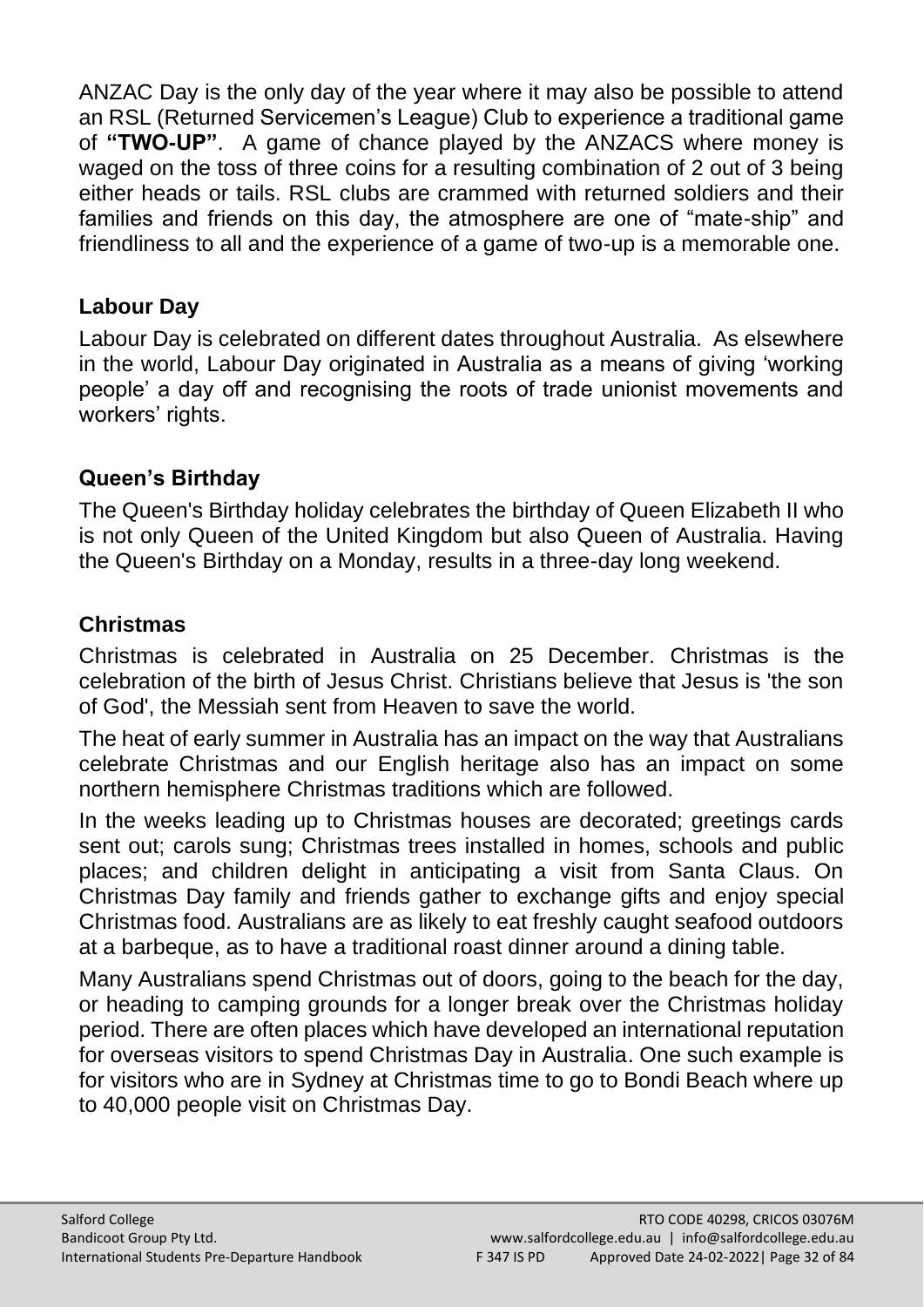ANZAC Day is the only day of the year where it may also be possible to attend an RSL (Returned Servicemen's League) Club to experience a traditional game of **"TWO-UP"**. A game of chance played by the ANZACS where money is waged on the toss of three coins for a resulting combination of 2 out of 3 being either heads or tails. RSL clubs are crammed with returned soldiers and their families and friends on this day, the atmosphere are one of "mate-ship" and friendliness to all and the experience of a game of two-up is a memorable one.

### Labour Day

Labour Day is celebrated on different dates throughout Australia. As elsewhere in the world, Labour Day originated in Australia as a means of giving 'working people' a day off and recognising the roots of trade unionist movements and workers' rights.

### Queen's Birthday

The Queen's Birthday holiday celebrates the birthday of Queen Elizabeth II who is not only Queen of the United Kingdom but also Queen of Australia. Having the Queen's Birthday on a Monday, results in a three-day long weekend.

### Christmas

Christmas is celebrated in Australia on 25 December. Christmas is the celebration of the birth of Jesus Christ. Christians believe that Jesus is 'the son of God', the Messiah sent from Heaven to save the world.

The heat of early summer in Australia has an impact on the way that Australians celebrate Christmas and our English heritage also has an impact on some northern hemisphere Christmas traditions which are followed.

In the weeks leading up to Christmas houses are decorated; greetings cards sent out; carols sung; Christmas trees installed in homes, schools and public places; and children delight in anticipating a visit from Santa Claus. On Christmas Day family and friends gather to exchange gifts and enjoy special Christmas food. Australians are as likely to eat freshly caught seafood outdoors at a barbeque, as to have a traditional roast dinner around a dining table.

Many Australians spend Christmas out of doors, going to the beach for the day, or heading to camping grounds for a longer break over the Christmas holiday period. There are often places which have developed an international reputation for overseas visitors to spend Christmas Day in Australia. One such example is for visitors who are in Sydney at Christmas time to go to Bondi Beach where up to 40,000 people visit on Christmas Day.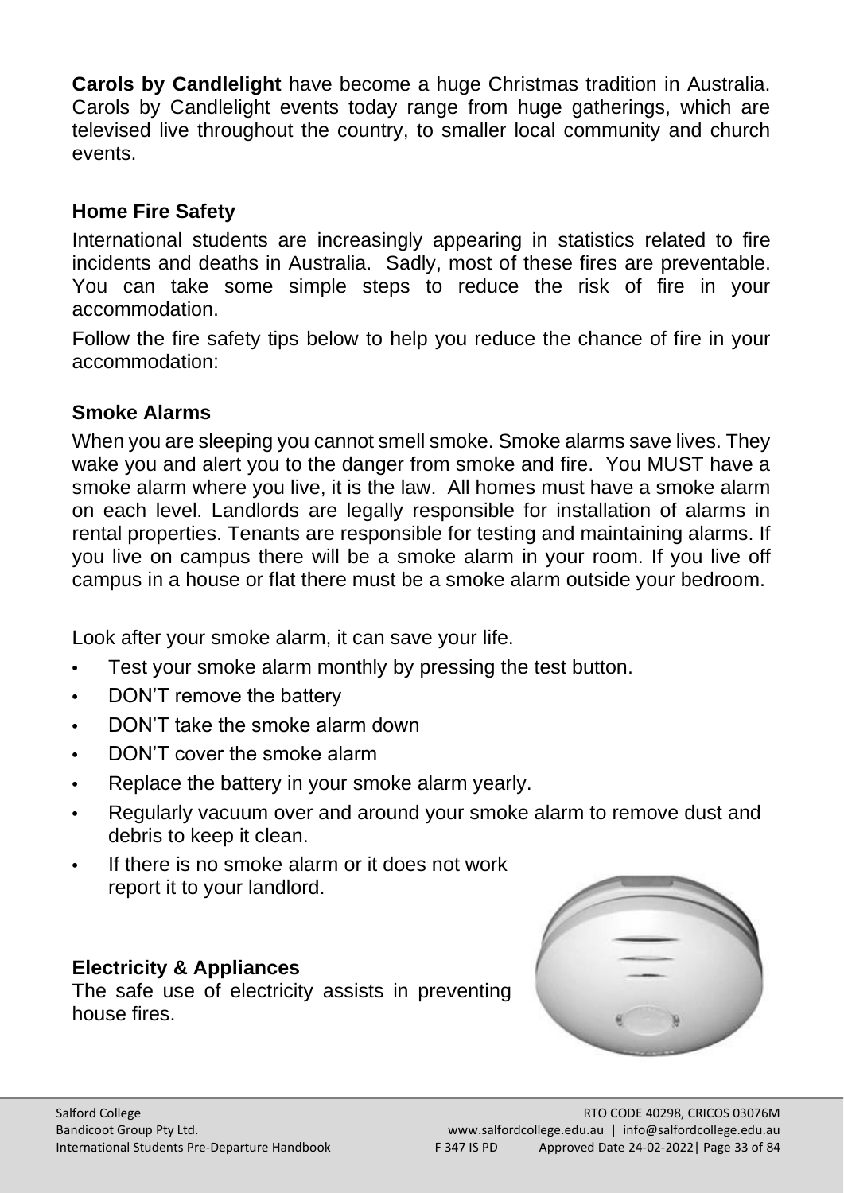**Carols by Candlelight** have become a huge Christmas tradition in Australia. Carols by Candlelight events today range from huge gatherings, which are televised live throughout the country, to smaller local community and church events.

### Home Fire Safety

International students are increasingly appearing in statistics related to fire incidents and deaths in Australia. Sadly, most of these fires are preventable. You can take some simple steps to reduce the risk of fire in your accommodation.

Follow the fire safety tips below to help you reduce the chance of fire in your accommodation:

### Smoke Alarms

When you are sleeping you cannot smell smoke. Smoke alarms save lives. They wake you and alert you to the danger from smoke and fire. You MUST have a smoke alarm where you live, it is the law. All homes must have a smoke alarm on each level. Landlords are legally responsible for installation of alarms in rental properties. Tenants are responsible for testing and maintaining alarms. If you live on campus there will be a smoke alarm in your room. If you live off campus in a house or flat there must be a smoke alarm outside your bedroom.

Look after your smoke alarm, it can save your life.

- Test your smoke alarm monthly by pressing the test button.
- DON'T remove the battery
- DON'T take the smoke alarm down
- DON'T cover the smoke alarm
- Replace the battery in your smoke alarm yearly.
- Regularly vacuum over and around your smoke alarm to remove dust and debris to keep it clean.
- If there is no smoke alarm or it does not work report it to your landlord.

### Electricity & Appliances

The safe use of electricity assists in preventing house fires.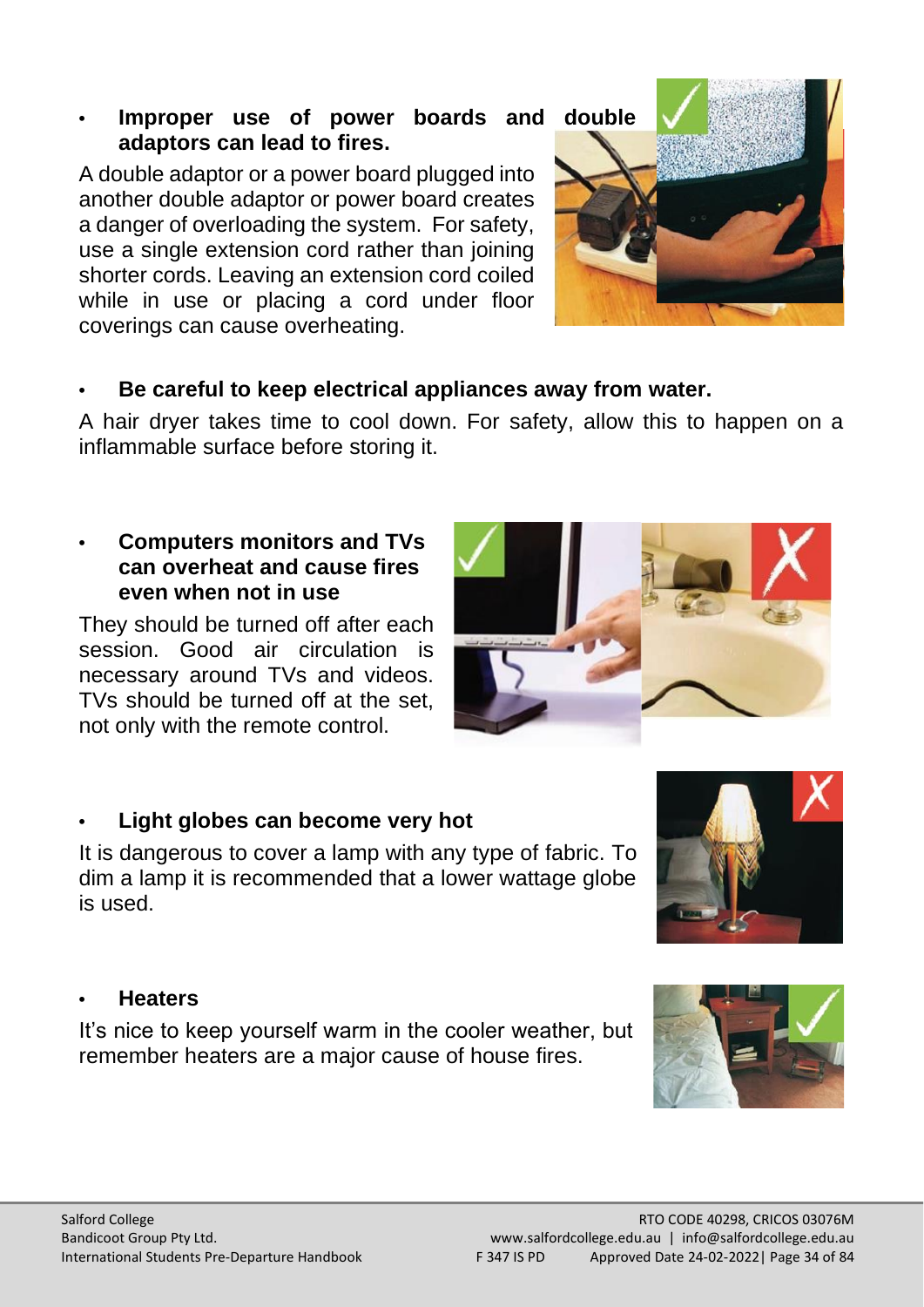- **Improper use of power boards and double adaptors can lead to fires.**

A double adaptor or a power board plugged into another double adaptor or power board creates a danger of overloading the system. For safety, use a single extension cord rather than joining shorter cords. Leaving an extension cord coiled while in use or placing a cord under floor coverings can cause overheating.

- **Be careful to keep electrical appliances away from water.**

A hair dryer takes time to cool down. For safety, allow this to happen on a inflammable surface before storing it.

- **Computers monitors and TVs can overheat and cause fires even when not in use**

They should be turned off after each session. Good air circulation is necessary around TVs and videos. TVs should be turned off at the set, not only with the remote control.

- **Light globes can become very hot**

It is dangerous to cover a lamp with any type of fabric. To dim a lamp it is recommended that a lower wattage globe is used.

- **Heaters**

It's nice to keep yourself warm in the cooler weather, but remember heaters are a major cause of house fires.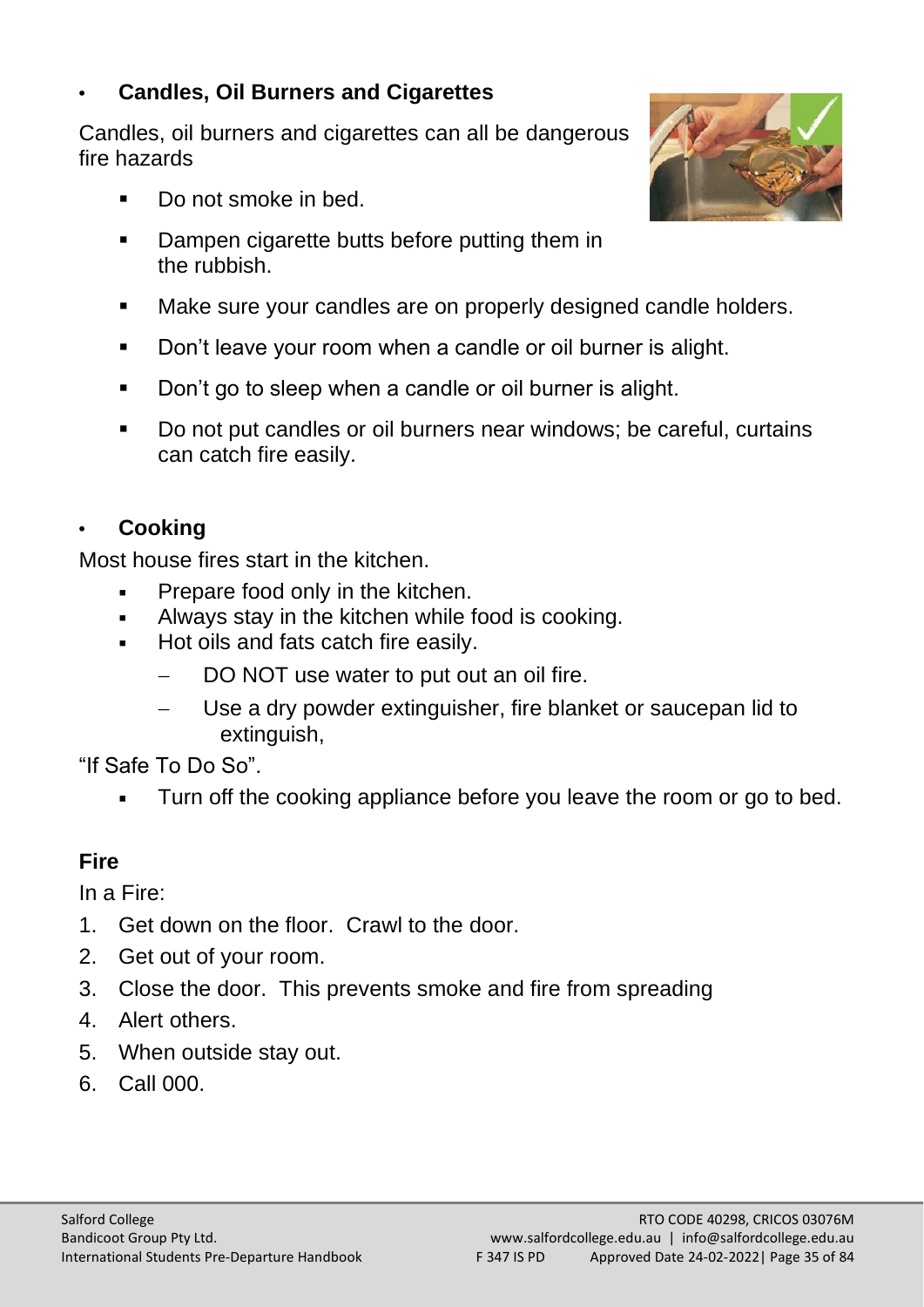- **Candles, Oil Burners and Cigarettes**

Candles, oil burners and cigarettes can all be dangerous fire hazards

- Do not smoke in bed.
- Dampen cigarette butts before putting them in the rubbish.
- Make sure your candles are on properly designed candle holders.
- Don't leave your room when a candle or oil burner is alight.
- Don't go to sleep when a candle or oil burner is alight.
- Do not put candles or oil burners near windows; be careful, curtains can catch fire easily.

- **Cooking**

Most house fires start in the kitchen.

- Prepare food only in the kitchen.
- Always stay in the kitchen while food is cooking.
- Hot oils and fats catch fire easily.
  - DO NOT use water to put out an oil fire.
  - Use a dry powder extinguisher, fire blanket or saucepan lid to extinguish,

"If Safe To Do So".

- Turn off the cooking appliance before you leave the room or go to bed.

**Fire**

In a Fire:

1. Get down on the floor. Crawl to the door.
2. Get out of your room.
3. Close the door. This prevents smoke and fire from spreading
4. Alert others.
5. When outside stay out.
6. Call 000.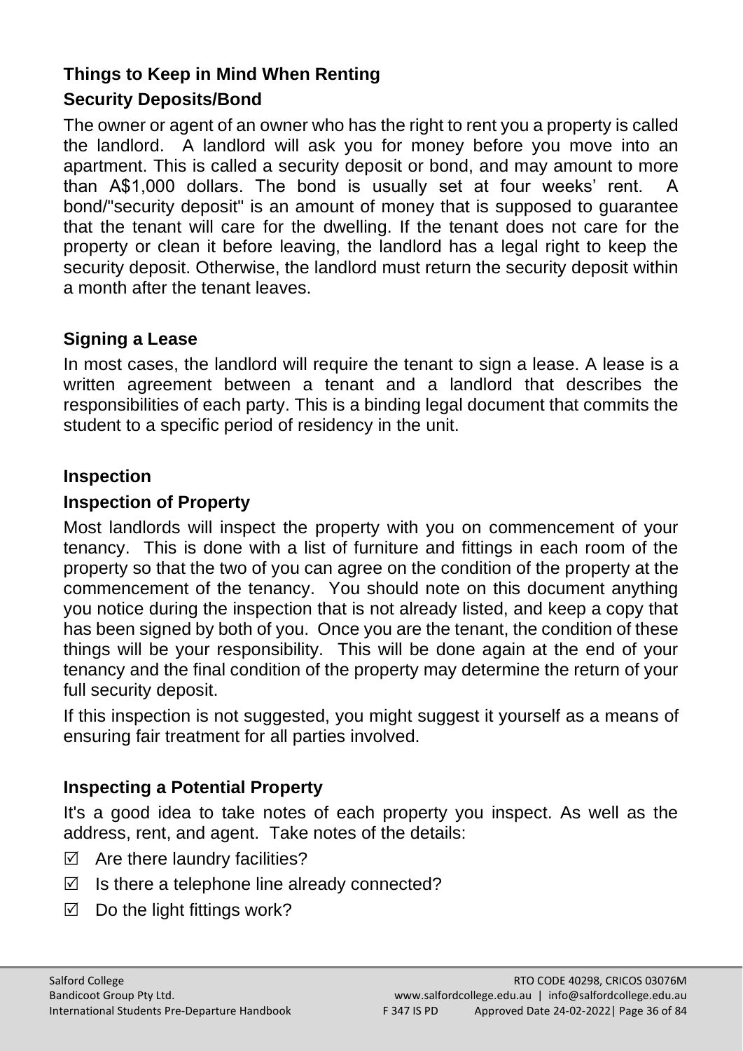### Things to Keep in Mind When Renting

### Security Deposits/Bond

The owner or agent of an owner who has the right to rent you a property is called the landlord. A landlord will ask you for money before you move into an apartment. This is called a security deposit or bond, and may amount to more than A$1,000 dollars. The bond is usually set at four weeks' rent. A bond/"security deposit" is an amount of money that is supposed to guarantee that the tenant will care for the dwelling. If the tenant does not care for the property or clean it before leaving, the landlord has a legal right to keep the security deposit. Otherwise, the landlord must return the security deposit within a month after the tenant leaves.

### Signing a Lease

In most cases, the landlord will require the tenant to sign a lease. A lease is a written agreement between a tenant and a landlord that describes the responsibilities of each party. This is a binding legal document that commits the student to a specific period of residency in the unit.

### Inspection

### Inspection of Property

Most landlords will inspect the property with you on commencement of your tenancy. This is done with a list of furniture and fittings in each room of the property so that the two of you can agree on the condition of the property at the commencement of the tenancy. You should note on this document anything you notice during the inspection that is not already listed, and keep a copy that has been signed by both of you. Once you are the tenant, the condition of these things will be your responsibility. This will be done again at the end of your tenancy and the final condition of the property may determine the return of your full security deposit.

If this inspection is not suggested, you might suggest it yourself as a means of ensuring fair treatment for all parties involved.

### Inspecting a Potential Property

It's a good idea to take notes of each property you inspect. As well as the address, rent, and agent. Take notes of the details:

- ☑ Are there laundry facilities?
- ☑ Is there a telephone line already connected?
- ☑ Do the light fittings work?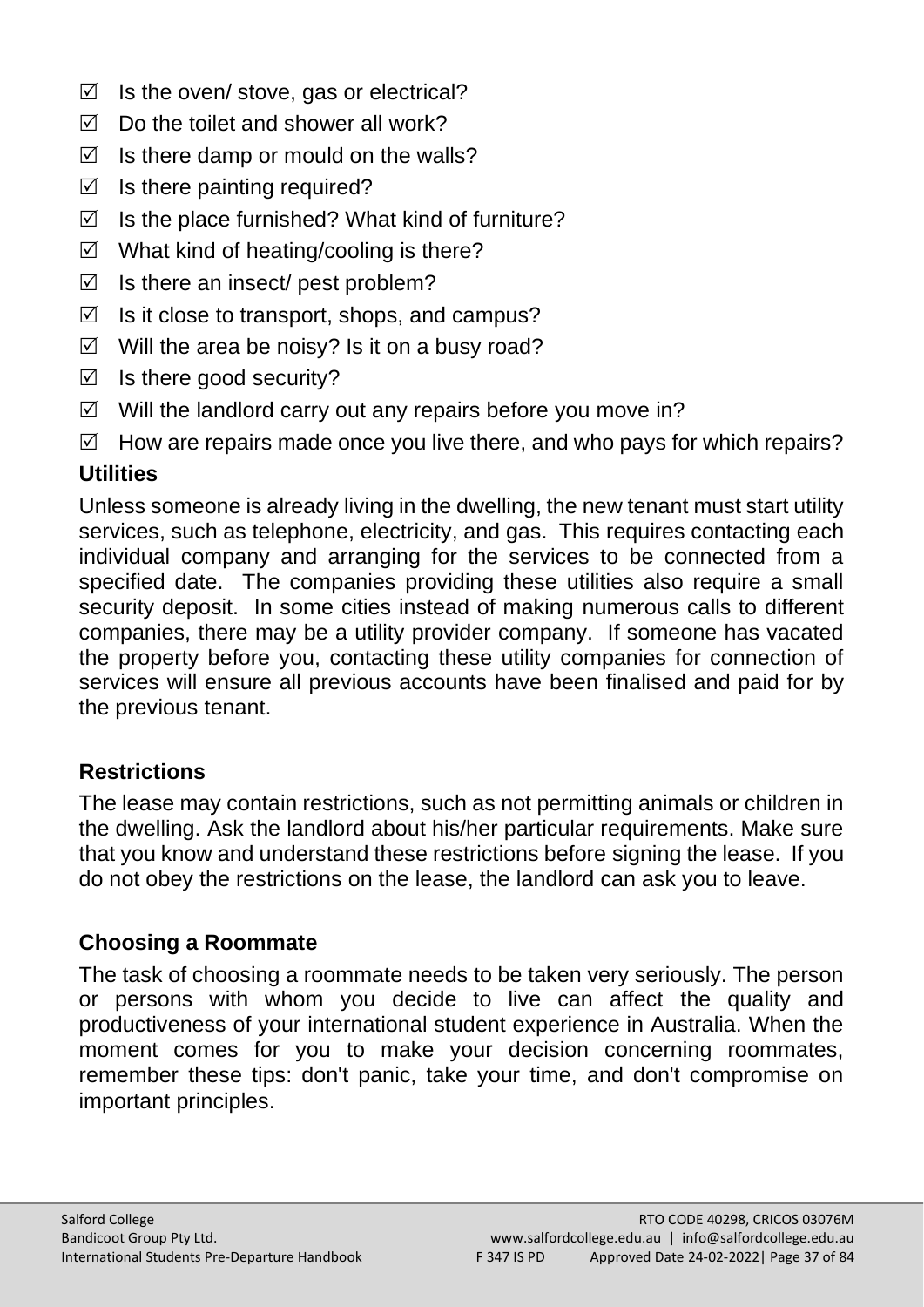- ☑ Is the oven/ stove, gas or electrical?
- ☑ Do the toilet and shower all work?
- ☑ Is there damp or mould on the walls?
- ☑ Is there painting required?
- ☑ Is the place furnished? What kind of furniture?
- ☑ What kind of heating/cooling is there?
- ☑ Is there an insect/ pest problem?
- ☑ Is it close to transport, shops, and campus?
- ☑ Will the area be noisy? Is it on a busy road?
- ☑ Is there good security?
- ☑ Will the landlord carry out any repairs before you move in?
- ☑ How are repairs made once you live there, and who pays for which repairs?

### Utilities

Unless someone is already living in the dwelling, the new tenant must start utility services, such as telephone, electricity, and gas. This requires contacting each individual company and arranging for the services to be connected from a specified date. The companies providing these utilities also require a small security deposit. In some cities instead of making numerous calls to different companies, there may be a utility provider company. If someone has vacated the property before you, contacting these utility companies for connection of services will ensure all previous accounts have been finalised and paid for by the previous tenant.

### Restrictions

The lease may contain restrictions, such as not permitting animals or children in the dwelling. Ask the landlord about his/her particular requirements. Make sure that you know and understand these restrictions before signing the lease. If you do not obey the restrictions on the lease, the landlord can ask you to leave.

### Choosing a Roommate

The task of choosing a roommate needs to be taken very seriously. The person or persons with whom you decide to live can affect the quality and productiveness of your international student experience in Australia. When the moment comes for you to make your decision concerning roommates, remember these tips: don't panic, take your time, and don't compromise on important principles.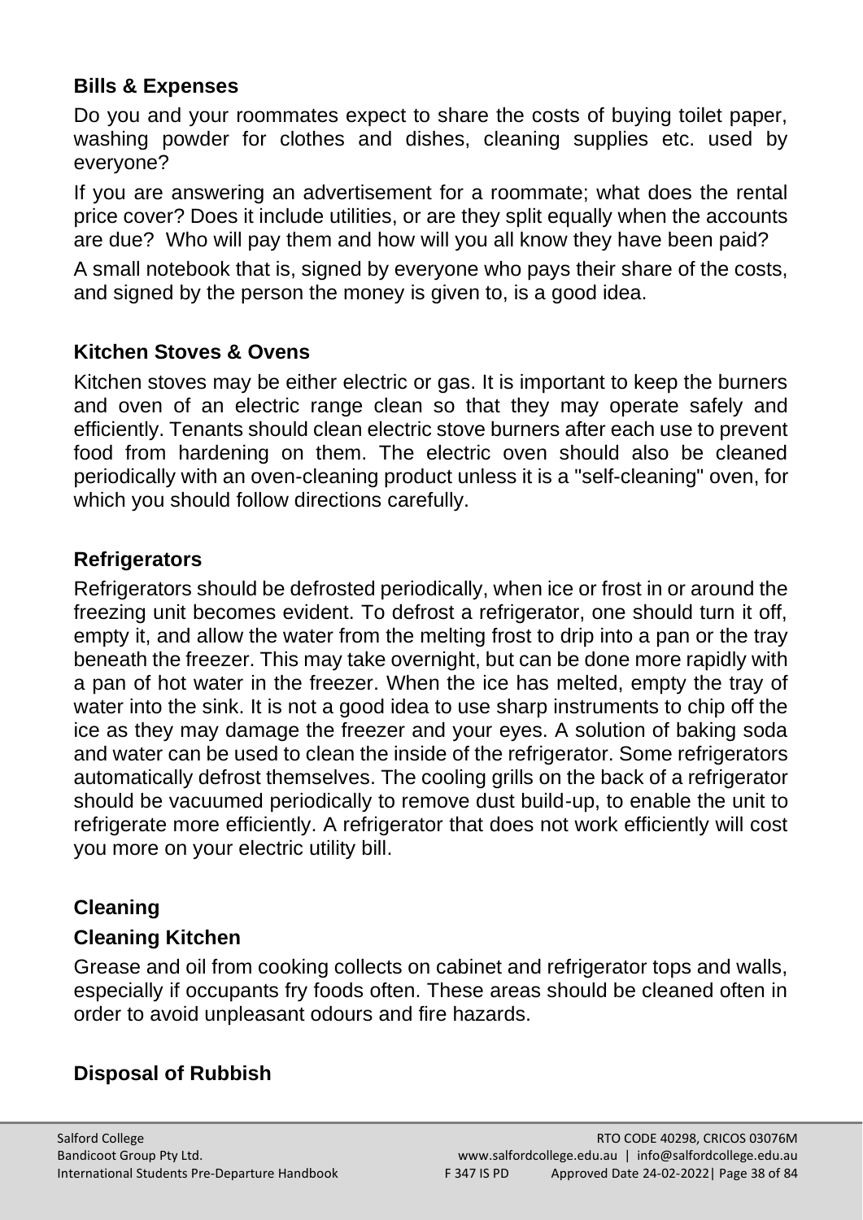## Bills & Expenses

Do you and your roommates expect to share the costs of buying toilet paper, washing powder for clothes and dishes, cleaning supplies etc. used by everyone?

If you are answering an advertisement for a roommate; what does the rental price cover? Does it include utilities, or are they split equally when the accounts are due? Who will pay them and how will you all know they have been paid?

A small notebook that is, signed by everyone who pays their share of the costs, and signed by the person the money is given to, is a good idea.

## Kitchen Stoves & Ovens

Kitchen stoves may be either electric or gas. It is important to keep the burners and oven of an electric range clean so that they may operate safely and efficiently. Tenants should clean electric stove burners after each use to prevent food from hardening on them. The electric oven should also be cleaned periodically with an oven-cleaning product unless it is a "self-cleaning" oven, for which you should follow directions carefully.

## Refrigerators

Refrigerators should be defrosted periodically, when ice or frost in or around the freezing unit becomes evident. To defrost a refrigerator, one should turn it off, empty it, and allow the water from the melting frost to drip into a pan or the tray beneath the freezer. This may take overnight, but can be done more rapidly with a pan of hot water in the freezer. When the ice has melted, empty the tray of water into the sink. It is not a good idea to use sharp instruments to chip off the ice as they may damage the freezer and your eyes. A solution of baking soda and water can be used to clean the inside of the refrigerator. Some refrigerators automatically defrost themselves. The cooling grills on the back of a refrigerator should be vacuumed periodically to remove dust build-up, to enable the unit to refrigerate more efficiently. A refrigerator that does not work efficiently will cost you more on your electric utility bill.

## Cleaning

### Cleaning Kitchen

Grease and oil from cooking collects on cabinet and refrigerator tops and walls, especially if occupants fry foods often. These areas should be cleaned often in order to avoid unpleasant odours and fire hazards.

## Disposal of Rubbish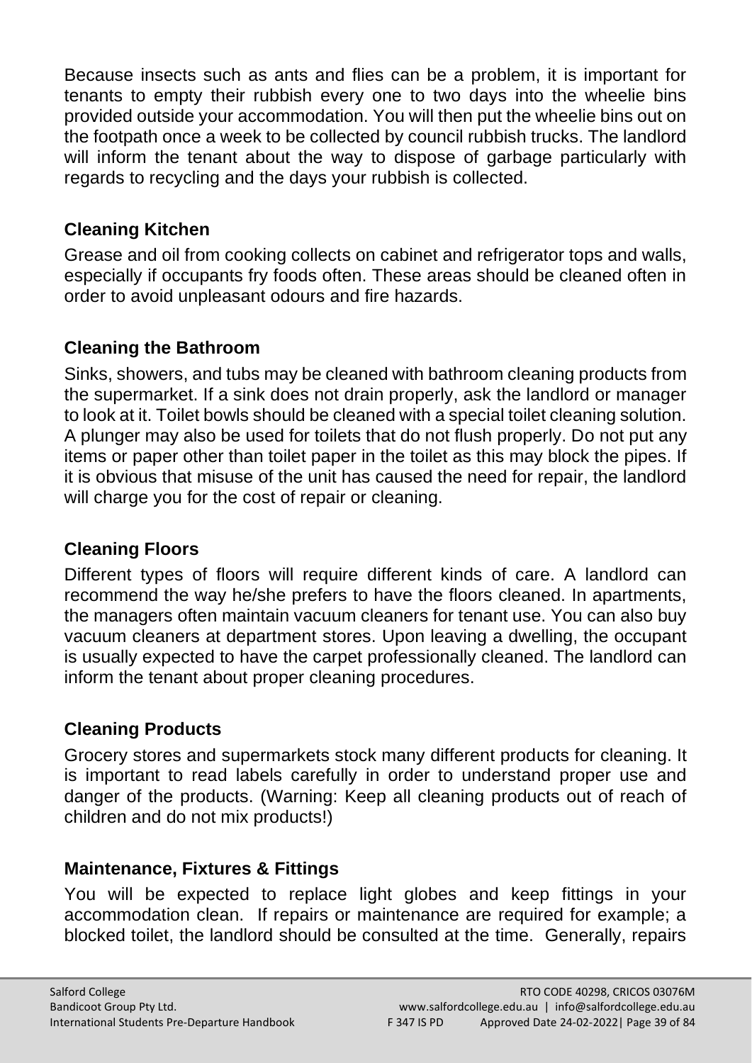Because insects such as ants and flies can be a problem, it is important for tenants to empty their rubbish every one to two days into the wheelie bins provided outside your accommodation. You will then put the wheelie bins out on the footpath once a week to be collected by council rubbish trucks. The landlord will inform the tenant about the way to dispose of garbage particularly with regards to recycling and the days your rubbish is collected.

### Cleaning Kitchen

Grease and oil from cooking collects on cabinet and refrigerator tops and walls, especially if occupants fry foods often. These areas should be cleaned often in order to avoid unpleasant odours and fire hazards.

### Cleaning the Bathroom

Sinks, showers, and tubs may be cleaned with bathroom cleaning products from the supermarket. If a sink does not drain properly, ask the landlord or manager to look at it. Toilet bowls should be cleaned with a special toilet cleaning solution. A plunger may also be used for toilets that do not flush properly. Do not put any items or paper other than toilet paper in the toilet as this may block the pipes. If it is obvious that misuse of the unit has caused the need for repair, the landlord will charge you for the cost of repair or cleaning.

### Cleaning Floors

Different types of floors will require different kinds of care. A landlord can recommend the way he/she prefers to have the floors cleaned. In apartments, the managers often maintain vacuum cleaners for tenant use. You can also buy vacuum cleaners at department stores. Upon leaving a dwelling, the occupant is usually expected to have the carpet professionally cleaned. The landlord can inform the tenant about proper cleaning procedures.

### Cleaning Products

Grocery stores and supermarkets stock many different products for cleaning. It is important to read labels carefully in order to understand proper use and danger of the products. (Warning: Keep all cleaning products out of reach of children and do not mix products!)

### Maintenance, Fixtures & Fittings

You will be expected to replace light globes and keep fittings in your accommodation clean. If repairs or maintenance are required for example; a blocked toilet, the landlord should be consulted at the time. Generally, repairs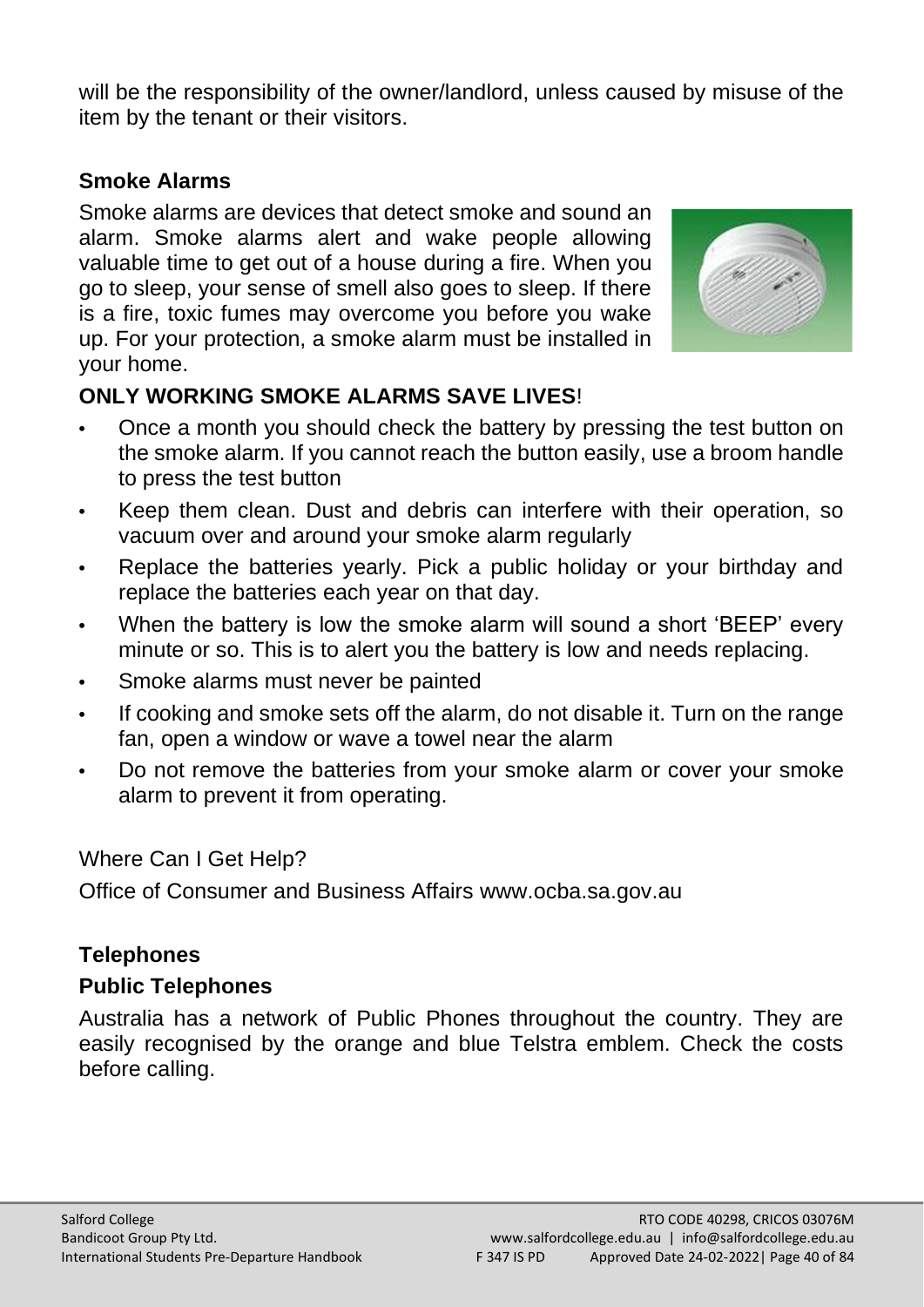will be the responsibility of the owner/landlord, unless caused by misuse of the item by the tenant or their visitors.

### Smoke Alarms

Smoke alarms are devices that detect smoke and sound an alarm. Smoke alarms alert and wake people allowing valuable time to get out of a house during a fire. When you go to sleep, your sense of smell also goes to sleep. If there is a fire, toxic fumes may overcome you before you wake up. For your protection, a smoke alarm must be installed in your home.

**ONLY WORKING SMOKE ALARMS SAVE LIVES**!

- Once a month you should check the battery by pressing the test button on the smoke alarm. If you cannot reach the button easily, use a broom handle to press the test button
- Keep them clean. Dust and debris can interfere with their operation, so vacuum over and around your smoke alarm regularly
- Replace the batteries yearly. Pick a public holiday or your birthday and replace the batteries each year on that day.
- When the battery is low the smoke alarm will sound a short 'BEEP' every minute or so. This is to alert you the battery is low and needs replacing.
- Smoke alarms must never be painted
- If cooking and smoke sets off the alarm, do not disable it. Turn on the range fan, open a window or wave a towel near the alarm
- Do not remove the batteries from your smoke alarm or cover your smoke alarm to prevent it from operating.

Where Can I Get Help?

Office of Consumer and Business Affairs www.ocba.sa.gov.au

### Telephones

### Public Telephones

Australia has a network of Public Phones throughout the country. They are easily recognised by the orange and blue Telstra emblem. Check the costs before calling.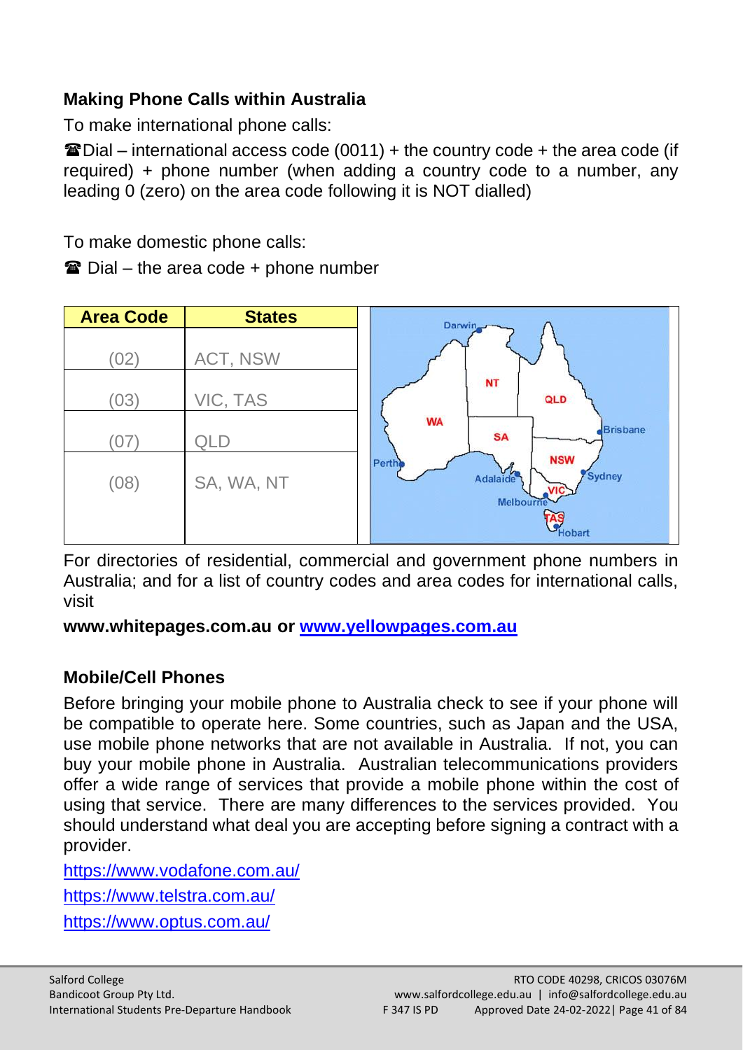## Making Phone Calls within Australia

To make international phone calls:

☎Dial – international access code (0011) + the country code + the area code (if required) + phone number (when adding a country code to a number, any leading 0 (zero) on the area code following it is NOT dialled)

To make domestic phone calls:

☎ Dial – the area code + phone number

| Area Code | States |
|---|---|
| (02) | ACT, NSW |
| (03) | VIC, TAS |
| (07) | QLD |
| (08) | SA, WA, NT |

For directories of residential, commercial and government phone numbers in Australia; and for a list of country codes and area codes for international calls, visit

**www.whitepages.com.au or [www.yellowpages.com.au](www.yellowpages.com.au)**

## Mobile/Cell Phones

Before bringing your mobile phone to Australia check to see if your phone will be compatible to operate here. Some countries, such as Japan and the USA, use mobile phone networks that are not available in Australia. If not, you can buy your mobile phone in Australia. Australian telecommunications providers offer a wide range of services that provide a mobile phone within the cost of using that service. There are many differences to the services provided. You should understand what deal you are accepting before signing a contract with a provider.

https://www.vodafone.com.au/

https://www.telstra.com.au/

https://www.optus.com.au/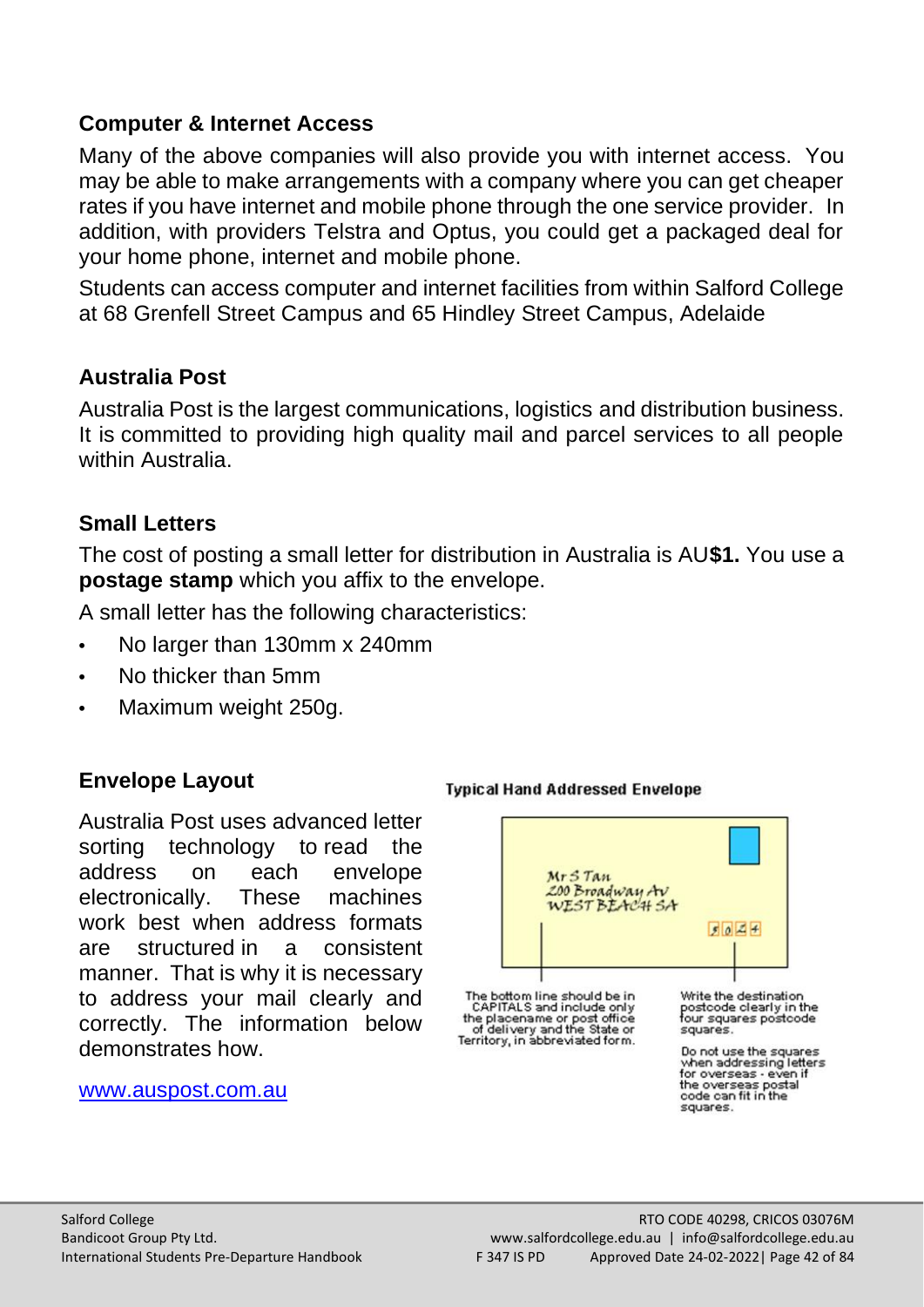### Computer & Internet Access

Many of the above companies will also provide you with internet access. You may be able to make arrangements with a company where you can get cheaper rates if you have internet and mobile phone through the one service provider. In addition, with providers Telstra and Optus, you could get a packaged deal for your home phone, internet and mobile phone.

Students can access computer and internet facilities from within Salford College at 68 Grenfell Street Campus and 65 Hindley Street Campus, Adelaide

### Australia Post

Australia Post is the largest communications, logistics and distribution business. It is committed to providing high quality mail and parcel services to all people within Australia.

### Small Letters

The cost of posting a small letter for distribution in Australia is AU**$1.** You use a **postage stamp** which you affix to the envelope.

A small letter has the following characteristics:

- No larger than 130mm x 240mm
- No thicker than 5mm
- Maximum weight 250g.

### Envelope Layout

Australia Post uses advanced letter sorting technology to read the address on each envelope electronically. These machines work best when address formats are structured in a consistent manner. That is why it is necessary to address your mail clearly and correctly. The information below demonstrates how.

www.auspost.com.au

**Typical Hand Addressed Envelope**

Mr S Tan
200 Broadway Av
WEST BEACH SA
5 0 2 4

The bottom line should be in CAPITALS and include only the placename or post office of delivery and the State or Territory, in abbreviated form.

Write the destination postcode clearly in the four squares postcode squares.

Do not use the squares when addressing letters for overseas - even if the overseas postal code can fit in the squares.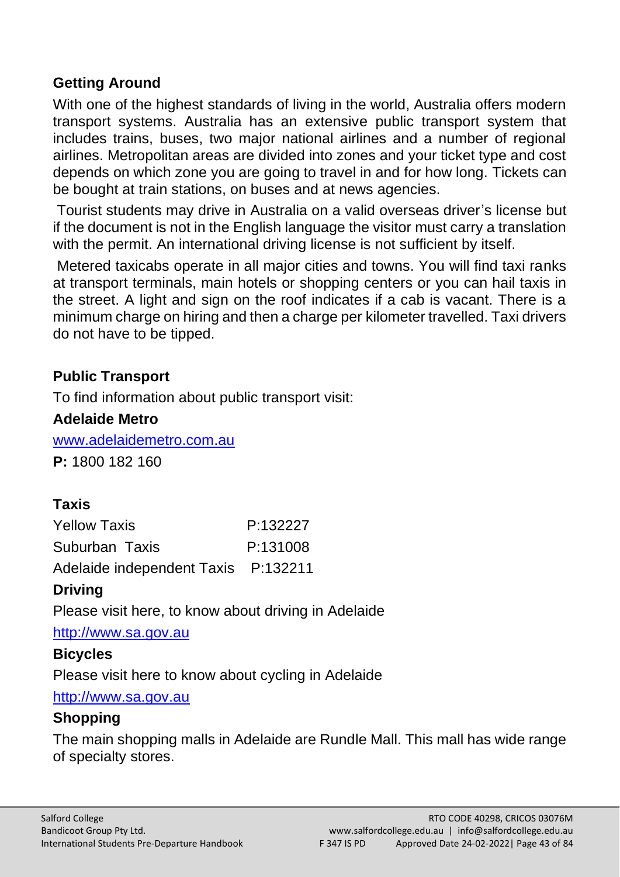## Getting Around

With one of the highest standards of living in the world, Australia offers modern transport systems. Australia has an extensive public transport system that includes trains, buses, two major national airlines and a number of regional airlines. Metropolitan areas are divided into zones and your ticket type and cost depends on which zone you are going to travel in and for how long. Tickets can be bought at train stations, on buses and at news agencies.

Tourist students may drive in Australia on a valid overseas driver's license but if the document is not in the English language the visitor must carry a translation with the permit. An international driving license is not sufficient by itself.

Metered taxicabs operate in all major cities and towns. You will find taxi ranks at transport terminals, main hotels or shopping centers or you can hail taxis in the street. A light and sign on the roof indicates if a cab is vacant. There is a minimum charge on hiring and then a charge per kilometer travelled. Taxi drivers do not have to be tipped.

## Public Transport

To find information about public transport visit:

**Adelaide Metro**

www.adelaidemetro.com.au

**P:** 1800 182 160

## Taxis

| | |
|---|---|
| Yellow Taxis | P:132227 |
| Suburban Taxis | P:131008 |
| Adelaide independent Taxis | P:132211 |

## Driving

Please visit here, to know about driving in Adelaide

http://www.sa.gov.au

## Bicycles

Please visit here to know about cycling in Adelaide

http://www.sa.gov.au

## Shopping

The main shopping malls in Adelaide are Rundle Mall. This mall has wide range of specialty stores.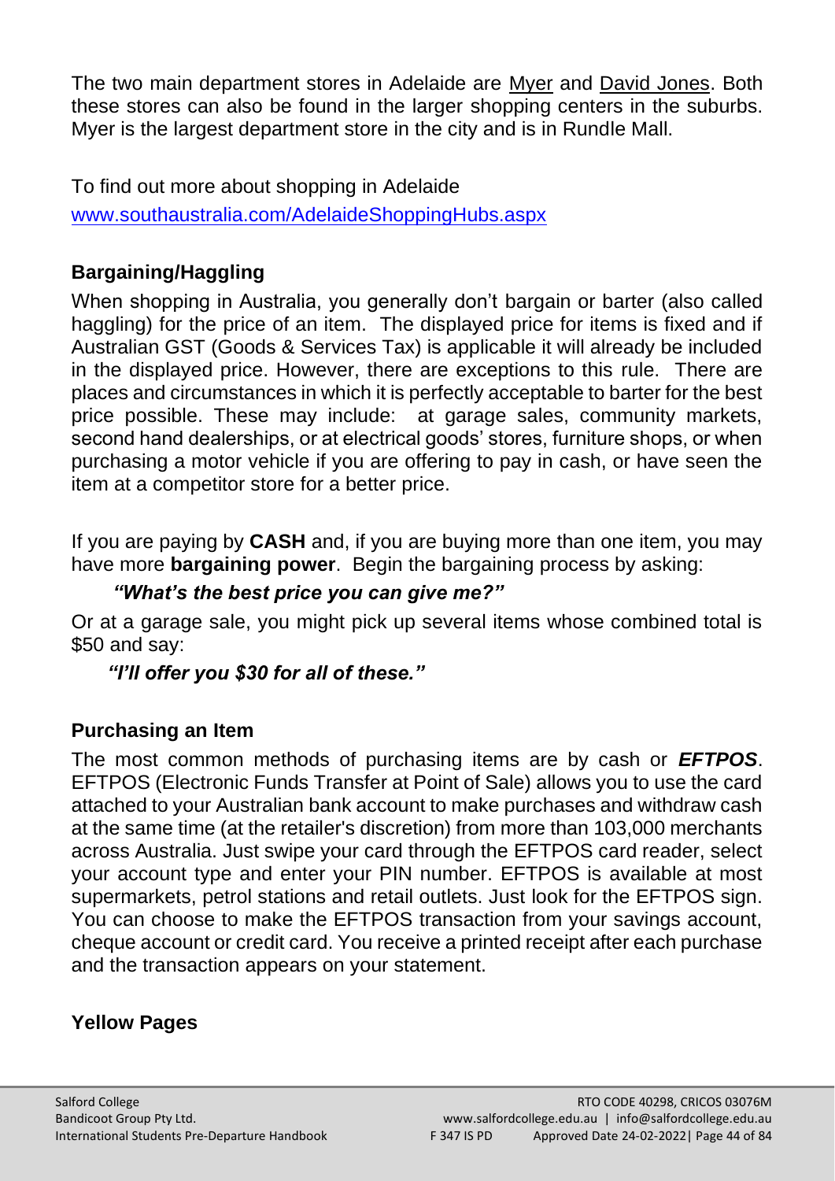The two main department stores in Adelaide are Myer and David Jones. Both these stores can also be found in the larger shopping centers in the suburbs. Myer is the largest department store in the city and is in Rundle Mall.

To find out more about shopping in Adelaide
www.southaustralia.com/AdelaideShoppingHubs.aspx

### Bargaining/Haggling

When shopping in Australia, you generally don't bargain or barter (also called haggling) for the price of an item. The displayed price for items is fixed and if Australian GST (Goods & Services Tax) is applicable it will already be included in the displayed price. However, there are exceptions to this rule. There are places and circumstances in which it is perfectly acceptable to barter for the best price possible. These may include: at garage sales, community markets, second hand dealerships, or at electrical goods' stores, furniture shops, or when purchasing a motor vehicle if you are offering to pay in cash, or have seen the item at a competitor store for a better price.

If you are paying by **CASH** and, if you are buying more than one item, you may have more **bargaining power**. Begin the bargaining process by asking:

***"What's the best price you can give me?"***

Or at a garage sale, you might pick up several items whose combined total is $50 and say:

***"I'll offer you $30 for all of these."***

### Purchasing an Item

The most common methods of purchasing items are by cash or ***EFTPOS***. EFTPOS (Electronic Funds Transfer at Point of Sale) allows you to use the card attached to your Australian bank account to make purchases and withdraw cash at the same time (at the retailer's discretion) from more than 103,000 merchants across Australia. Just swipe your card through the EFTPOS card reader, select your account type and enter your PIN number. EFTPOS is available at most supermarkets, petrol stations and retail outlets. Just look for the EFTPOS sign. You can choose to make the EFTPOS transaction from your savings account, cheque account or credit card. You receive a printed receipt after each purchase and the transaction appears on your statement.

### Yellow Pages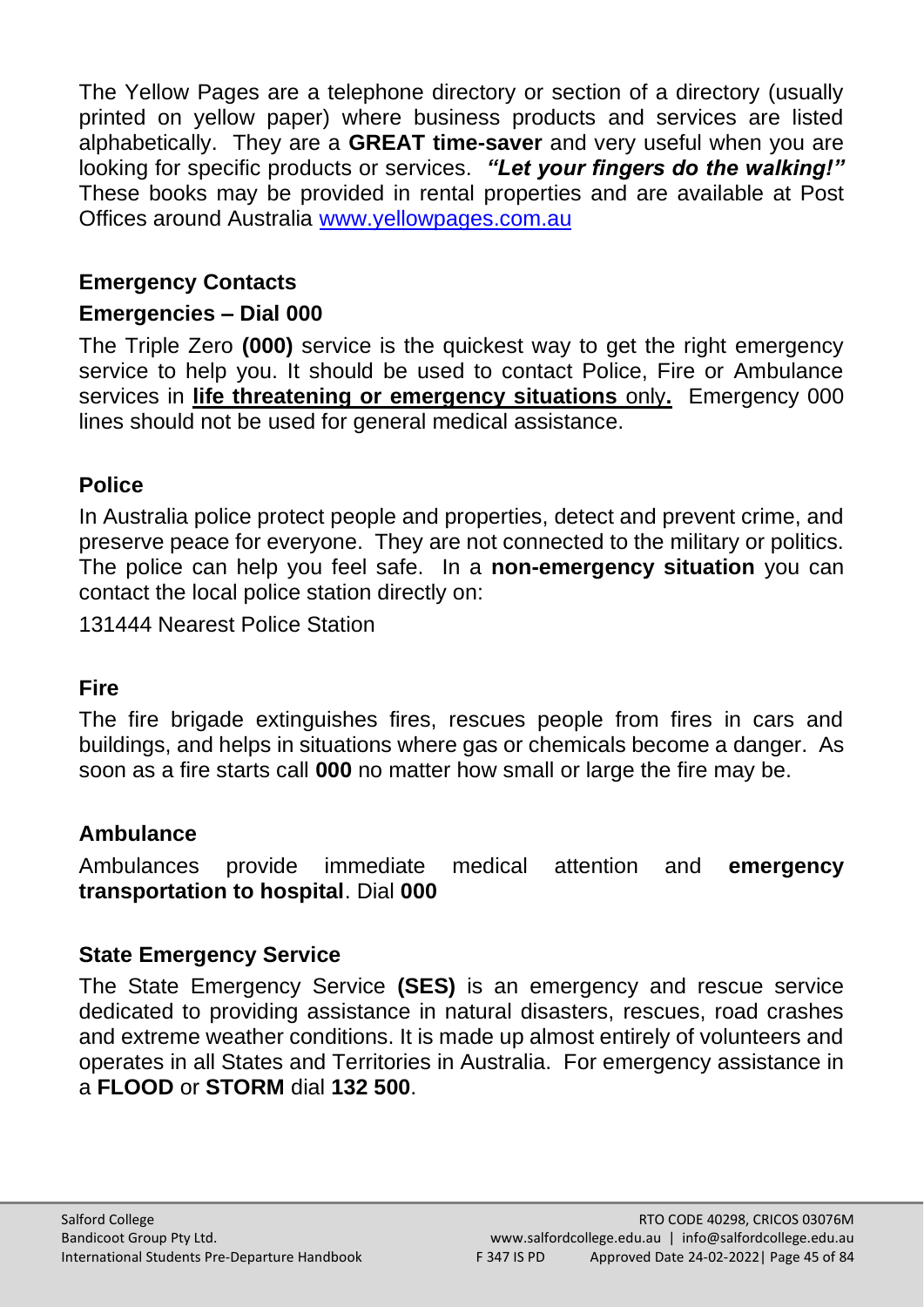The Yellow Pages are a telephone directory or section of a directory (usually printed on yellow paper) where business products and services are listed alphabetically. They are a **GREAT time-saver** and very useful when you are looking for specific products or services. ***"Let your fingers do the walking!"*** These books may be provided in rental properties and are available at Post Offices around Australia [www.yellowpages.com.au](www.yellowpages.com.au)

## Emergency Contacts

### Emergencies – Dial 000

The Triple Zero **(000)** service is the quickest way to get the right emergency service to help you. It should be used to contact Police, Fire or Ambulance services in **life threatening or emergency situations** only**.** Emergency 000 lines should not be used for general medical assistance.

### Police

In Australia police protect people and properties, detect and prevent crime, and preserve peace for everyone. They are not connected to the military or politics. The police can help you feel safe. In a **non-emergency situation** you can contact the local police station directly on:

131444 Nearest Police Station

### Fire

The fire brigade extinguishes fires, rescues people from fires in cars and buildings, and helps in situations where gas or chemicals become a danger. As soon as a fire starts call **000** no matter how small or large the fire may be.

### Ambulance

Ambulances provide immediate medical attention and **emergency transportation to hospital**. Dial **000**

### State Emergency Service

The State Emergency Service **(SES)** is an emergency and rescue service dedicated to providing assistance in natural disasters, rescues, road crashes and extreme weather conditions. It is made up almost entirely of volunteers and operates in all States and Territories in Australia. For emergency assistance in a **FLOOD** or **STORM** dial **132 500**.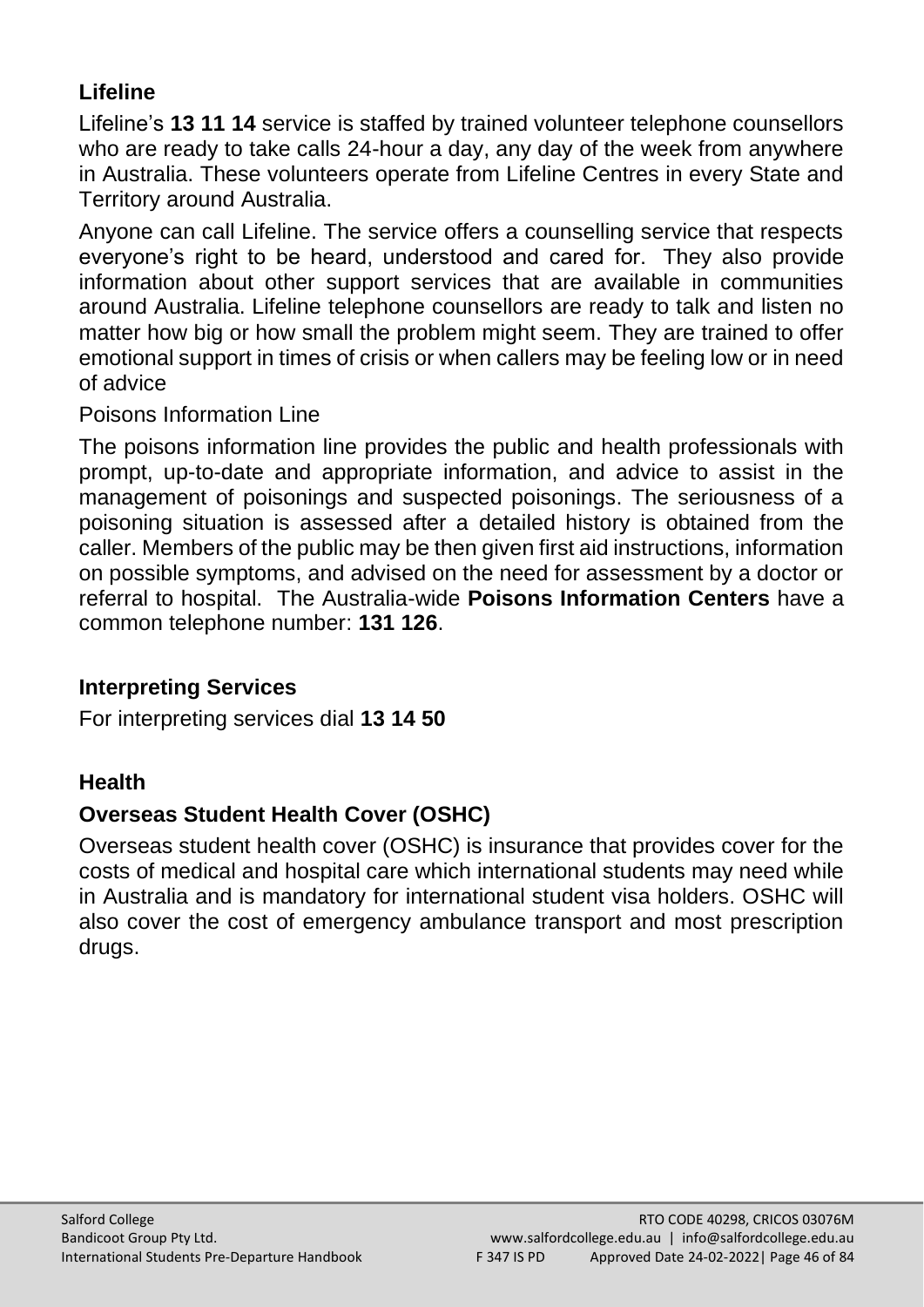### Lifeline

Lifeline's **13 11 14** service is staffed by trained volunteer telephone counsellors who are ready to take calls 24-hour a day, any day of the week from anywhere in Australia. These volunteers operate from Lifeline Centres in every State and Territory around Australia.

Anyone can call Lifeline. The service offers a counselling service that respects everyone's right to be heard, understood and cared for. They also provide information about other support services that are available in communities around Australia. Lifeline telephone counsellors are ready to talk and listen no matter how big or how small the problem might seem. They are trained to offer emotional support in times of crisis or when callers may be feeling low or in need of advice

Poisons Information Line

The poisons information line provides the public and health professionals with prompt, up-to-date and appropriate information, and advice to assist in the management of poisonings and suspected poisonings. The seriousness of a poisoning situation is assessed after a detailed history is obtained from the caller. Members of the public may be then given first aid instructions, information on possible symptoms, and advised on the need for assessment by a doctor or referral to hospital. The Australia-wide **Poisons Information Centers** have a common telephone number: **131 126**.

### Interpreting Services

For interpreting services dial **13 14 50**

### Health

### Overseas Student Health Cover (OSHC)

Overseas student health cover (OSHC) is insurance that provides cover for the costs of medical and hospital care which international students may need while in Australia and is mandatory for international student visa holders. OSHC will also cover the cost of emergency ambulance transport and most prescription drugs.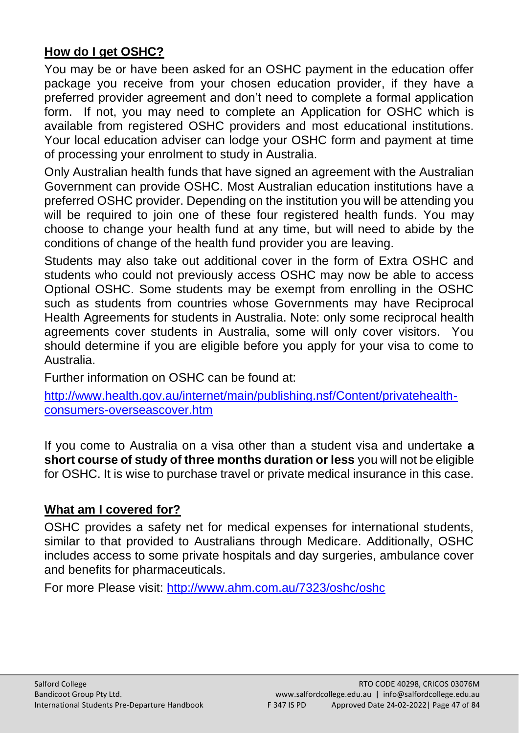## **How do I get OSHC?**

You may be or have been asked for an OSHC payment in the education offer package you receive from your chosen education provider, if they have a preferred provider agreement and don't need to complete a formal application form. If not, you may need to complete an Application for OSHC which is available from registered OSHC providers and most educational institutions. Your local education adviser can lodge your OSHC form and payment at time of processing your enrolment to study in Australia.

Only Australian health funds that have signed an agreement with the Australian Government can provide OSHC. Most Australian education institutions have a preferred OSHC provider. Depending on the institution you will be attending you will be required to join one of these four registered health funds. You may choose to change your health fund at any time, but will need to abide by the conditions of change of the health fund provider you are leaving.

Students may also take out additional cover in the form of Extra OSHC and students who could not previously access OSHC may now be able to access Optional OSHC. Some students may be exempt from enrolling in the OSHC such as students from countries whose Governments may have Reciprocal Health Agreements for students in Australia. Note: only some reciprocal health agreements cover students in Australia, some will only cover visitors. You should determine if you are eligible before you apply for your visa to come to Australia.

Further information on OSHC can be found at:

[http://www.health.gov.au/internet/main/publishing.nsf/Content/privatehealth-consumers-overseascover.htm](http://www.health.gov.au/internet/main/publishing.nsf/Content/privatehealth-consumers-overseascover.htm)

If you come to Australia on a visa other than a student visa and undertake **a short course of study of three months duration or less** you will not be eligible for OSHC. It is wise to purchase travel or private medical insurance in this case.

## **What am I covered for?**

OSHC provides a safety net for medical expenses for international students, similar to that provided to Australians through Medicare. Additionally, OSHC includes access to some private hospitals and day surgeries, ambulance cover and benefits for pharmaceuticals.

For more Please visit: [http://www.ahm.com.au/7323/oshc/oshc](http://www.ahm.com.au/7323/oshc/oshc)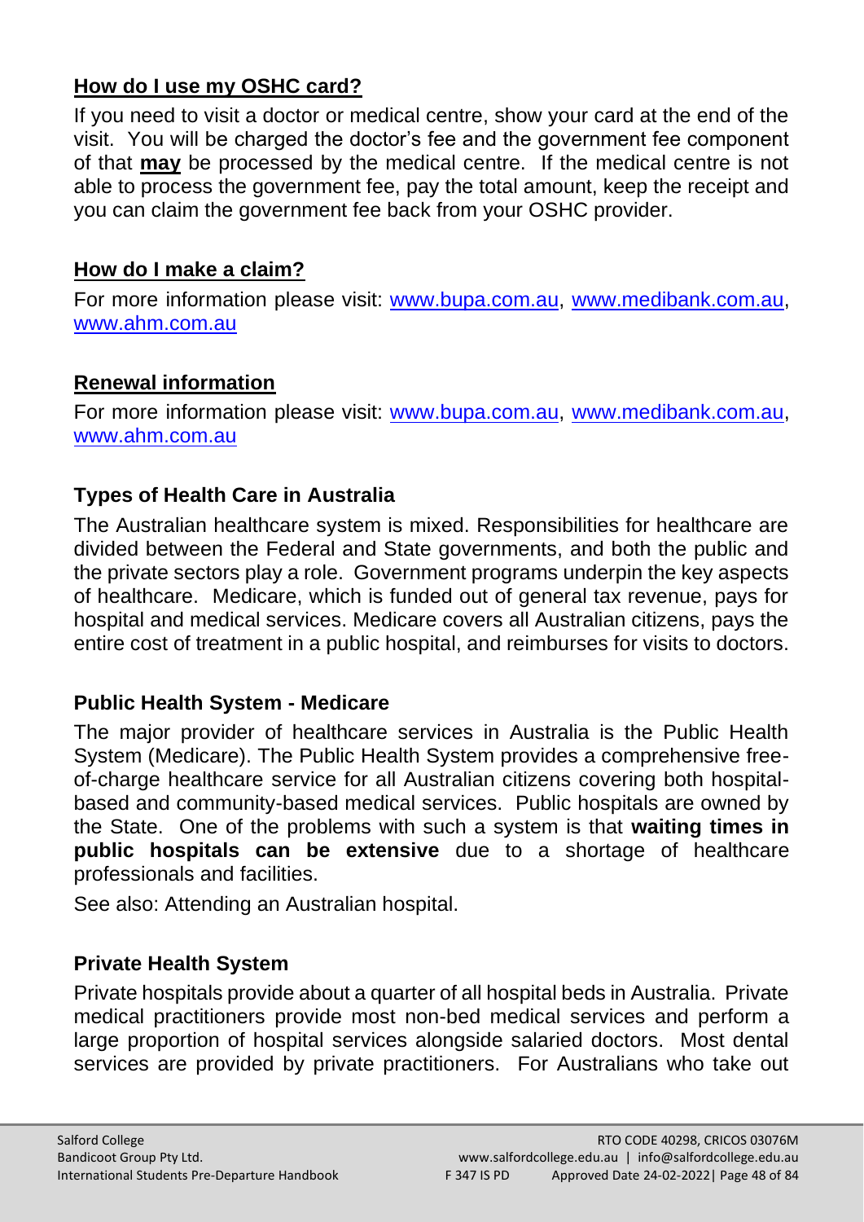## How do I use my OSHC card?

If you need to visit a doctor or medical centre, show your card at the end of the visit. You will be charged the doctor's fee and the government fee component of that **may** be processed by the medical centre. If the medical centre is not able to process the government fee, pay the total amount, keep the receipt and you can claim the government fee back from your OSHC provider.

## How do I make a claim?

For more information please visit: www.bupa.com.au, www.medibank.com.au, www.ahm.com.au

## Renewal information

For more information please visit: www.bupa.com.au, www.medibank.com.au, www.ahm.com.au

## Types of Health Care in Australia

The Australian healthcare system is mixed. Responsibilities for healthcare are divided between the Federal and State governments, and both the public and the private sectors play a role. Government programs underpin the key aspects of healthcare. Medicare, which is funded out of general tax revenue, pays for hospital and medical services. Medicare covers all Australian citizens, pays the entire cost of treatment in a public hospital, and reimburses for visits to doctors.

## Public Health System - Medicare

The major provider of healthcare services in Australia is the Public Health System (Medicare). The Public Health System provides a comprehensive free-of-charge healthcare service for all Australian citizens covering both hospital-based and community-based medical services. Public hospitals are owned by the State. One of the problems with such a system is that **waiting times in public hospitals can be extensive** due to a shortage of healthcare professionals and facilities.

See also: Attending an Australian hospital.

## Private Health System

Private hospitals provide about a quarter of all hospital beds in Australia. Private medical practitioners provide most non-bed medical services and perform a large proportion of hospital services alongside salaried doctors. Most dental services are provided by private practitioners. For Australians who take out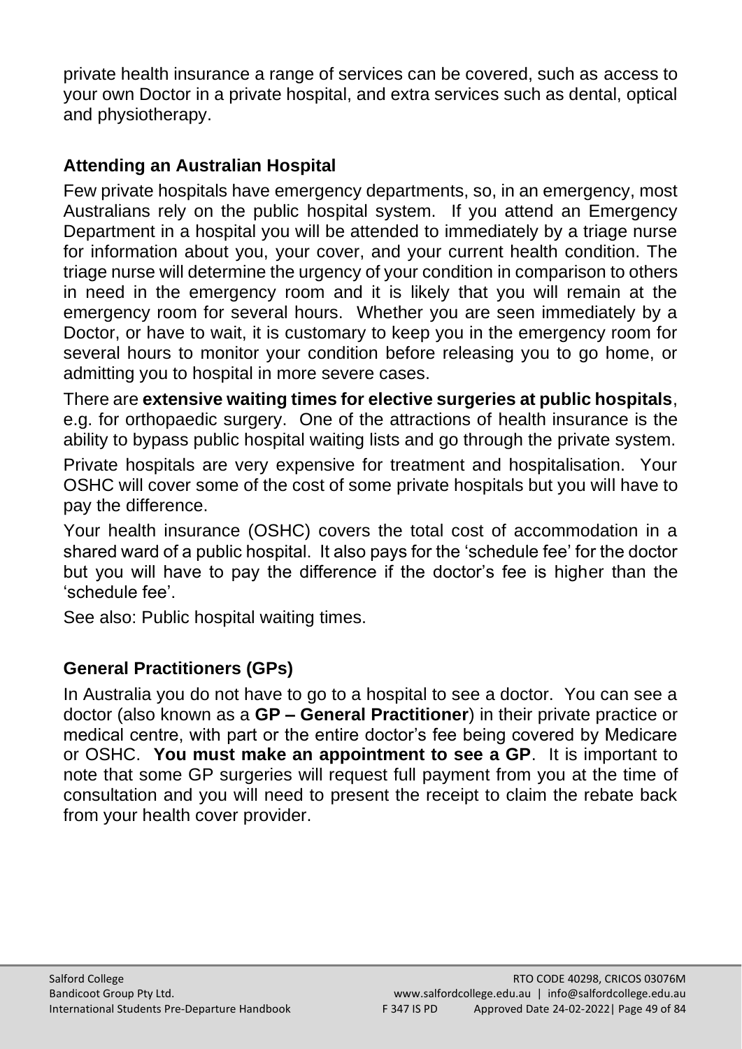private health insurance a range of services can be covered, such as access to your own Doctor in a private hospital, and extra services such as dental, optical and physiotherapy.

### Attending an Australian Hospital

Few private hospitals have emergency departments, so, in an emergency, most Australians rely on the public hospital system. If you attend an Emergency Department in a hospital you will be attended to immediately by a triage nurse for information about you, your cover, and your current health condition. The triage nurse will determine the urgency of your condition in comparison to others in need in the emergency room and it is likely that you will remain at the emergency room for several hours. Whether you are seen immediately by a Doctor, or have to wait, it is customary to keep you in the emergency room for several hours to monitor your condition before releasing you to go home, or admitting you to hospital in more severe cases.

There are **extensive waiting times for elective surgeries at public hospitals**, e.g. for orthopaedic surgery. One of the attractions of health insurance is the ability to bypass public hospital waiting lists and go through the private system.

Private hospitals are very expensive for treatment and hospitalisation. Your OSHC will cover some of the cost of some private hospitals but you will have to pay the difference.

Your health insurance (OSHC) covers the total cost of accommodation in a shared ward of a public hospital. It also pays for the 'schedule fee' for the doctor but you will have to pay the difference if the doctor's fee is higher than the 'schedule fee'.

See also: Public hospital waiting times.

### General Practitioners (GPs)

In Australia you do not have to go to a hospital to see a doctor. You can see a doctor (also known as a **GP – General Practitioner**) in their private practice or medical centre, with part or the entire doctor's fee being covered by Medicare or OSHC. **You must make an appointment to see a GP**. It is important to note that some GP surgeries will request full payment from you at the time of consultation and you will need to present the receipt to claim the rebate back from your health cover provider.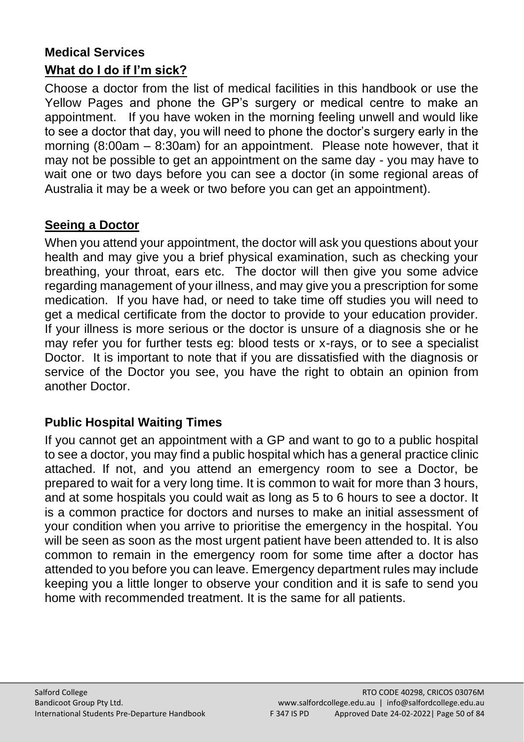## Medical Services

### What do I do if I'm sick?

Choose a doctor from the list of medical facilities in this handbook or use the Yellow Pages and phone the GP's surgery or medical centre to make an appointment. If you have woken in the morning feeling unwell and would like to see a doctor that day, you will need to phone the doctor's surgery early in the morning (8:00am – 8:30am) for an appointment. Please note however, that it may not be possible to get an appointment on the same day - you may have to wait one or two days before you can see a doctor (in some regional areas of Australia it may be a week or two before you can get an appointment).

### Seeing a Doctor

When you attend your appointment, the doctor will ask you questions about your health and may give you a brief physical examination, such as checking your breathing, your throat, ears etc. The doctor will then give you some advice regarding management of your illness, and may give you a prescription for some medication. If you have had, or need to take time off studies you will need to get a medical certificate from the doctor to provide to your education provider. If your illness is more serious or the doctor is unsure of a diagnosis she or he may refer you for further tests eg: blood tests or x-rays, or to see a specialist Doctor. It is important to note that if you are dissatisfied with the diagnosis or service of the Doctor you see, you have the right to obtain an opinion from another Doctor.

### Public Hospital Waiting Times

If you cannot get an appointment with a GP and want to go to a public hospital to see a doctor, you may find a public hospital which has a general practice clinic attached. If not, and you attend an emergency room to see a Doctor, be prepared to wait for a very long time. It is common to wait for more than 3 hours, and at some hospitals you could wait as long as 5 to 6 hours to see a doctor. It is a common practice for doctors and nurses to make an initial assessment of your condition when you arrive to prioritise the emergency in the hospital. You will be seen as soon as the most urgent patient have been attended to. It is also common to remain in the emergency room for some time after a doctor has attended to you before you can leave. Emergency department rules may include keeping you a little longer to observe your condition and it is safe to send you home with recommended treatment. It is the same for all patients.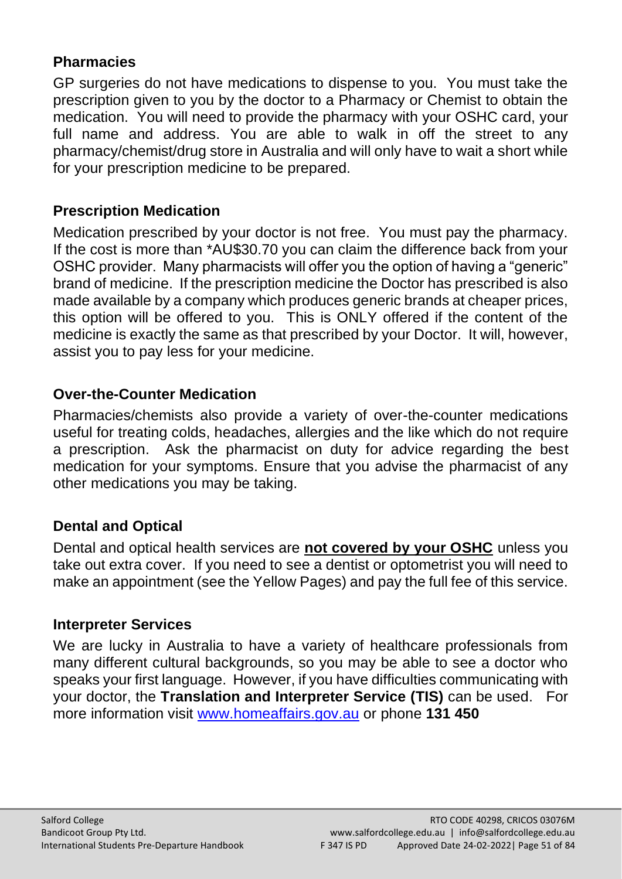### Pharmacies

GP surgeries do not have medications to dispense to you. You must take the prescription given to you by the doctor to a Pharmacy or Chemist to obtain the medication. You will need to provide the pharmacy with your OSHC card, your full name and address. You are able to walk in off the street to any pharmacy/chemist/drug store in Australia and will only have to wait a short while for your prescription medicine to be prepared.

### Prescription Medication

Medication prescribed by your doctor is not free. You must pay the pharmacy. If the cost is more than *AU$30.70 you can claim the difference back from your OSHC provider. Many pharmacists will offer you the option of having a "generic" brand of medicine. If the prescription medicine the Doctor has prescribed is also made available by a company which produces generic brands at cheaper prices, this option will be offered to you. This is ONLY offered if the content of the medicine is exactly the same as that prescribed by your Doctor. It will, however, assist you to pay less for your medicine.

### Over-the-Counter Medication

Pharmacies/chemists also provide a variety of over-the-counter medications useful for treating colds, headaches, allergies and the like which do not require a prescription. Ask the pharmacist on duty for advice regarding the best medication for your symptoms. Ensure that you advise the pharmacist of any other medications you may be taking.

### Dental and Optical

Dental and optical health services are **not covered by your OSHC** unless you take out extra cover. If you need to see a dentist or optometrist you will need to make an appointment (see the Yellow Pages) and pay the full fee of this service.

### Interpreter Services

We are lucky in Australia to have a variety of healthcare professionals from many different cultural backgrounds, so you may be able to see a doctor who speaks your first language. However, if you have difficulties communicating with your doctor, the **Translation and Interpreter Service (TIS)** can be used. For more information visit [www.homeaffairs.gov.au](http://www.homeaffairs.gov.au) or phone **131 450**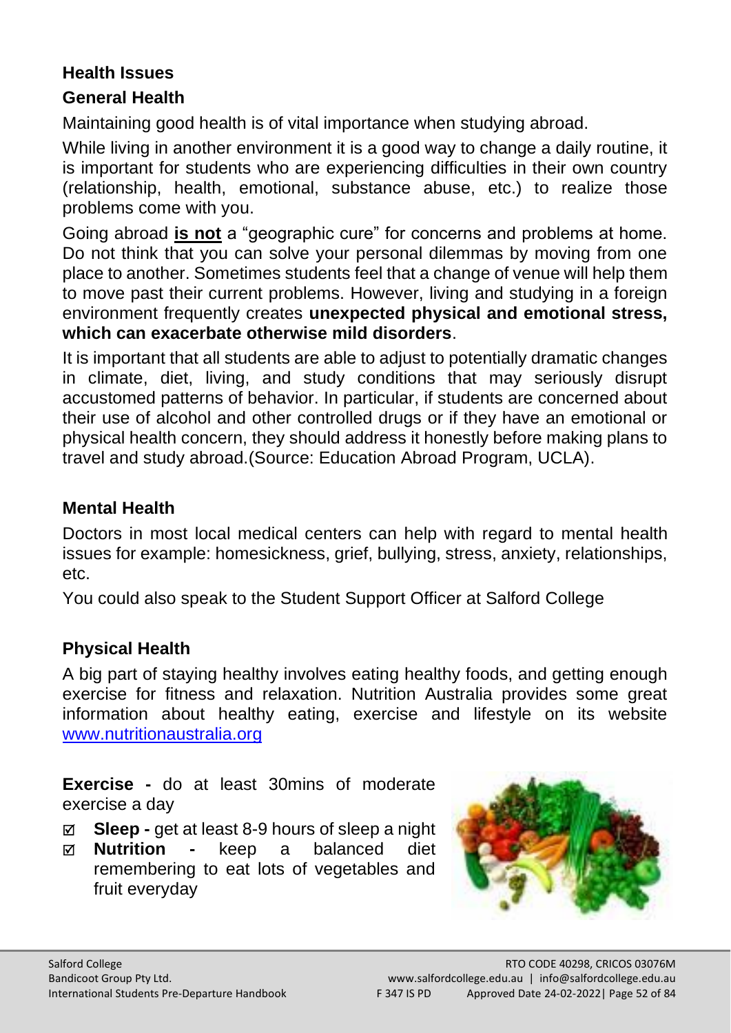## Health Issues

### General Health

Maintaining good health is of vital importance when studying abroad.

While living in another environment it is a good way to change a daily routine, it is important for students who are experiencing difficulties in their own country (relationship, health, emotional, substance abuse, etc.) to realize those problems come with you.

Going abroad **<u>is not</u>** a "geographic cure" for concerns and problems at home. Do not think that you can solve your personal dilemmas by moving from one place to another. Sometimes students feel that a change of venue will help them to move past their current problems. However, living and studying in a foreign environment frequently creates **unexpected physical and emotional stress, which can exacerbate otherwise mild disorders**.

It is important that all students are able to adjust to potentially dramatic changes in climate, diet, living, and study conditions that may seriously disrupt accustomed patterns of behavior. In particular, if students are concerned about their use of alcohol and other controlled drugs or if they have an emotional or physical health concern, they should address it honestly before making plans to travel and study abroad.(Source: Education Abroad Program, UCLA).

### Mental Health

Doctors in most local medical centers can help with regard to mental health issues for example: homesickness, grief, bullying, stress, anxiety, relationships, etc.

You could also speak to the Student Support Officer at Salford College

### Physical Health

A big part of staying healthy involves eating healthy foods, and getting enough exercise for fitness and relaxation. Nutrition Australia provides some great information about healthy eating, exercise and lifestyle on its website [www.nutritionaustralia.org](www.nutritionaustralia.org)

**Exercise -** do at least 30mins of moderate exercise a day

- ☑ **Sleep -** get at least 8-9 hours of sleep a night
- ☑ **Nutrition -** keep a balanced diet remembering to eat lots of vegetables and fruit everyday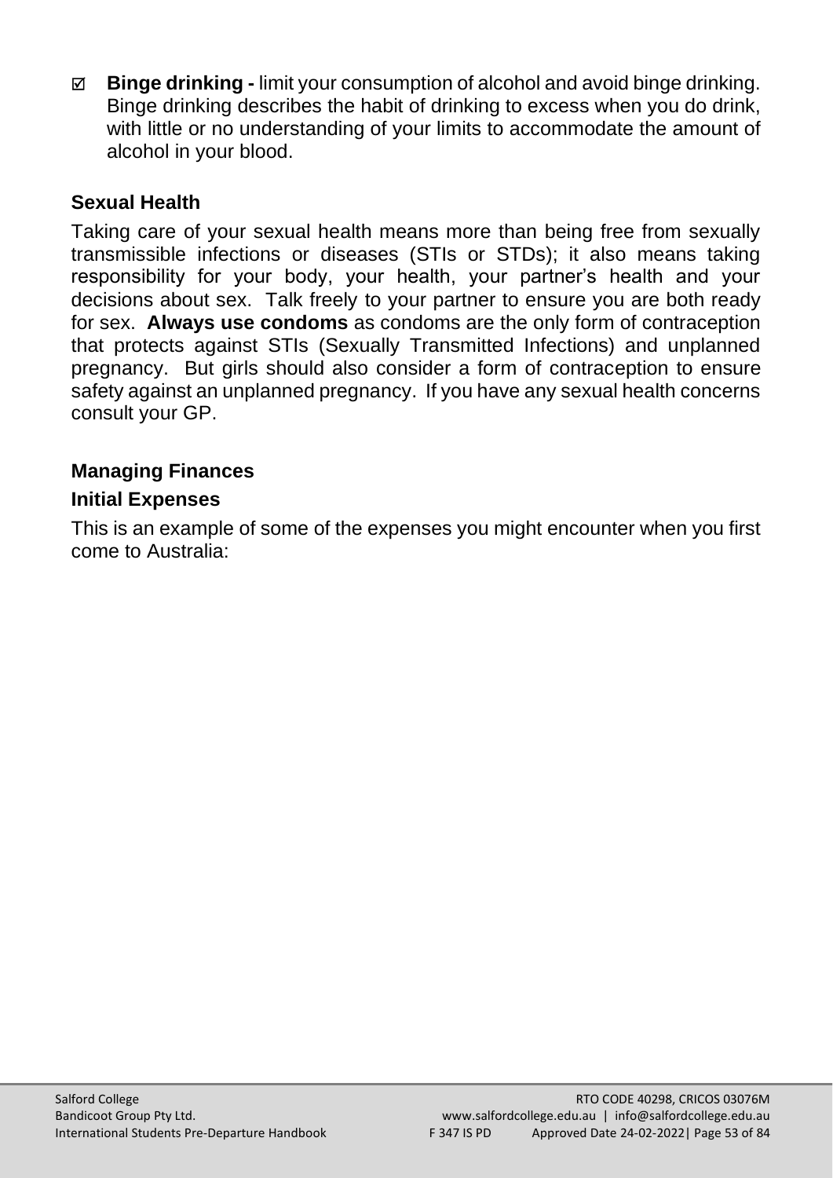- ☑ **Binge drinking -** limit your consumption of alcohol and avoid binge drinking. Binge drinking describes the habit of drinking to excess when you do drink, with little or no understanding of your limits to accommodate the amount of alcohol in your blood.

### Sexual Health

Taking care of your sexual health means more than being free from sexually transmissible infections or diseases (STIs or STDs); it also means taking responsibility for your body, your health, your partner's health and your decisions about sex. Talk freely to your partner to ensure you are both ready for sex. **Always use condoms** as condoms are the only form of contraception that protects against STIs (Sexually Transmitted Infections) and unplanned pregnancy. But girls should also consider a form of contraception to ensure safety against an unplanned pregnancy. If you have any sexual health concerns consult your GP.

### Managing Finances

### Initial Expenses

This is an example of some of the expenses you might encounter when you first come to Australia: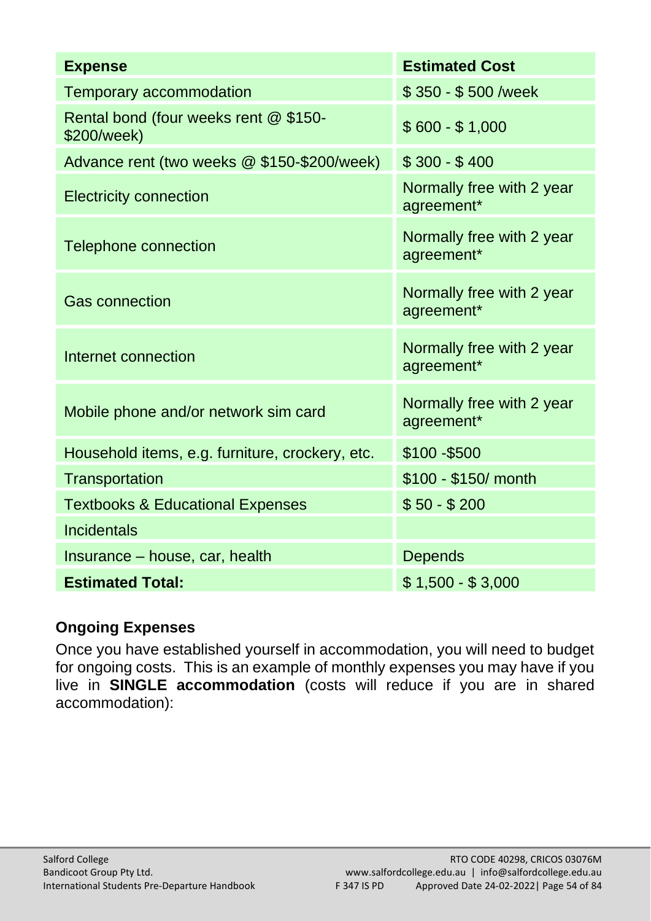| Expense | Estimated Cost |
| --- | --- |
| Temporary accommodation | $ 350 - $ 500 /week |
| Rental bond (four weeks rent @ $150-$200/week) | $ 600 - $ 1,000 |
| Advance rent (two weeks @ $150-$200/week) | $ 300 - $ 400 |
| Electricity connection | Normally free with 2 year agreement* |
| Telephone connection | Normally free with 2 year agreement* |
| Gas connection | Normally free with 2 year agreement* |
| Internet connection | Normally free with 2 year agreement* |
| Mobile phone and/or network sim card | Normally free with 2 year agreement* |
| Household items, e.g. furniture, crockery, etc. | $100 -$500 |
| Transportation | $100 - $150/ month |
| Textbooks & Educational Expenses | $ 50 - $ 200 |
| Incidentals | |
| Insurance – house, car, health | Depends |
| **Estimated Total:** | $ 1,500 - $ 3,000 |

### Ongoing Expenses

Once you have established yourself in accommodation, you will need to budget for ongoing costs. This is an example of monthly expenses you may have if you live in **SINGLE accommodation** (costs will reduce if you are in shared accommodation):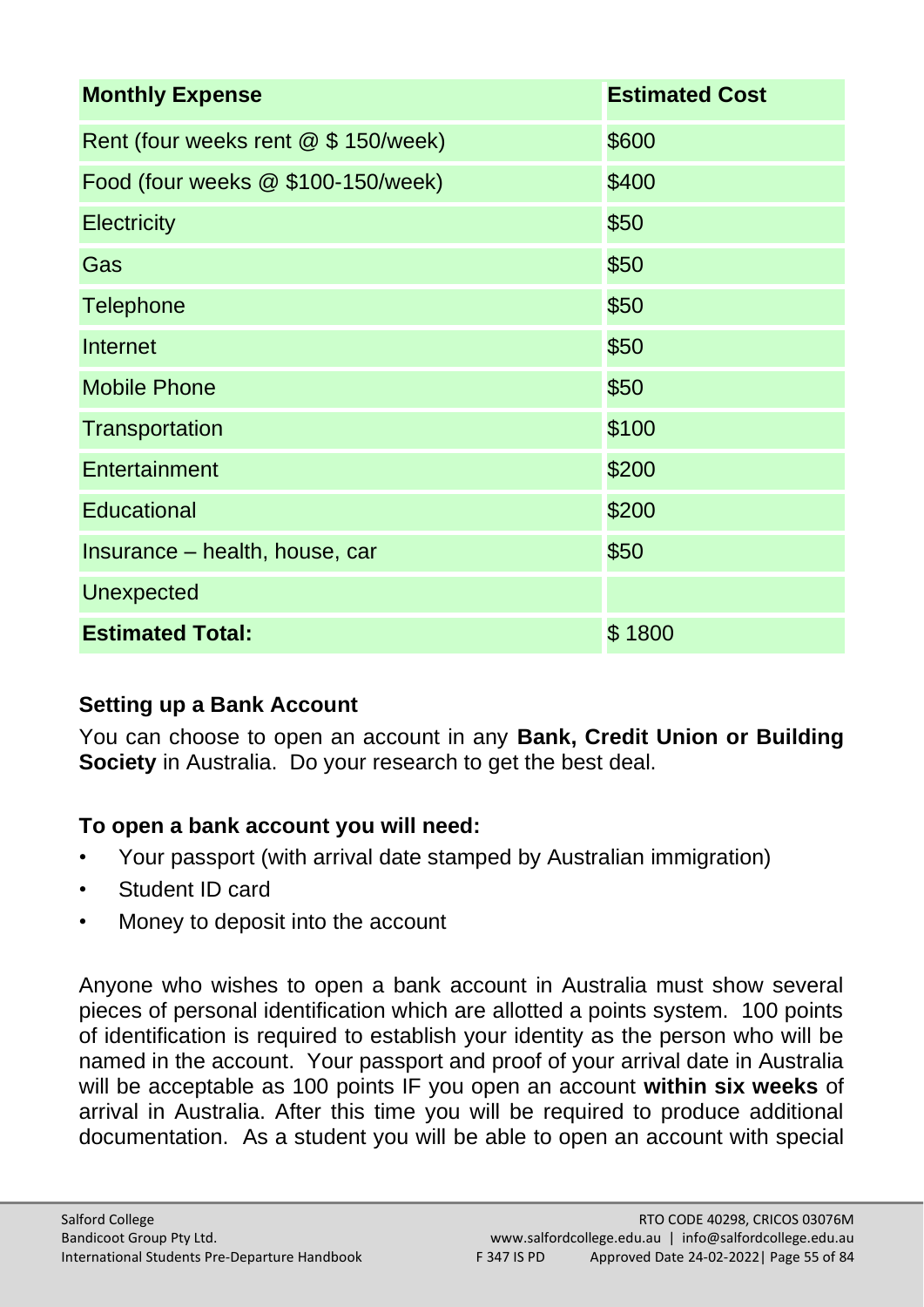| **Monthly Expense** | **Estimated Cost** |
|---|---|
| Rent (four weeks rent @ $ 150/week) | $600 |
| Food (four weeks @ $100-150/week) | $400 |
| Electricity | $50 |
| Gas | $50 |
| Telephone | $50 |
| Internet | $50 |
| Mobile Phone | $50 |
| Transportation | $100 |
| Entertainment | $200 |
| Educational | $200 |
| Insurance – health, house, car | $50 |
| Unexpected | |
| **Estimated Total:** | $ 1800 |

### Setting up a Bank Account

You can choose to open an account in any **Bank, Credit Union or Building Society** in Australia. Do your research to get the best deal.

### To open a bank account you will need:

- Your passport (with arrival date stamped by Australian immigration)
- Student ID card
- Money to deposit into the account

Anyone who wishes to open a bank account in Australia must show several pieces of personal identification which are allotted a points system. 100 points of identification is required to establish your identity as the person who will be named in the account. Your passport and proof of your arrival date in Australia will be acceptable as 100 points IF you open an account **within six weeks** of arrival in Australia. After this time you will be required to produce additional documentation. As a student you will be able to open an account with special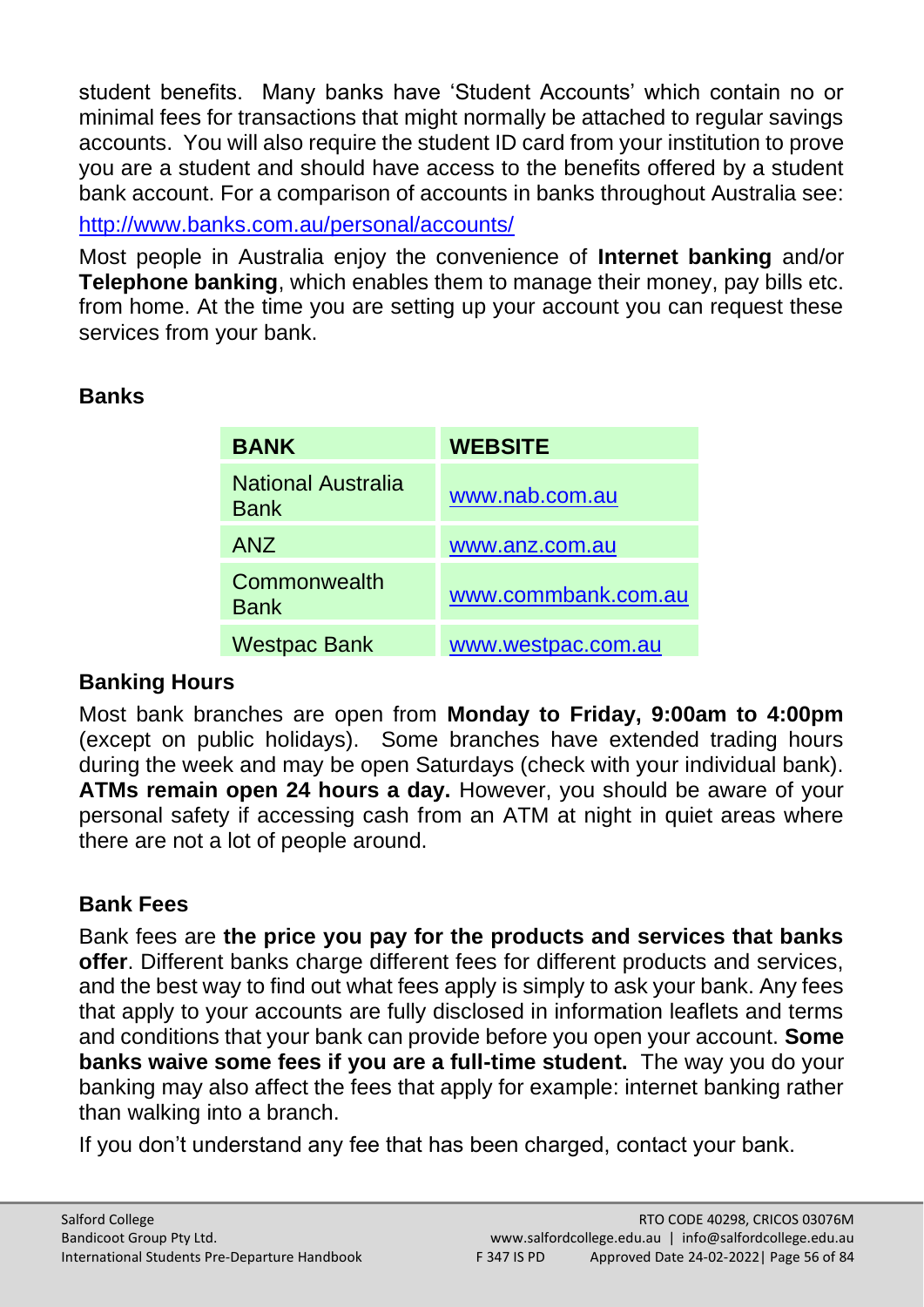student benefits. Many banks have 'Student Accounts' which contain no or minimal fees for transactions that might normally be attached to regular savings accounts. You will also require the student ID card from your institution to prove you are a student and should have access to the benefits offered by a student bank account. For a comparison of accounts in banks throughout Australia see:

http://www.banks.com.au/personal/accounts/

Most people in Australia enjoy the convenience of **Internet banking** and/or **Telephone banking**, which enables them to manage their money, pay bills etc. from home. At the time you are setting up your account you can request these services from your bank.

**Banks**

| BANK | WEBSITE |
|---|---|
| National Australia Bank | www.nab.com.au |
| ANZ | www.anz.com.au |
| Commonwealth Bank | www.commbank.com.au |
| Westpac Bank | www.westpac.com.au |

**Banking Hours**

Most bank branches are open from **Monday to Friday, 9:00am to 4:00pm** (except on public holidays). Some branches have extended trading hours during the week and may be open Saturdays (check with your individual bank). **ATMs remain open 24 hours a day.** However, you should be aware of your personal safety if accessing cash from an ATM at night in quiet areas where there are not a lot of people around.

**Bank Fees**

Bank fees are **the price you pay for the products and services that banks offer**. Different banks charge different fees for different products and services, and the best way to find out what fees apply is simply to ask your bank. Any fees that apply to your accounts are fully disclosed in information leaflets and terms and conditions that your bank can provide before you open your account. **Some banks waive some fees if you are a full-time student.** The way you do your banking may also affect the fees that apply for example: internet banking rather than walking into a branch.

If you don't understand any fee that has been charged, contact your bank.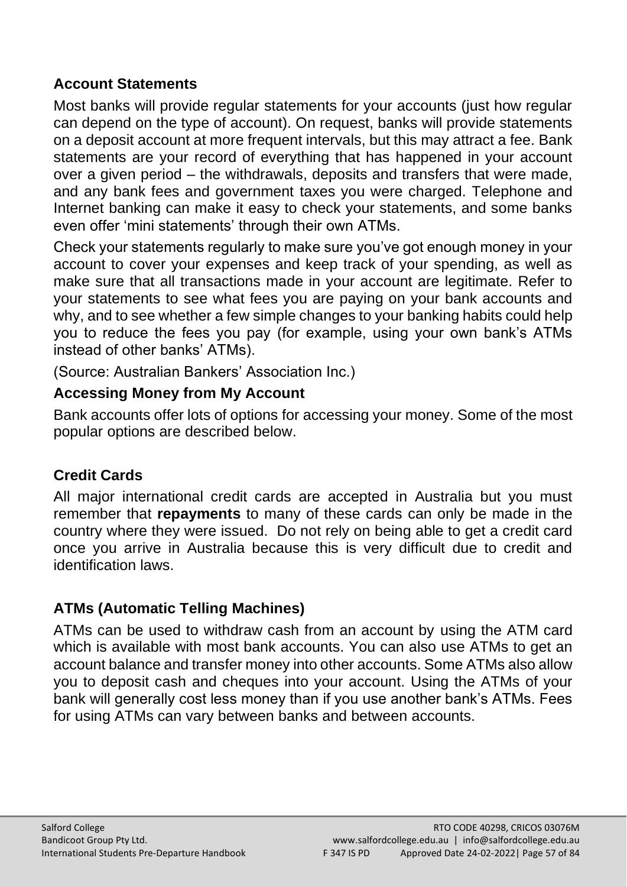### Account Statements

Most banks will provide regular statements for your accounts (just how regular can depend on the type of account). On request, banks will provide statements on a deposit account at more frequent intervals, but this may attract a fee. Bank statements are your record of everything that has happened in your account over a given period – the withdrawals, deposits and transfers that were made, and any bank fees and government taxes you were charged. Telephone and Internet banking can make it easy to check your statements, and some banks even offer 'mini statements' through their own ATMs.

Check your statements regularly to make sure you've got enough money in your account to cover your expenses and keep track of your spending, as well as make sure that all transactions made in your account are legitimate. Refer to your statements to see what fees you are paying on your bank accounts and why, and to see whether a few simple changes to your banking habits could help you to reduce the fees you pay (for example, using your own bank's ATMs instead of other banks' ATMs).

(Source: Australian Bankers' Association Inc.)

### Accessing Money from My Account

Bank accounts offer lots of options for accessing your money. Some of the most popular options are described below.

### Credit Cards

All major international credit cards are accepted in Australia but you must remember that **repayments** to many of these cards can only be made in the country where they were issued. Do not rely on being able to get a credit card once you arrive in Australia because this is very difficult due to credit and identification laws.

### ATMs (Automatic Telling Machines)

ATMs can be used to withdraw cash from an account by using the ATM card which is available with most bank accounts. You can also use ATMs to get an account balance and transfer money into other accounts. Some ATMs also allow you to deposit cash and cheques into your account. Using the ATMs of your bank will generally cost less money than if you use another bank's ATMs. Fees for using ATMs can vary between banks and between accounts.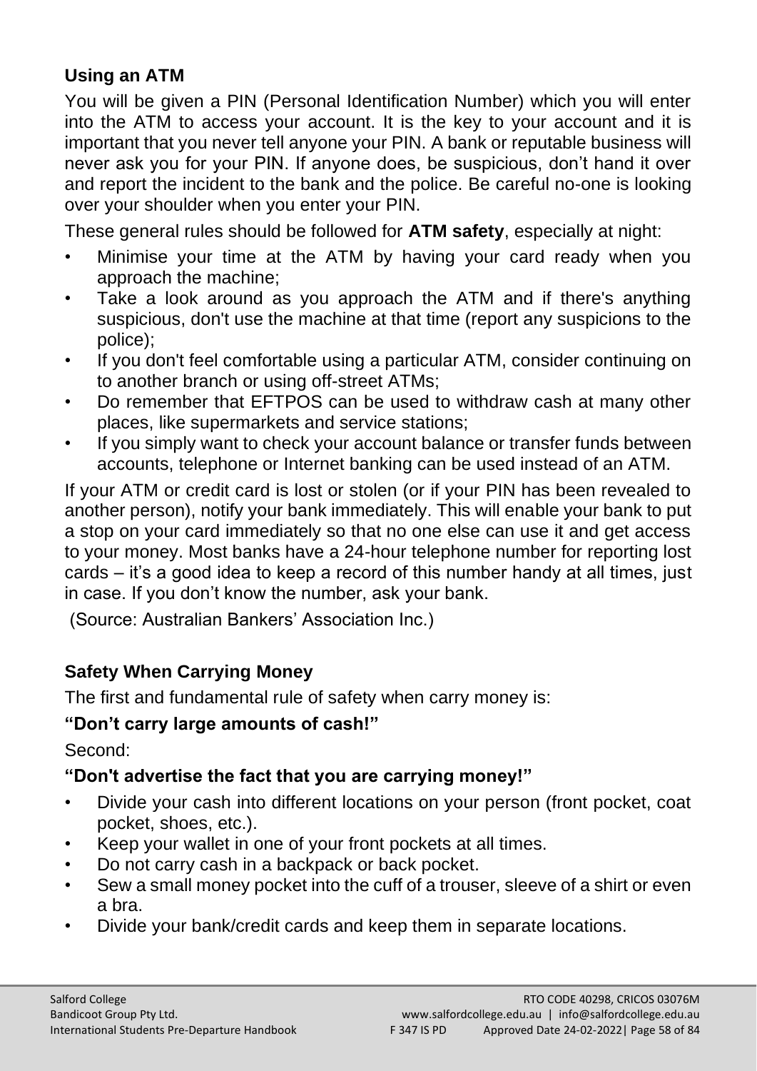### Using an ATM

You will be given a PIN (Personal Identification Number) which you will enter into the ATM to access your account. It is the key to your account and it is important that you never tell anyone your PIN. A bank or reputable business will never ask you for your PIN. If anyone does, be suspicious, don't hand it over and report the incident to the bank and the police. Be careful no-one is looking over your shoulder when you enter your PIN.

These general rules should be followed for **ATM safety**, especially at night:

- Minimise your time at the ATM by having your card ready when you approach the machine;
- Take a look around as you approach the ATM and if there's anything suspicious, don't use the machine at that time (report any suspicions to the police);
- If you don't feel comfortable using a particular ATM, consider continuing on to another branch or using off-street ATMs;
- Do remember that EFTPOS can be used to withdraw cash at many other places, like supermarkets and service stations;
- If you simply want to check your account balance or transfer funds between accounts, telephone or Internet banking can be used instead of an ATM.

If your ATM or credit card is lost or stolen (or if your PIN has been revealed to another person), notify your bank immediately. This will enable your bank to put a stop on your card immediately so that no one else can use it and get access to your money. Most banks have a 24-hour telephone number for reporting lost cards – it's a good idea to keep a record of this number handy at all times, just in case. If you don't know the number, ask your bank.

(Source: Australian Bankers' Association Inc.)

### Safety When Carrying Money

The first and fundamental rule of safety when carry money is:

**"Don't carry large amounts of cash!"**

Second:

**"Don't advertise the fact that you are carrying money!"**

- Divide your cash into different locations on your person (front pocket, coat pocket, shoes, etc.).
- Keep your wallet in one of your front pockets at all times.
- Do not carry cash in a backpack or back pocket.
- Sew a small money pocket into the cuff of a trouser, sleeve of a shirt or even a bra.
- Divide your bank/credit cards and keep them in separate locations.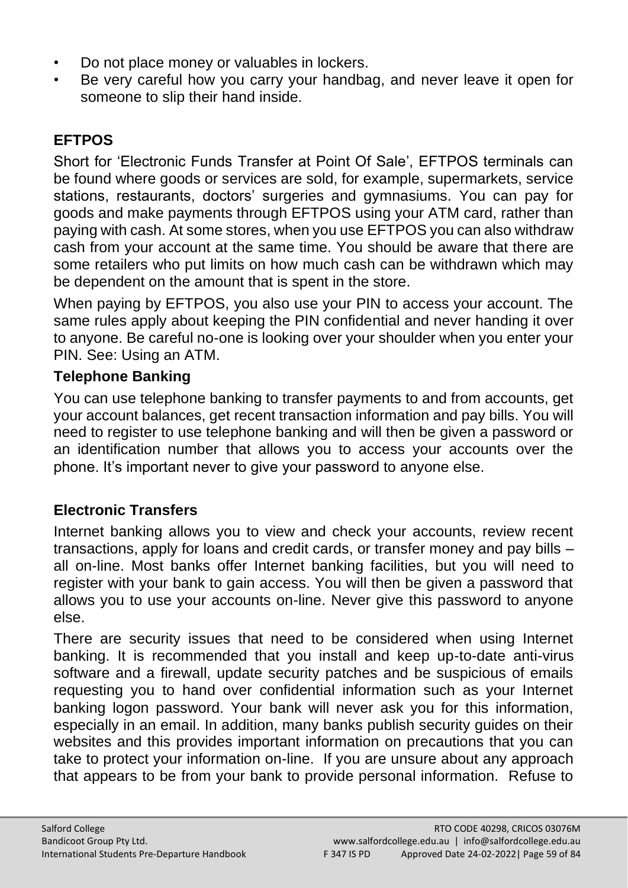- Do not place money or valuables in lockers.
- Be very careful how you carry your handbag, and never leave it open for someone to slip their hand inside.

## EFTPOS

Short for 'Electronic Funds Transfer at Point Of Sale', EFTPOS terminals can be found where goods or services are sold, for example, supermarkets, service stations, restaurants, doctors' surgeries and gymnasiums. You can pay for goods and make payments through EFTPOS using your ATM card, rather than paying with cash. At some stores, when you use EFTPOS you can also withdraw cash from your account at the same time. You should be aware that there are some retailers who put limits on how much cash can be withdrawn which may be dependent on the amount that is spent in the store.

When paying by EFTPOS, you also use your PIN to access your account. The same rules apply about keeping the PIN confidential and never handing it over to anyone. Be careful no-one is looking over your shoulder when you enter your PIN. See: Using an ATM.

### Telephone Banking

You can use telephone banking to transfer payments to and from accounts, get your account balances, get recent transaction information and pay bills. You will need to register to use telephone banking and will then be given a password or an identification number that allows you to access your accounts over the phone. It's important never to give your password to anyone else.

### Electronic Transfers

Internet banking allows you to view and check your accounts, review recent transactions, apply for loans and credit cards, or transfer money and pay bills – all on-line. Most banks offer Internet banking facilities, but you will need to register with your bank to gain access. You will then be given a password that allows you to use your accounts on-line. Never give this password to anyone else.

There are security issues that need to be considered when using Internet banking. It is recommended that you install and keep up-to-date anti-virus software and a firewall, update security patches and be suspicious of emails requesting you to hand over confidential information such as your Internet banking logon password. Your bank will never ask you for this information, especially in an email. In addition, many banks publish security guides on their websites and this provides important information on precautions that you can take to protect your information on-line. If you are unsure about any approach that appears to be from your bank to provide personal information. Refuse to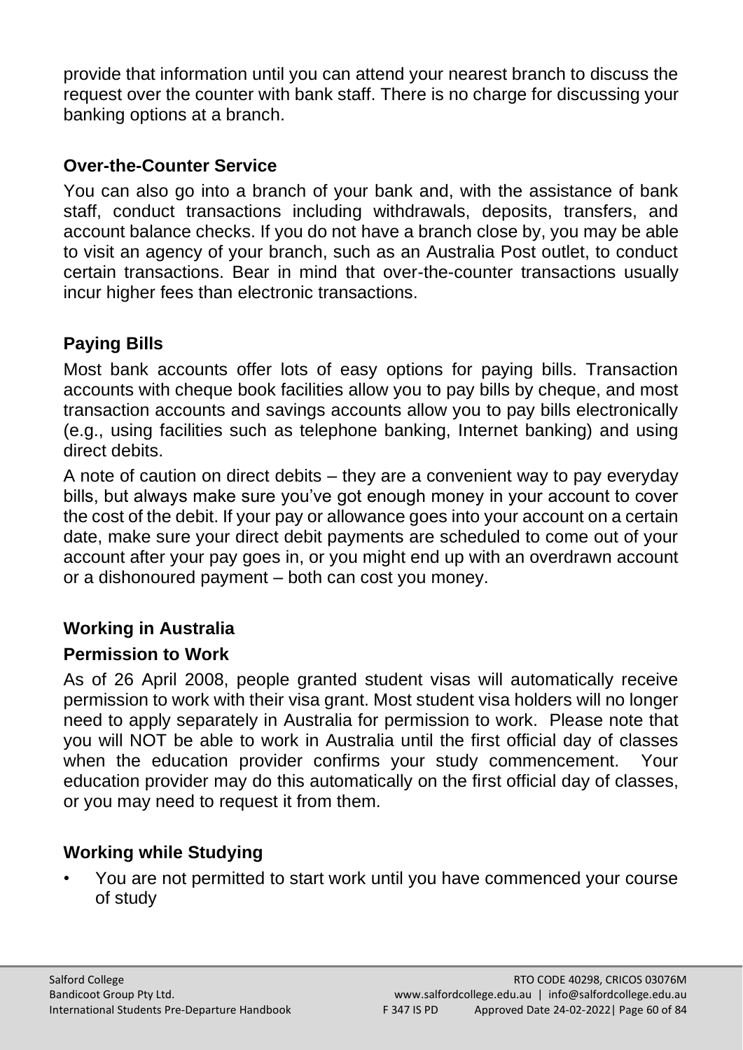provide that information until you can attend your nearest branch to discuss the request over the counter with bank staff. There is no charge for discussing your banking options at a branch.

### Over-the-Counter Service

You can also go into a branch of your bank and, with the assistance of bank staff, conduct transactions including withdrawals, deposits, transfers, and account balance checks. If you do not have a branch close by, you may be able to visit an agency of your branch, such as an Australia Post outlet, to conduct certain transactions. Bear in mind that over-the-counter transactions usually incur higher fees than electronic transactions.

### Paying Bills

Most bank accounts offer lots of easy options for paying bills. Transaction accounts with cheque book facilities allow you to pay bills by cheque, and most transaction accounts and savings accounts allow you to pay bills electronically (e.g., using facilities such as telephone banking, Internet banking) and using direct debits.

A note of caution on direct debits – they are a convenient way to pay everyday bills, but always make sure you've got enough money in your account to cover the cost of the debit. If your pay or allowance goes into your account on a certain date, make sure your direct debit payments are scheduled to come out of your account after your pay goes in, or you might end up with an overdrawn account or a dishonoured payment – both can cost you money.

## Working in Australia

### Permission to Work

As of 26 April 2008, people granted student visas will automatically receive permission to work with their visa grant. Most student visa holders will no longer need to apply separately in Australia for permission to work. Please note that you will NOT be able to work in Australia until the first official day of classes when the education provider confirms your study commencement. Your education provider may do this automatically on the first official day of classes, or you may need to request it from them.

### Working while Studying

- You are not permitted to start work until you have commenced your course of study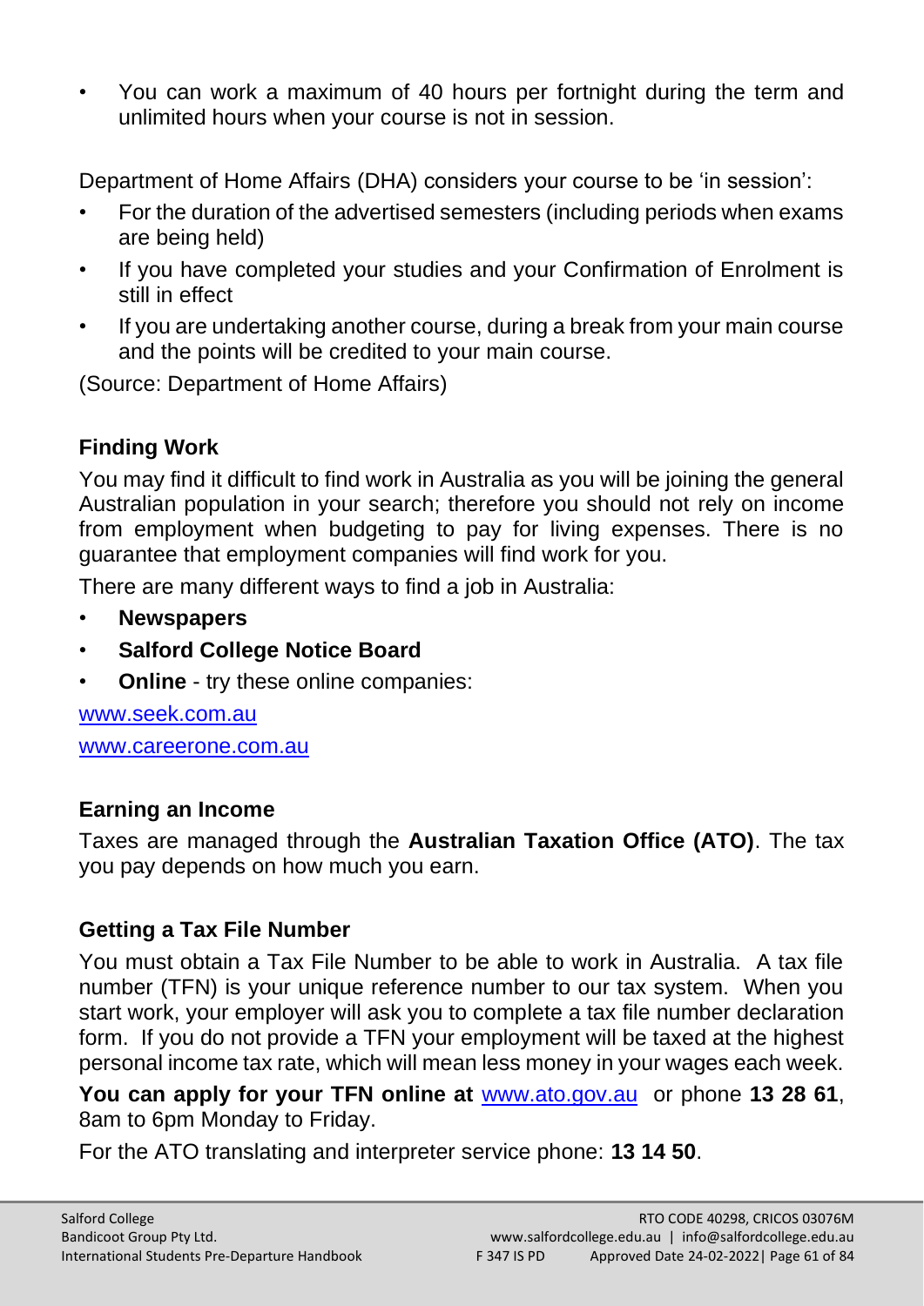- You can work a maximum of 40 hours per fortnight during the term and unlimited hours when your course is not in session.

Department of Home Affairs (DHA) considers your course to be 'in session':

- For the duration of the advertised semesters (including periods when exams are being held)
- If you have completed your studies and your Confirmation of Enrolment is still in effect
- If you are undertaking another course, during a break from your main course and the points will be credited to your main course.

(Source: Department of Home Affairs)

### Finding Work

You may find it difficult to find work in Australia as you will be joining the general Australian population in your search; therefore you should not rely on income from employment when budgeting to pay for living expenses. There is no guarantee that employment companies will find work for you.

There are many different ways to find a job in Australia:

- **Newspapers**
- **Salford College Notice Board**
- **Online** - try these online companies:

www.seek.com.au

www.careerone.com.au

### Earning an Income

Taxes are managed through the **Australian Taxation Office (ATO)**. The tax you pay depends on how much you earn.

### Getting a Tax File Number

You must obtain a Tax File Number to be able to work in Australia. A tax file number (TFN) is your unique reference number to our tax system. When you start work, your employer will ask you to complete a tax file number declaration form. If you do not provide a TFN your employment will be taxed at the highest personal income tax rate, which will mean less money in your wages each week.

**You can apply for your TFN online at** www.ato.gov.au or phone **13 28 61**, 8am to 6pm Monday to Friday.

For the ATO translating and interpreter service phone: **13 14 50**.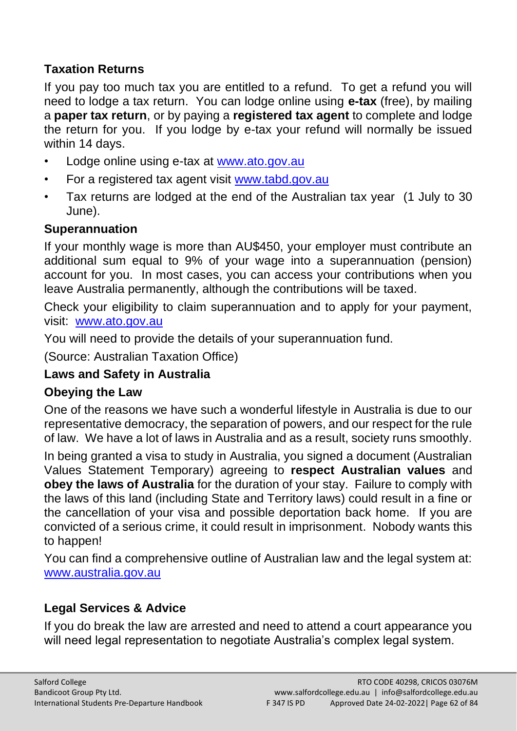## Taxation Returns

If you pay too much tax you are entitled to a refund. To get a refund you will need to lodge a tax return. You can lodge online using **e-tax** (free), by mailing a **paper tax return**, or by paying a **registered tax agent** to complete and lodge the return for you. If you lodge by e-tax your refund will normally be issued within 14 days.

- Lodge online using e-tax at www.ato.gov.au
- For a registered tax agent visit www.tabd.gov.au
- Tax returns are lodged at the end of the Australian tax year (1 July to 30 June).

## Superannuation

If your monthly wage is more than AU$450, your employer must contribute an additional sum equal to 9% of your wage into a superannuation (pension) account for you. In most cases, you can access your contributions when you leave Australia permanently, although the contributions will be taxed.

Check your eligibility to claim superannuation and to apply for your payment, visit: www.ato.gov.au

You will need to provide the details of your superannuation fund.

(Source: Australian Taxation Office)

## Laws and Safety in Australia

### Obeying the Law

One of the reasons we have such a wonderful lifestyle in Australia is due to our representative democracy, the separation of powers, and our respect for the rule of law. We have a lot of laws in Australia and as a result, society runs smoothly.

In being granted a visa to study in Australia, you signed a document (Australian Values Statement Temporary) agreeing to **respect Australian values** and **obey the laws of Australia** for the duration of your stay. Failure to comply with the laws of this land (including State and Territory laws) could result in a fine or the cancellation of your visa and possible deportation back home. If you are convicted of a serious crime, it could result in imprisonment. Nobody wants this to happen!

You can find a comprehensive outline of Australian law and the legal system at: www.australia.gov.au

### Legal Services & Advice

If you do break the law are arrested and need to attend a court appearance you will need legal representation to negotiate Australia's complex legal system.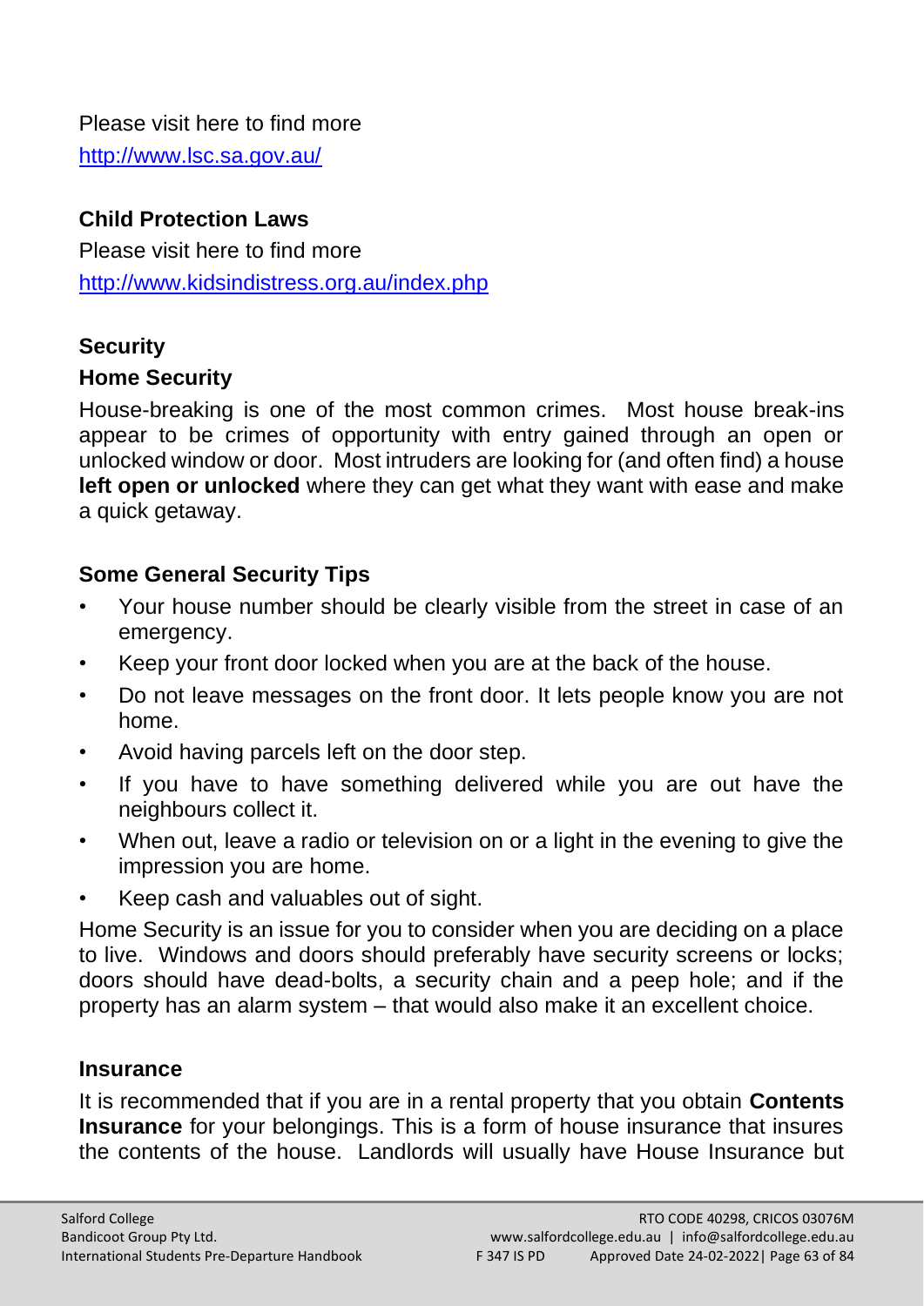Please visit here to find more
http://www.lsc.sa.gov.au/

**Child Protection Laws**

Please visit here to find more
http://www.kidsindistress.org.au/index.php

**Security**

**Home Security**

House-breaking is one of the most common crimes. Most house break-ins appear to be crimes of opportunity with entry gained through an open or unlocked window or door. Most intruders are looking for (and often find) a house **left open or unlocked** where they can get what they want with ease and make a quick getaway.

**Some General Security Tips**

- Your house number should be clearly visible from the street in case of an emergency.
- Keep your front door locked when you are at the back of the house.
- Do not leave messages on the front door. It lets people know you are not home.
- Avoid having parcels left on the door step.
- If you have to have something delivered while you are out have the neighbours collect it.
- When out, leave a radio or television on or a light in the evening to give the impression you are home.
- Keep cash and valuables out of sight.

Home Security is an issue for you to consider when you are deciding on a place to live. Windows and doors should preferably have security screens or locks; doors should have dead-bolts, a security chain and a peep hole; and if the property has an alarm system – that would also make it an excellent choice.

**Insurance**

It is recommended that if you are in a rental property that you obtain **Contents Insurance** for your belongings. This is a form of house insurance that insures the contents of the house. Landlords will usually have House Insurance but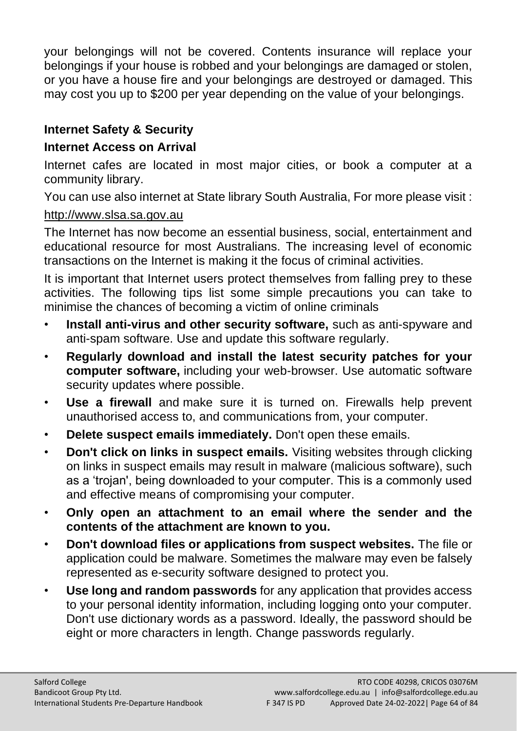your belongings will not be covered. Contents insurance will replace your belongings if your house is robbed and your belongings are damaged or stolen, or you have a house fire and your belongings are destroyed or damaged. This may cost you up to $200 per year depending on the value of your belongings.

## Internet Safety & Security

### Internet Access on Arrival

Internet cafes are located in most major cities, or book a computer at a community library.

You can use also internet at State library South Australia, For more please visit :

http://www.slsa.sa.gov.au

The Internet has now become an essential business, social, entertainment and educational resource for most Australians. The increasing level of economic transactions on the Internet is making it the focus of criminal activities.

It is important that Internet users protect themselves from falling prey to these activities. The following tips list some simple precautions you can take to minimise the chances of becoming a victim of online criminals

- **Install anti-virus and other security software,** such as anti-spyware and anti-spam software. Use and update this software regularly.
- **Regularly download and install the latest security patches for your computer software,** including your web-browser. Use automatic software security updates where possible.
- **Use a firewall** and make sure it is turned on. Firewalls help prevent unauthorised access to, and communications from, your computer.
- **Delete suspect emails immediately.** Don't open these emails.
- **Don't click on links in suspect emails.** Visiting websites through clicking on links in suspect emails may result in malware (malicious software), such as a 'trojan', being downloaded to your computer. This is a commonly used and effective means of compromising your computer.
- **Only open an attachment to an email where the sender and the contents of the attachment are known to you.**
- **Don't download files or applications from suspect websites.** The file or application could be malware. Sometimes the malware may even be falsely represented as e-security software designed to protect you.
- **Use long and random passwords** for any application that provides access to your personal identity information, including logging onto your computer. Don't use dictionary words as a password. Ideally, the password should be eight or more characters in length. Change passwords regularly.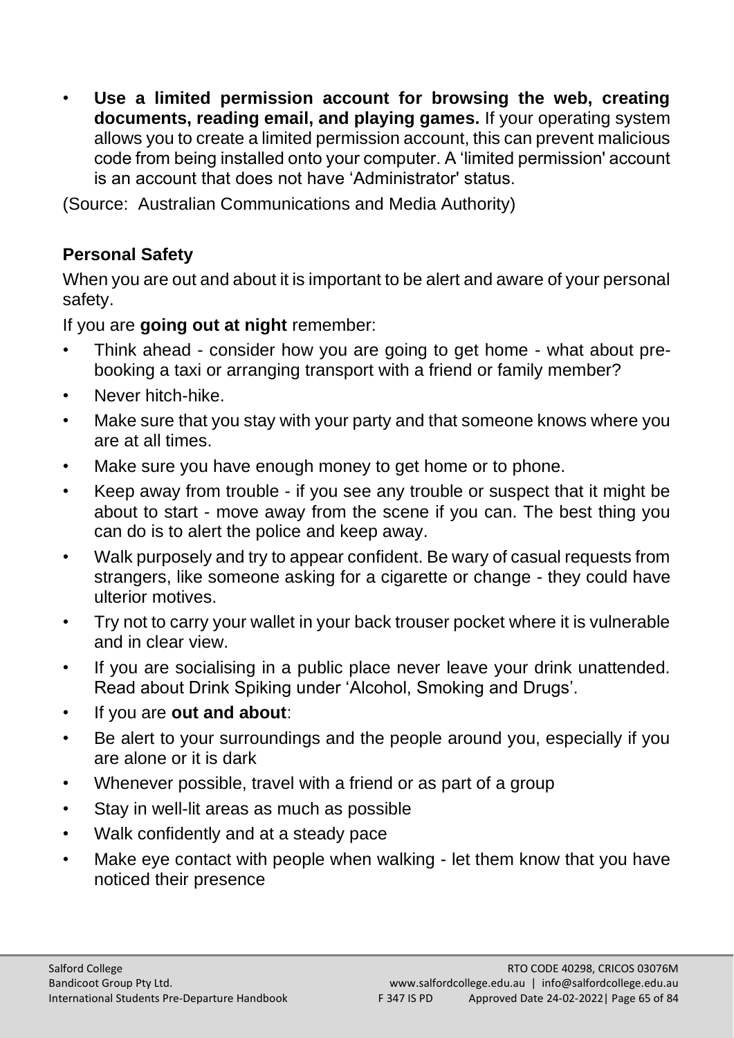- **Use a limited permission account for browsing the web, creating documents, reading email, and playing games.** If your operating system allows you to create a limited permission account, this can prevent malicious code from being installed onto your computer. A 'limited permission' account is an account that does not have 'Administrator' status.

(Source: Australian Communications and Media Authority)

### Personal Safety

When you are out and about it is important to be alert and aware of your personal safety.

If you are **going out at night** remember:

- Think ahead - consider how you are going to get home - what about pre-booking a taxi or arranging transport with a friend or family member?
- Never hitch-hike.
- Make sure that you stay with your party and that someone knows where you are at all times.
- Make sure you have enough money to get home or to phone.
- Keep away from trouble - if you see any trouble or suspect that it might be about to start - move away from the scene if you can. The best thing you can do is to alert the police and keep away.
- Walk purposely and try to appear confident. Be wary of casual requests from strangers, like someone asking for a cigarette or change - they could have ulterior motives.
- Try not to carry your wallet in your back trouser pocket where it is vulnerable and in clear view.
- If you are socialising in a public place never leave your drink unattended. Read about Drink Spiking under 'Alcohol, Smoking and Drugs'.
- If you are **out and about**:
- Be alert to your surroundings and the people around you, especially if you are alone or it is dark
- Whenever possible, travel with a friend or as part of a group
- Stay in well-lit areas as much as possible
- Walk confidently and at a steady pace
- Make eye contact with people when walking - let them know that you have noticed their presence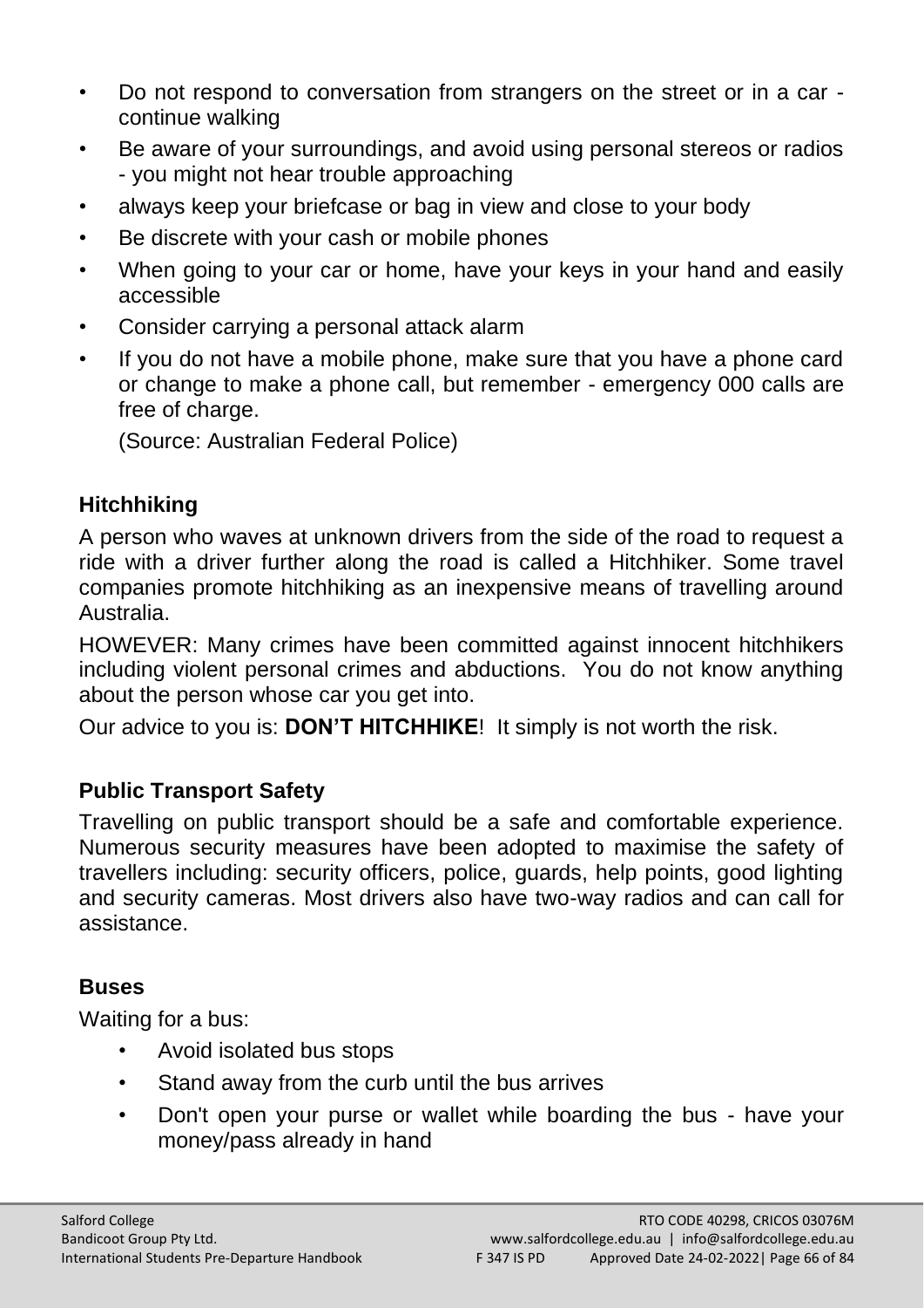- Do not respond to conversation from strangers on the street or in a car - continue walking
- Be aware of your surroundings, and avoid using personal stereos or radios - you might not hear trouble approaching
- always keep your briefcase or bag in view and close to your body
- Be discrete with your cash or mobile phones
- When going to your car or home, have your keys in your hand and easily accessible
- Consider carrying a personal attack alarm
- If you do not have a mobile phone, make sure that you have a phone card or change to make a phone call, but remember - emergency 000 calls are free of charge.

  (Source: Australian Federal Police)

### Hitchhiking

A person who waves at unknown drivers from the side of the road to request a ride with a driver further along the road is called a Hitchhiker. Some travel companies promote hitchhiking as an inexpensive means of travelling around Australia.

HOWEVER: Many crimes have been committed against innocent hitchhikers including violent personal crimes and abductions. You do not know anything about the person whose car you get into.

Our advice to you is: **DON'T HITCHHIKE**! It simply is not worth the risk.

### Public Transport Safety

Travelling on public transport should be a safe and comfortable experience. Numerous security measures have been adopted to maximise the safety of travellers including: security officers, police, guards, help points, good lighting and security cameras. Most drivers also have two-way radios and can call for assistance.

### Buses

Waiting for a bus:

- Avoid isolated bus stops
- Stand away from the curb until the bus arrives
- Don't open your purse or wallet while boarding the bus - have your money/pass already in hand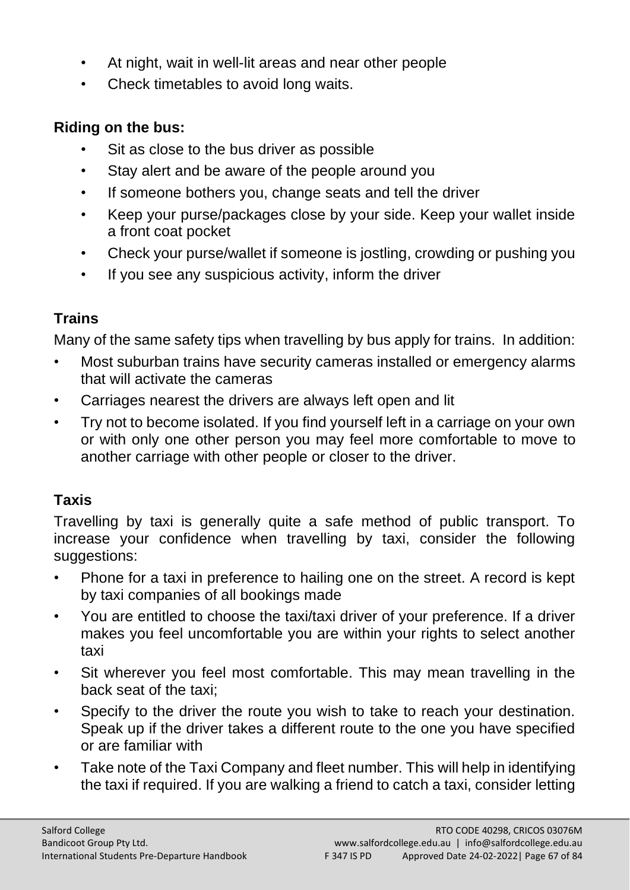- At night, wait in well-lit areas and near other people
- Check timetables to avoid long waits.

**Riding on the bus:**

- Sit as close to the bus driver as possible
- Stay alert and be aware of the people around you
- If someone bothers you, change seats and tell the driver
- Keep your purse/packages close by your side. Keep your wallet inside a front coat pocket
- Check your purse/wallet if someone is jostling, crowding or pushing you
- If you see any suspicious activity, inform the driver

## Trains

Many of the same safety tips when travelling by bus apply for trains. In addition:

- Most suburban trains have security cameras installed or emergency alarms that will activate the cameras
- Carriages nearest the drivers are always left open and lit
- Try not to become isolated. If you find yourself left in a carriage on your own or with only one other person you may feel more comfortable to move to another carriage with other people or closer to the driver.

## Taxis

Travelling by taxi is generally quite a safe method of public transport. To increase your confidence when travelling by taxi, consider the following suggestions:

- Phone for a taxi in preference to hailing one on the street. A record is kept by taxi companies of all bookings made
- You are entitled to choose the taxi/taxi driver of your preference. If a driver makes you feel uncomfortable you are within your rights to select another taxi
- Sit wherever you feel most comfortable. This may mean travelling in the back seat of the taxi;
- Specify to the driver the route you wish to take to reach your destination. Speak up if the driver takes a different route to the one you have specified or are familiar with
- Take note of the Taxi Company and fleet number. This will help in identifying the taxi if required. If you are walking a friend to catch a taxi, consider letting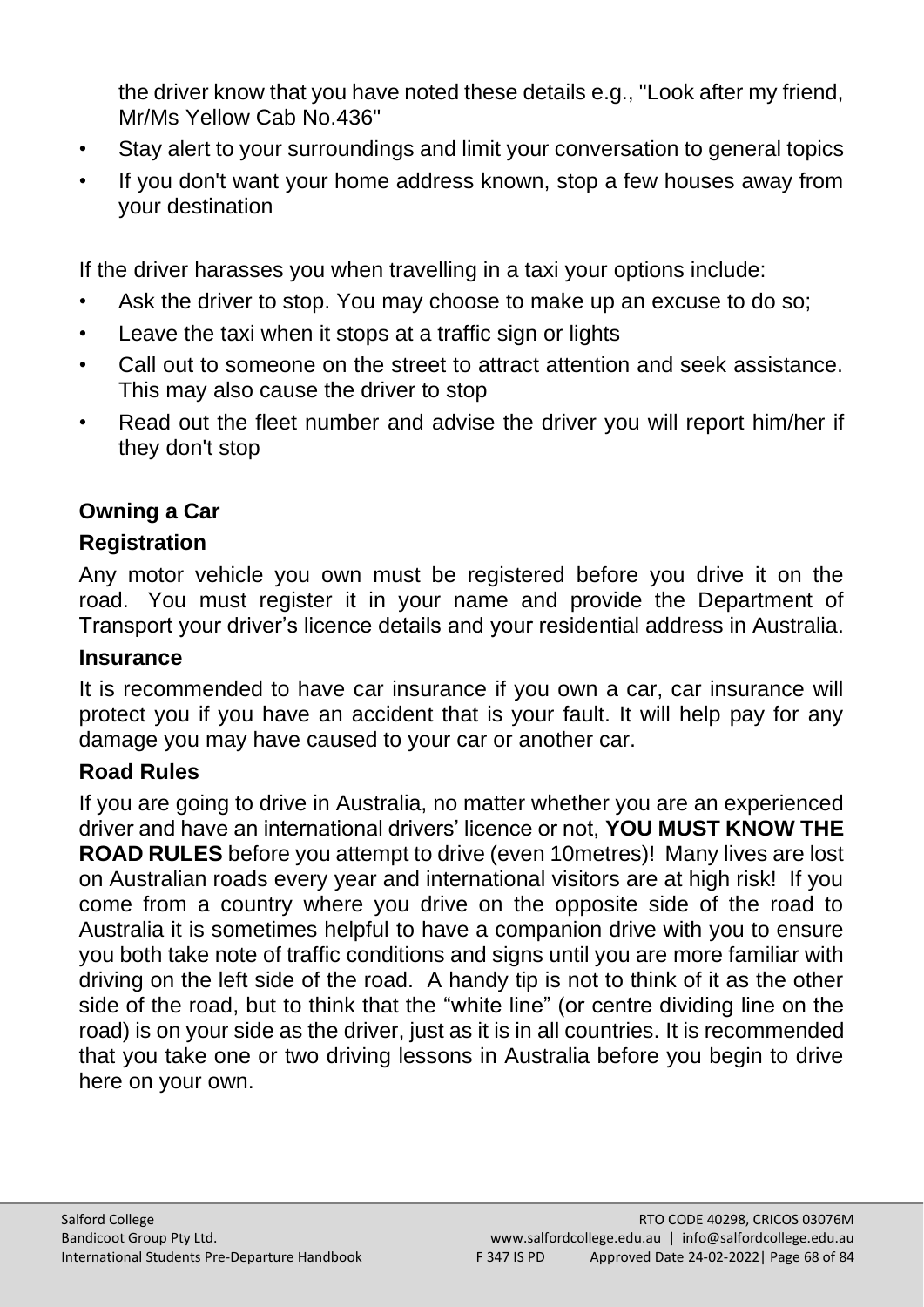the driver know that you have noted these details e.g., "Look after my friend, Mr/Ms Yellow Cab No.436"

- Stay alert to your surroundings and limit your conversation to general topics
- If you don't want your home address known, stop a few houses away from your destination

If the driver harasses you when travelling in a taxi your options include:

- Ask the driver to stop. You may choose to make up an excuse to do so;
- Leave the taxi when it stops at a traffic sign or lights
- Call out to someone on the street to attract attention and seek assistance. This may also cause the driver to stop
- Read out the fleet number and advise the driver you will report him/her if they don't stop

## Owning a Car

### Registration

Any motor vehicle you own must be registered before you drive it on the road. You must register it in your name and provide the Department of Transport your driver's licence details and your residential address in Australia.

### Insurance

It is recommended to have car insurance if you own a car, car insurance will protect you if you have an accident that is your fault. It will help pay for any damage you may have caused to your car or another car.

### Road Rules

If you are going to drive in Australia, no matter whether you are an experienced driver and have an international drivers' licence or not, **YOU MUST KNOW THE ROAD RULES** before you attempt to drive (even 10metres)! Many lives are lost on Australian roads every year and international visitors are at high risk! If you come from a country where you drive on the opposite side of the road to Australia it is sometimes helpful to have a companion drive with you to ensure you both take note of traffic conditions and signs until you are more familiar with driving on the left side of the road. A handy tip is not to think of it as the other side of the road, but to think that the "white line" (or centre dividing line on the road) is on your side as the driver, just as it is in all countries. It is recommended that you take one or two driving lessons in Australia before you begin to drive here on your own.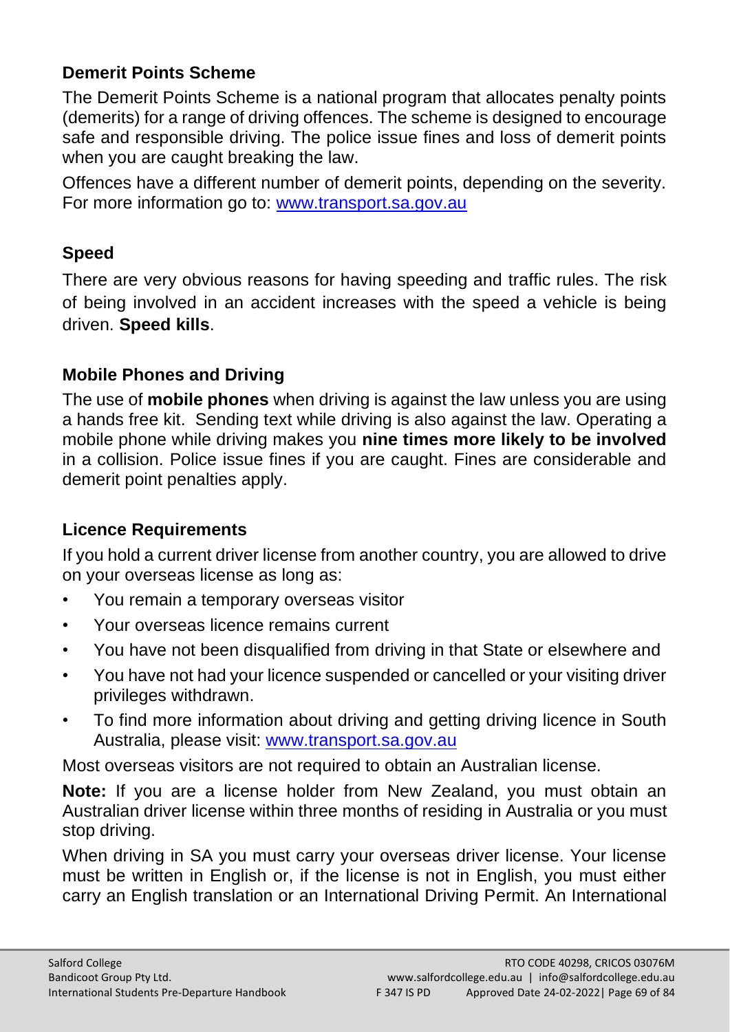### Demerit Points Scheme

The Demerit Points Scheme is a national program that allocates penalty points (demerits) for a range of driving offences. The scheme is designed to encourage safe and responsible driving. The police issue fines and loss of demerit points when you are caught breaking the law.

Offences have a different number of demerit points, depending on the severity. For more information go to: [www.transport.sa.gov.au](http://www.transport.sa.gov.au)

### Speed

There are very obvious reasons for having speeding and traffic rules. The risk of being involved in an accident increases with the speed a vehicle is being driven. **Speed kills**.

### Mobile Phones and Driving

The use of **mobile phones** when driving is against the law unless you are using a hands free kit. Sending text while driving is also against the law. Operating a mobile phone while driving makes you **nine times more likely to be involved** in a collision. Police issue fines if you are caught. Fines are considerable and demerit point penalties apply.

### Licence Requirements

If you hold a current driver license from another country, you are allowed to drive on your overseas license as long as:

- You remain a temporary overseas visitor
- Your overseas licence remains current
- You have not been disqualified from driving in that State or elsewhere and
- You have not had your licence suspended or cancelled or your visiting driver privileges withdrawn.
- To find more information about driving and getting driving licence in South Australia, please visit: [www.transport.sa.gov.au](http://www.transport.sa.gov.au)

Most overseas visitors are not required to obtain an Australian license.

**Note:** If you are a license holder from New Zealand, you must obtain an Australian driver license within three months of residing in Australia or you must stop driving.

When driving in SA you must carry your overseas driver license. Your license must be written in English or, if the license is not in English, you must either carry an English translation or an International Driving Permit. An International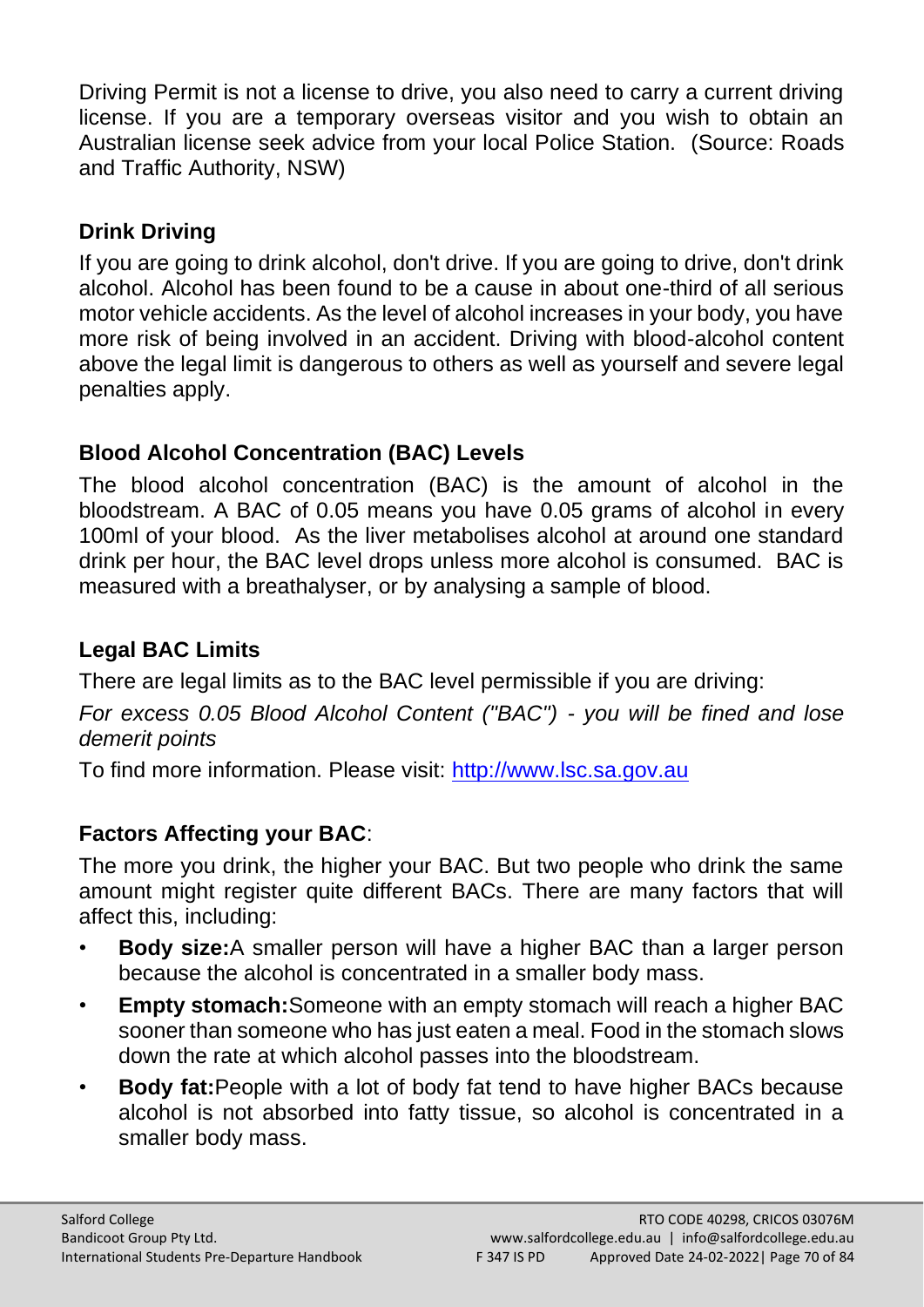Driving Permit is not a license to drive, you also need to carry a current driving license. If you are a temporary overseas visitor and you wish to obtain an Australian license seek advice from your local Police Station. (Source: Roads and Traffic Authority, NSW)

### Drink Driving

If you are going to drink alcohol, don't drive. If you are going to drive, don't drink alcohol. Alcohol has been found to be a cause in about one-third of all serious motor vehicle accidents. As the level of alcohol increases in your body, you have more risk of being involved in an accident. Driving with blood-alcohol content above the legal limit is dangerous to others as well as yourself and severe legal penalties apply.

### Blood Alcohol Concentration (BAC) Levels

The blood alcohol concentration (BAC) is the amount of alcohol in the bloodstream. A BAC of 0.05 means you have 0.05 grams of alcohol in every 100ml of your blood. As the liver metabolises alcohol at around one standard drink per hour, the BAC level drops unless more alcohol is consumed. BAC is measured with a breathalyser, or by analysing a sample of blood.

### Legal BAC Limits

There are legal limits as to the BAC level permissible if you are driving:

*For excess 0.05 Blood Alcohol Content ("BAC") - you will be fined and lose demerit points*

To find more information. Please visit: [http://www.lsc.sa.gov.au](http://www.lsc.sa.gov.au)

### Factors Affecting your BAC:

The more you drink, the higher your BAC. But two people who drink the same amount might register quite different BACs. There are many factors that will affect this, including:

- **Body size:**A smaller person will have a higher BAC than a larger person because the alcohol is concentrated in a smaller body mass.
- **Empty stomach:**Someone with an empty stomach will reach a higher BAC sooner than someone who has just eaten a meal. Food in the stomach slows down the rate at which alcohol passes into the bloodstream.
- **Body fat:**People with a lot of body fat tend to have higher BACs because alcohol is not absorbed into fatty tissue, so alcohol is concentrated in a smaller body mass.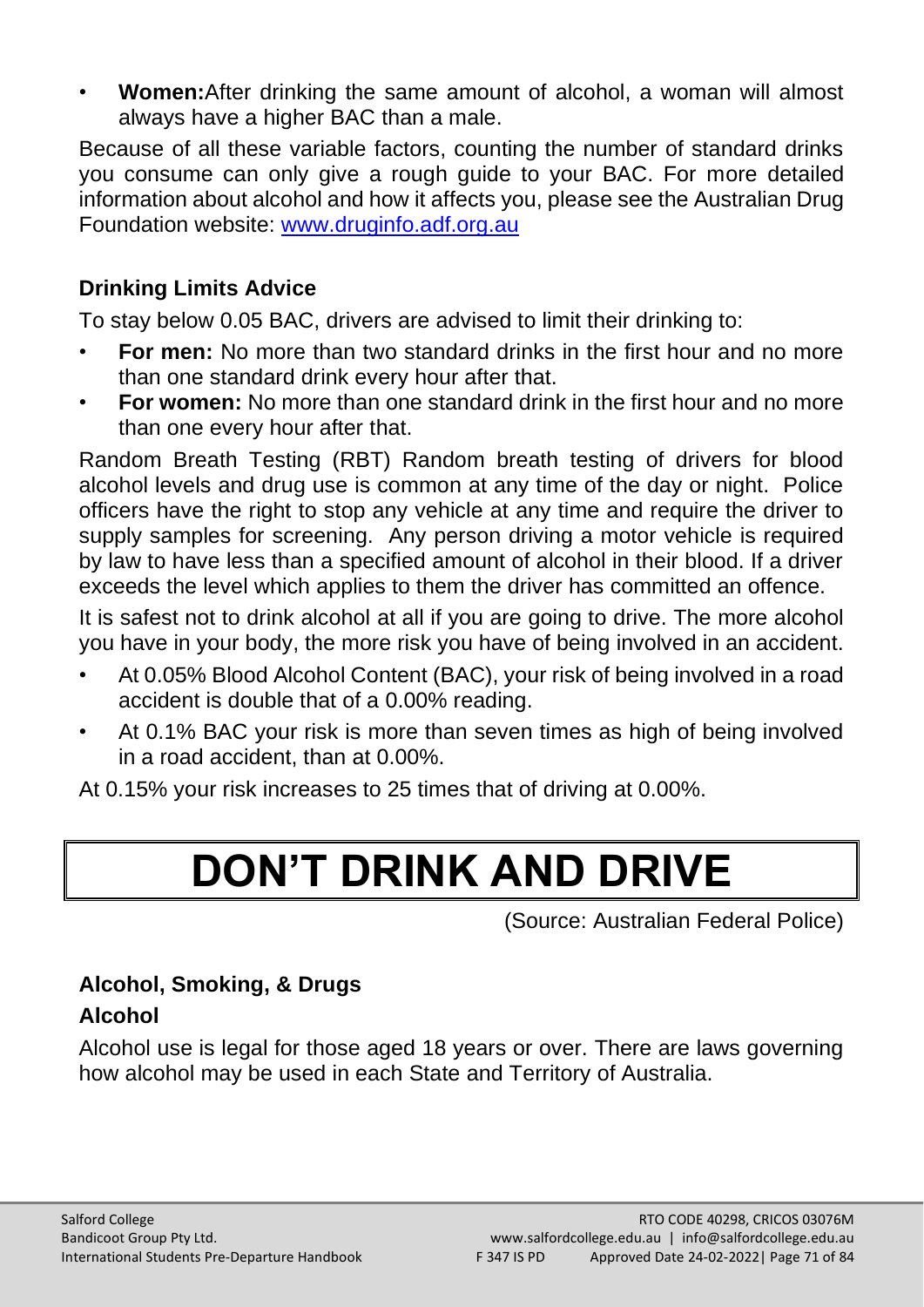- **Women:**After drinking the same amount of alcohol, a woman will almost always have a higher BAC than a male.

Because of all these variable factors, counting the number of standard drinks you consume can only give a rough guide to your BAC. For more detailed information about alcohol and how it affects you, please see the Australian Drug Foundation website: [www.druginfo.adf.org.au](http://www.druginfo.adf.org.au)

### Drinking Limits Advice

To stay below 0.05 BAC, drivers are advised to limit their drinking to:

- **For men:** No more than two standard drinks in the first hour and no more than one standard drink every hour after that.
- **For women:** No more than one standard drink in the first hour and no more than one every hour after that.

Random Breath Testing (RBT) Random breath testing of drivers for blood alcohol levels and drug use is common at any time of the day or night. Police officers have the right to stop any vehicle at any time and require the driver to supply samples for screening. Any person driving a motor vehicle is required by law to have less than a specified amount of alcohol in their blood. If a driver exceeds the level which applies to them the driver has committed an offence.

It is safest not to drink alcohol at all if you are going to drive. The more alcohol you have in your body, the more risk you have of being involved in an accident.

- At 0.05% Blood Alcohol Content (BAC), your risk of being involved in a road accident is double that of a 0.00% reading.
- At 0.1% BAC your risk is more than seven times as high of being involved in a road accident, than at 0.00%.

At 0.15% your risk increases to 25 times that of driving at 0.00%.

# DON'T DRINK AND DRIVE

(Source: Australian Federal Police)

### Alcohol, Smoking, & Drugs

### Alcohol

Alcohol use is legal for those aged 18 years or over. There are laws governing how alcohol may be used in each State and Territory of Australia.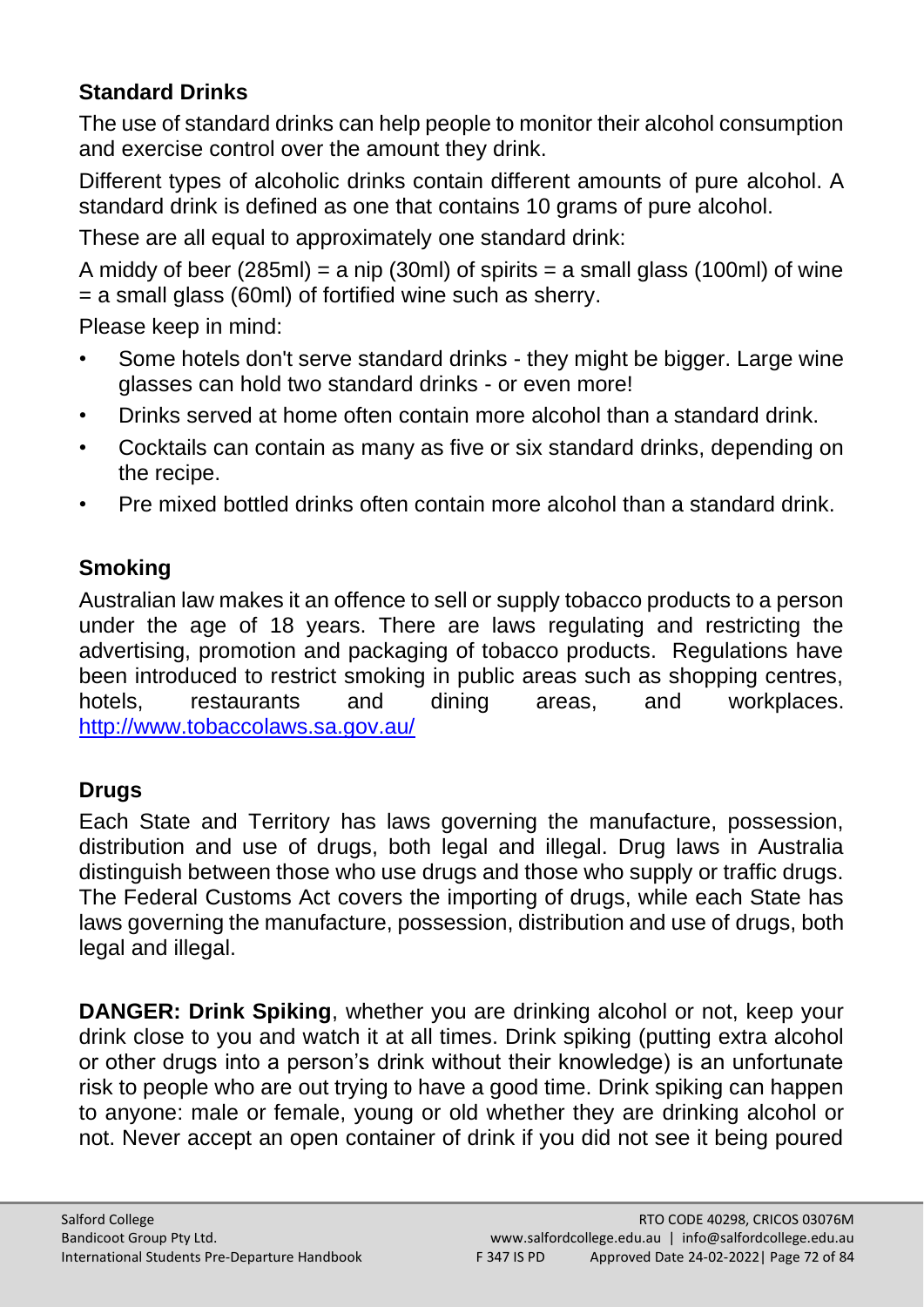### Standard Drinks

The use of standard drinks can help people to monitor their alcohol consumption and exercise control over the amount they drink.

Different types of alcoholic drinks contain different amounts of pure alcohol. A standard drink is defined as one that contains 10 grams of pure alcohol.

These are all equal to approximately one standard drink:

A middy of beer (285ml) = a nip (30ml) of spirits = a small glass (100ml) of wine = a small glass (60ml) of fortified wine such as sherry.

Please keep in mind:

- Some hotels don't serve standard drinks - they might be bigger. Large wine glasses can hold two standard drinks - or even more!
- Drinks served at home often contain more alcohol than a standard drink.
- Cocktails can contain as many as five or six standard drinks, depending on the recipe.
- Pre mixed bottled drinks often contain more alcohol than a standard drink.

### Smoking

Australian law makes it an offence to sell or supply tobacco products to a person under the age of 18 years. There are laws regulating and restricting the advertising, promotion and packaging of tobacco products. Regulations have been introduced to restrict smoking in public areas such as shopping centres, hotels, restaurants and dining areas, and workplaces. http://www.tobaccolaws.sa.gov.au/

### Drugs

Each State and Territory has laws governing the manufacture, possession, distribution and use of drugs, both legal and illegal. Drug laws in Australia distinguish between those who use drugs and those who supply or traffic drugs. The Federal Customs Act covers the importing of drugs, while each State has laws governing the manufacture, possession, distribution and use of drugs, both legal and illegal.

**DANGER: Drink Spiking**, whether you are drinking alcohol or not, keep your drink close to you and watch it at all times. Drink spiking (putting extra alcohol or other drugs into a person's drink without their knowledge) is an unfortunate risk to people who are out trying to have a good time. Drink spiking can happen to anyone: male or female, young or old whether they are drinking alcohol or not. Never accept an open container of drink if you did not see it being poured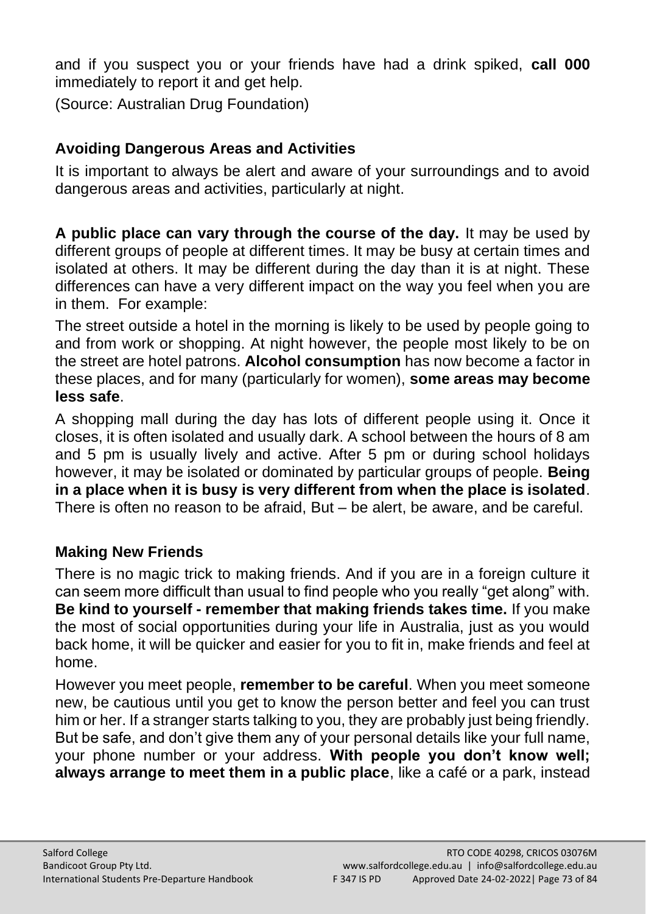and if you suspect you or your friends have had a drink spiked, **call 000** immediately to report it and get help.

(Source: Australian Drug Foundation)

### Avoiding Dangerous Areas and Activities

It is important to always be alert and aware of your surroundings and to avoid dangerous areas and activities, particularly at night.

**A public place can vary through the course of the day.** It may be used by different groups of people at different times. It may be busy at certain times and isolated at others. It may be different during the day than it is at night. These differences can have a very different impact on the way you feel when you are in them. For example:

The street outside a hotel in the morning is likely to be used by people going to and from work or shopping. At night however, the people most likely to be on the street are hotel patrons. **Alcohol consumption** has now become a factor in these places, and for many (particularly for women), **some areas may become less safe**.

A shopping mall during the day has lots of different people using it. Once it closes, it is often isolated and usually dark. A school between the hours of 8 am and 5 pm is usually lively and active. After 5 pm or during school holidays however, it may be isolated or dominated by particular groups of people. **Being in a place when it is busy is very different from when the place is isolated**. There is often no reason to be afraid, But – be alert, be aware, and be careful.

### Making New Friends

There is no magic trick to making friends. And if you are in a foreign culture it can seem more difficult than usual to find people who you really "get along" with. **Be kind to yourself - remember that making friends takes time.** If you make the most of social opportunities during your life in Australia, just as you would back home, it will be quicker and easier for you to fit in, make friends and feel at home.

However you meet people, **remember to be careful**. When you meet someone new, be cautious until you get to know the person better and feel you can trust him or her. If a stranger starts talking to you, they are probably just being friendly. But be safe, and don't give them any of your personal details like your full name, your phone number or your address. **With people you don't know well; always arrange to meet them in a public place**, like a café or a park, instead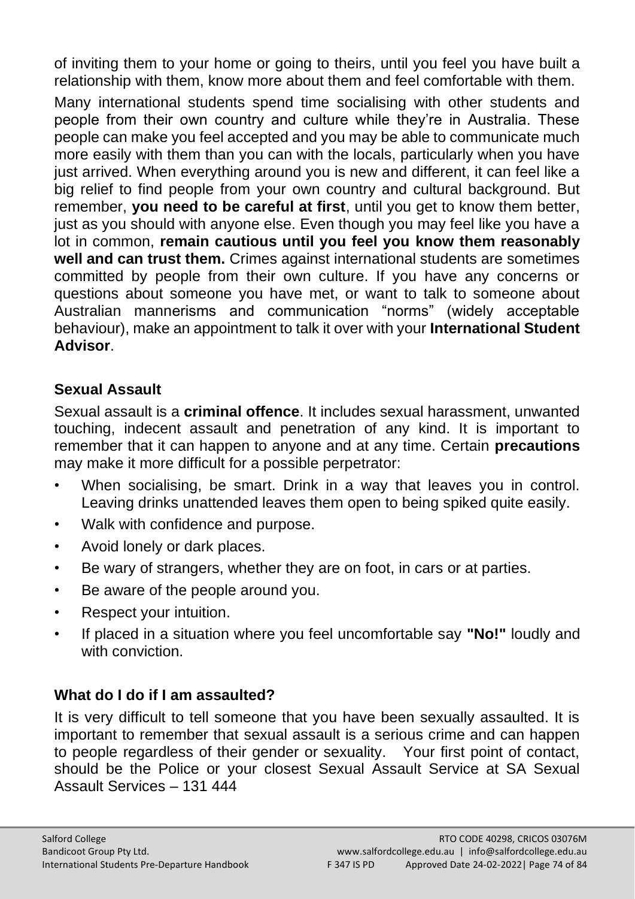of inviting them to your home or going to theirs, until you feel you have built a relationship with them, know more about them and feel comfortable with them.

Many international students spend time socialising with other students and people from their own country and culture while they're in Australia. These people can make you feel accepted and you may be able to communicate much more easily with them than you can with the locals, particularly when you have just arrived. When everything around you is new and different, it can feel like a big relief to find people from your own country and cultural background. But remember, **you need to be careful at first**, until you get to know them better, just as you should with anyone else. Even though you may feel like you have a lot in common, **remain cautious until you feel you know them reasonably well and can trust them.** Crimes against international students are sometimes committed by people from their own culture. If you have any concerns or questions about someone you have met, or want to talk to someone about Australian mannerisms and communication "norms" (widely acceptable behaviour), make an appointment to talk it over with your **International Student Advisor**.

## Sexual Assault

Sexual assault is a **criminal offence**. It includes sexual harassment, unwanted touching, indecent assault and penetration of any kind. It is important to remember that it can happen to anyone and at any time. Certain **precautions** may make it more difficult for a possible perpetrator:

- When socialising, be smart. Drink in a way that leaves you in control. Leaving drinks unattended leaves them open to being spiked quite easily.
- Walk with confidence and purpose.
- Avoid lonely or dark places.
- Be wary of strangers, whether they are on foot, in cars or at parties.
- Be aware of the people around you.
- Respect your intuition.
- If placed in a situation where you feel uncomfortable say **"No!"** loudly and with conviction.

## What do I do if I am assaulted?

It is very difficult to tell someone that you have been sexually assaulted. It is important to remember that sexual assault is a serious crime and can happen to people regardless of their gender or sexuality. Your first point of contact, should be the Police or your closest Sexual Assault Service at SA Sexual Assault Services – 131 444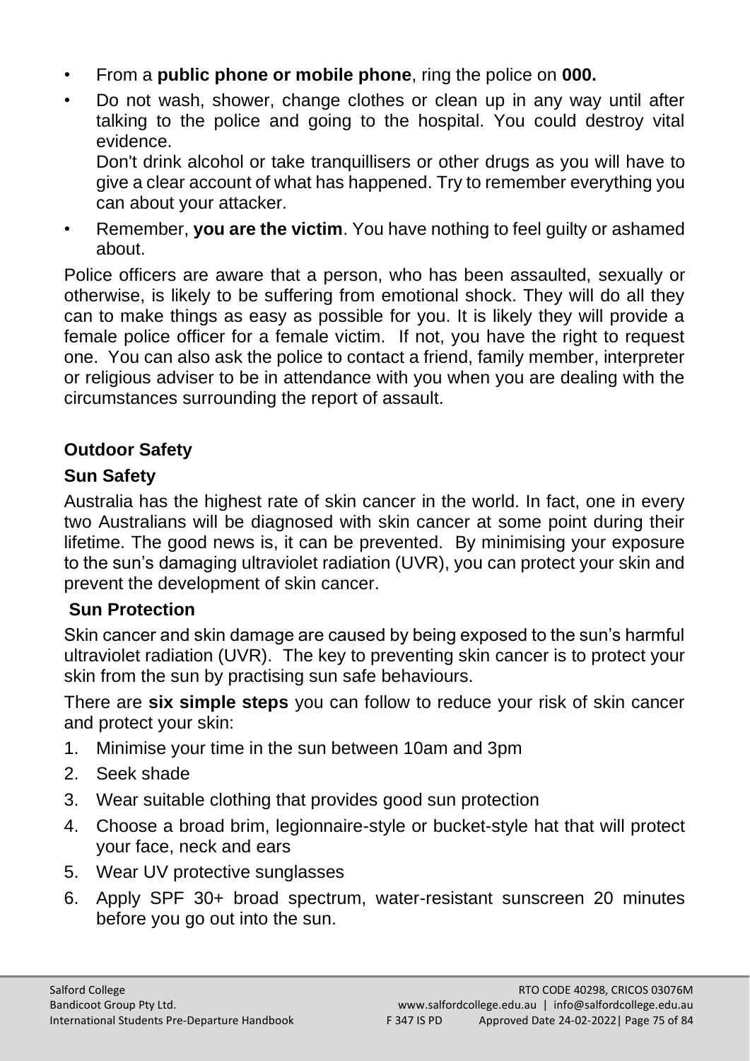- From a **public phone or mobile phone**, ring the police on **000.**
- Do not wash, shower, change clothes or clean up in any way until after talking to the police and going to the hospital. You could destroy vital evidence.
  Don't drink alcohol or take tranquillisers or other drugs as you will have to give a clear account of what has happened. Try to remember everything you can about your attacker.
- Remember, **you are the victim**. You have nothing to feel guilty or ashamed about.

Police officers are aware that a person, who has been assaulted, sexually or otherwise, is likely to be suffering from emotional shock. They will do all they can to make things as easy as possible for you. It is likely they will provide a female police officer for a female victim. If not, you have the right to request one. You can also ask the police to contact a friend, family member, interpreter or religious adviser to be in attendance with you when you are dealing with the circumstances surrounding the report of assault.

## Outdoor Safety

### Sun Safety

Australia has the highest rate of skin cancer in the world. In fact, one in every two Australians will be diagnosed with skin cancer at some point during their lifetime. The good news is, it can be prevented. By minimising your exposure to the sun's damaging ultraviolet radiation (UVR), you can protect your skin and prevent the development of skin cancer.

### Sun Protection

Skin cancer and skin damage are caused by being exposed to the sun's harmful ultraviolet radiation (UVR). The key to preventing skin cancer is to protect your skin from the sun by practising sun safe behaviours.

There are **six simple steps** you can follow to reduce your risk of skin cancer and protect your skin:

1. Minimise your time in the sun between 10am and 3pm
2. Seek shade
3. Wear suitable clothing that provides good sun protection
4. Choose a broad brim, legionnaire-style or bucket-style hat that will protect your face, neck and ears
5. Wear UV protective sunglasses
6. Apply SPF 30+ broad spectrum, water-resistant sunscreen 20 minutes before you go out into the sun.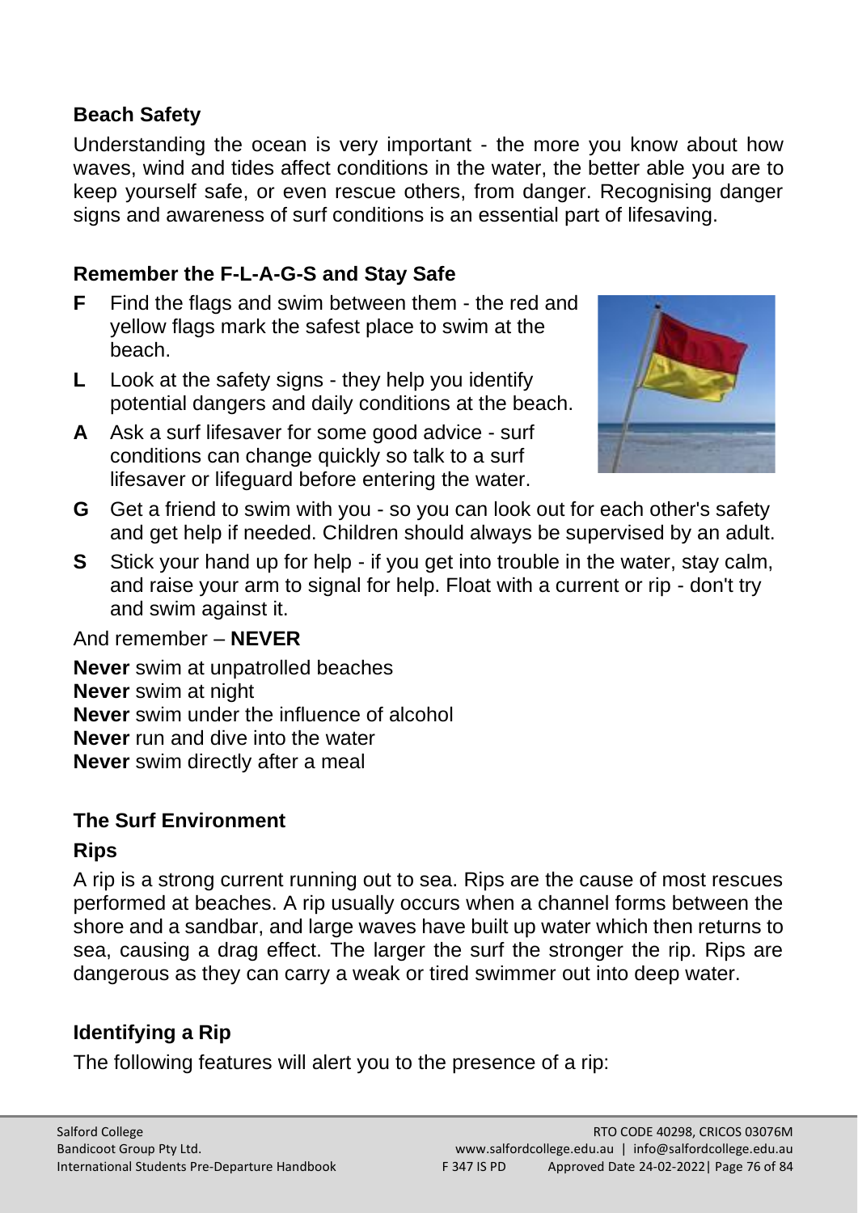## Beach Safety

Understanding the ocean is very important - the more you know about how waves, wind and tides affect conditions in the water, the better able you are to keep yourself safe, or even rescue others, from danger. Recognising danger signs and awareness of surf conditions is an essential part of lifesaving.

### Remember the F-L-A-G-S and Stay Safe

**F** Find the flags and swim between them - the red and yellow flags mark the safest place to swim at the beach.

**L** Look at the safety signs - they help you identify potential dangers and daily conditions at the beach.

**A** Ask a surf lifesaver for some good advice - surf conditions can change quickly so talk to a surf lifesaver or lifeguard before entering the water.

**G** Get a friend to swim with you - so you can look out for each other's safety and get help if needed. Children should always be supervised by an adult.

**S** Stick your hand up for help - if you get into trouble in the water, stay calm, and raise your arm to signal for help. Float with a current or rip - don't try and swim against it.

And remember – **NEVER**

**Never** swim at unpatrolled beaches
**Never** swim at night
**Never** swim under the influence of alcohol
**Never** run and dive into the water
**Never** swim directly after a meal

## The Surf Environment

### Rips

A rip is a strong current running out to sea. Rips are the cause of most rescues performed at beaches. A rip usually occurs when a channel forms between the shore and a sandbar, and large waves have built up water which then returns to sea, causing a drag effect. The larger the surf the stronger the rip. Rips are dangerous as they can carry a weak or tired swimmer out into deep water.

### Identifying a Rip

The following features will alert you to the presence of a rip: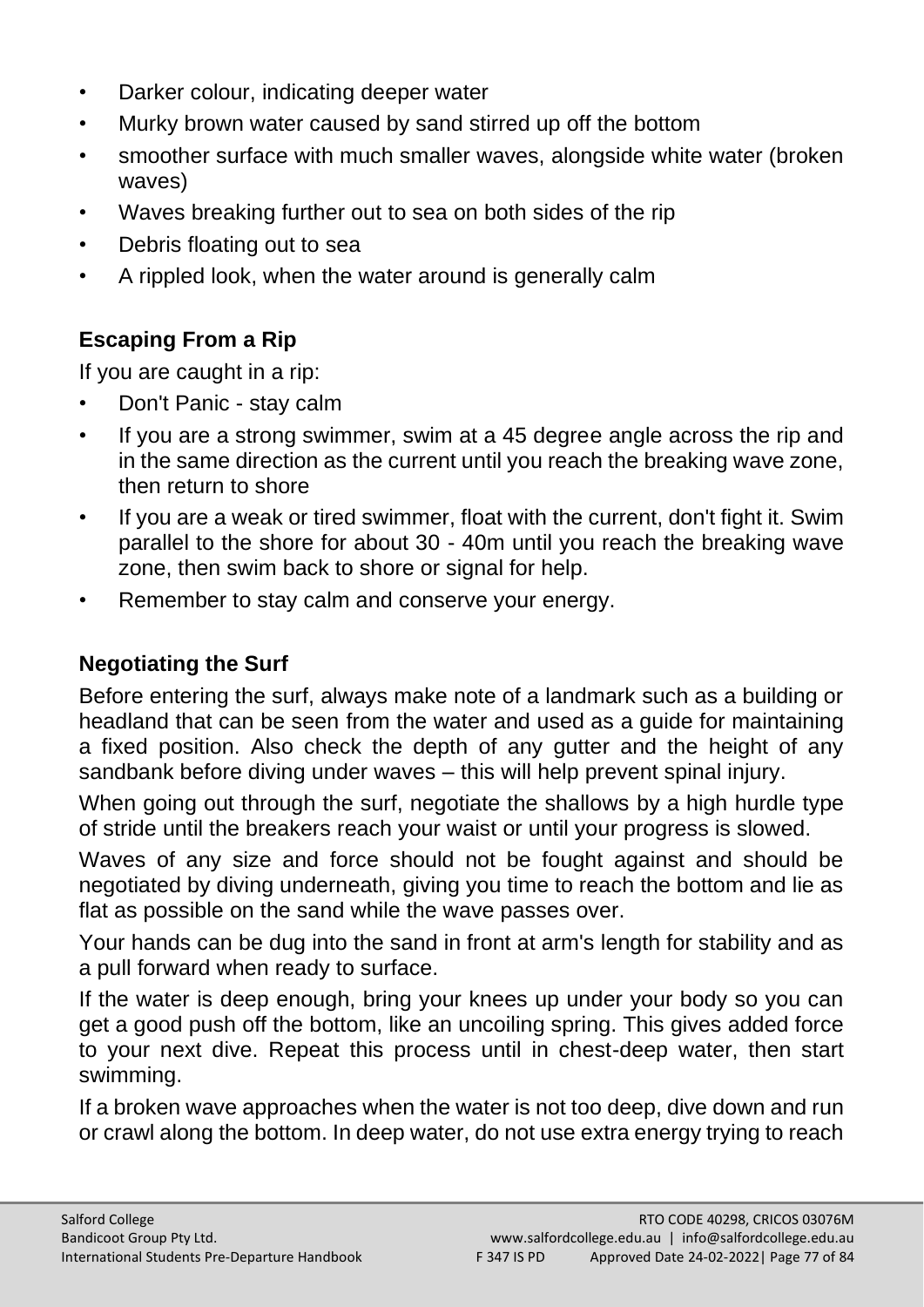- Darker colour, indicating deeper water
- Murky brown water caused by sand stirred up off the bottom
- smoother surface with much smaller waves, alongside white water (broken waves)
- Waves breaking further out to sea on both sides of the rip
- Debris floating out to sea
- A rippled look, when the water around is generally calm

### Escaping From a Rip

If you are caught in a rip:

- Don't Panic - stay calm
- If you are a strong swimmer, swim at a 45 degree angle across the rip and in the same direction as the current until you reach the breaking wave zone, then return to shore
- If you are a weak or tired swimmer, float with the current, don't fight it. Swim parallel to the shore for about 30 - 40m until you reach the breaking wave zone, then swim back to shore or signal for help.
- Remember to stay calm and conserve your energy.

### Negotiating the Surf

Before entering the surf, always make note of a landmark such as a building or headland that can be seen from the water and used as a guide for maintaining a fixed position. Also check the depth of any gutter and the height of any sandbank before diving under waves – this will help prevent spinal injury.

When going out through the surf, negotiate the shallows by a high hurdle type of stride until the breakers reach your waist or until your progress is slowed.

Waves of any size and force should not be fought against and should be negotiated by diving underneath, giving you time to reach the bottom and lie as flat as possible on the sand while the wave passes over.

Your hands can be dug into the sand in front at arm's length for stability and as a pull forward when ready to surface.

If the water is deep enough, bring your knees up under your body so you can get a good push off the bottom, like an uncoiling spring. This gives added force to your next dive. Repeat this process until in chest-deep water, then start swimming.

If a broken wave approaches when the water is not too deep, dive down and run or crawl along the bottom. In deep water, do not use extra energy trying to reach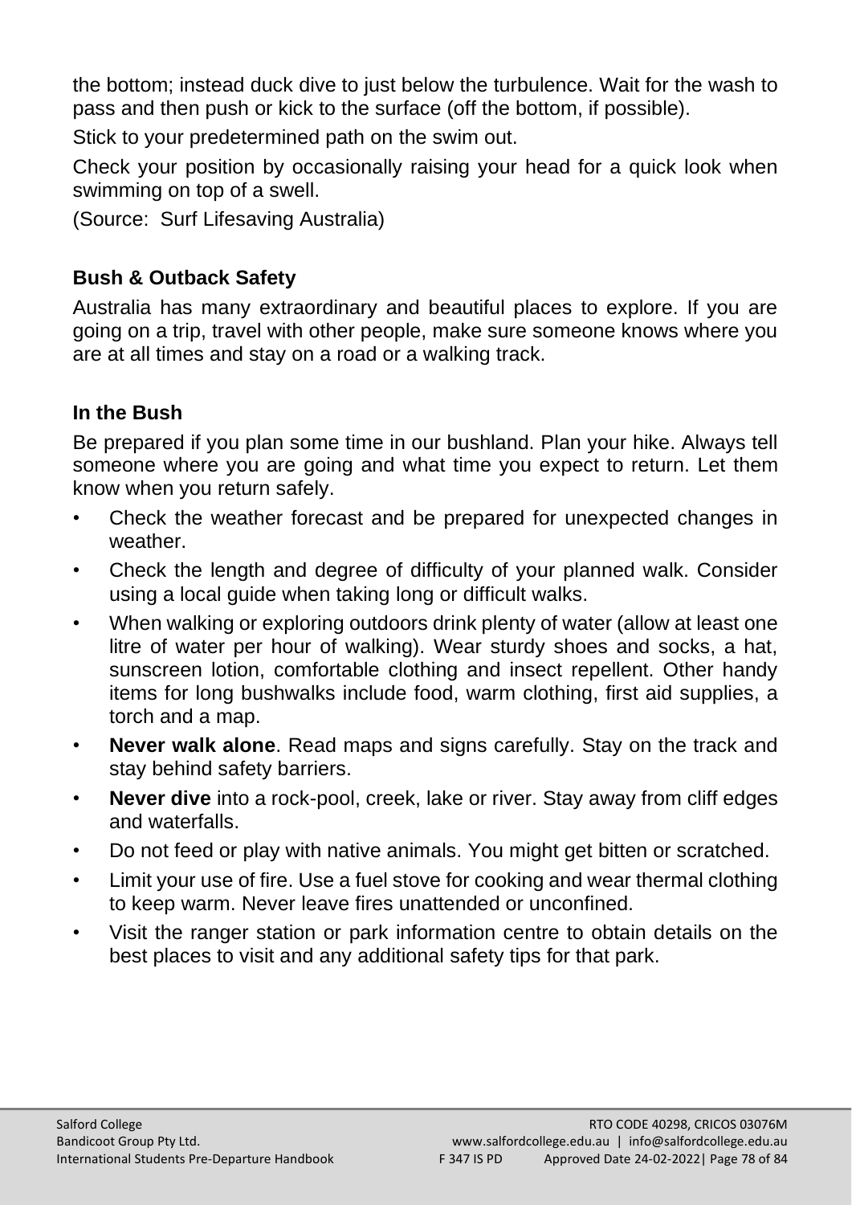the bottom; instead duck dive to just below the turbulence. Wait for the wash to pass and then push or kick to the surface (off the bottom, if possible).

Stick to your predetermined path on the swim out.

Check your position by occasionally raising your head for a quick look when swimming on top of a swell.

(Source: Surf Lifesaving Australia)

### Bush & Outback Safety

Australia has many extraordinary and beautiful places to explore. If you are going on a trip, travel with other people, make sure someone knows where you are at all times and stay on a road or a walking track.

### In the Bush

Be prepared if you plan some time in our bushland. Plan your hike. Always tell someone where you are going and what time you expect to return. Let them know when you return safely.

- Check the weather forecast and be prepared for unexpected changes in weather.
- Check the length and degree of difficulty of your planned walk. Consider using a local guide when taking long or difficult walks.
- When walking or exploring outdoors drink plenty of water (allow at least one litre of water per hour of walking). Wear sturdy shoes and socks, a hat, sunscreen lotion, comfortable clothing and insect repellent. Other handy items for long bushwalks include food, warm clothing, first aid supplies, a torch and a map.
- **Never walk alone**. Read maps and signs carefully. Stay on the track and stay behind safety barriers.
- **Never dive** into a rock-pool, creek, lake or river. Stay away from cliff edges and waterfalls.
- Do not feed or play with native animals. You might get bitten or scratched.
- Limit your use of fire. Use a fuel stove for cooking and wear thermal clothing to keep warm. Never leave fires unattended or unconfined.
- Visit the ranger station or park information centre to obtain details on the best places to visit and any additional safety tips for that park.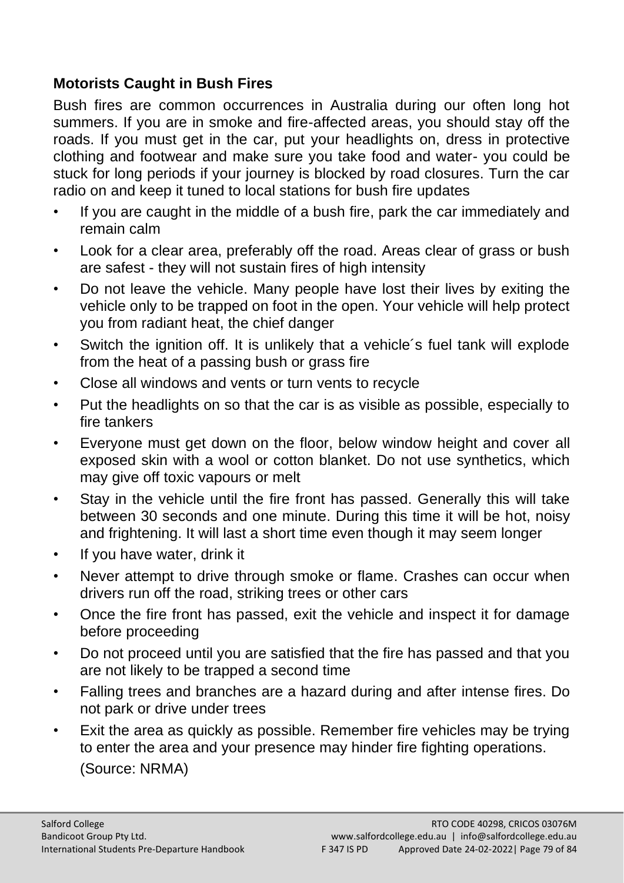**Motorists Caught in Bush Fires**

Bush fires are common occurrences in Australia during our often long hot summers. If you are in smoke and fire-affected areas, you should stay off the roads. If you must get in the car, put your headlights on, dress in protective clothing and footwear and make sure you take food and water- you could be stuck for long periods if your journey is blocked by road closures. Turn the car radio on and keep it tuned to local stations for bush fire updates

- If you are caught in the middle of a bush fire, park the car immediately and remain calm
- Look for a clear area, preferably off the road. Areas clear of grass or bush are safest - they will not sustain fires of high intensity
- Do not leave the vehicle. Many people have lost their lives by exiting the vehicle only to be trapped on foot in the open. Your vehicle will help protect you from radiant heat, the chief danger
- Switch the ignition off. It is unlikely that a vehicle´s fuel tank will explode from the heat of a passing bush or grass fire
- Close all windows and vents or turn vents to recycle
- Put the headlights on so that the car is as visible as possible, especially to fire tankers
- Everyone must get down on the floor, below window height and cover all exposed skin with a wool or cotton blanket. Do not use synthetics, which may give off toxic vapours or melt
- Stay in the vehicle until the fire front has passed. Generally this will take between 30 seconds and one minute. During this time it will be hot, noisy and frightening. It will last a short time even though it may seem longer
- If you have water, drink it
- Never attempt to drive through smoke or flame. Crashes can occur when drivers run off the road, striking trees or other cars
- Once the fire front has passed, exit the vehicle and inspect it for damage before proceeding
- Do not proceed until you are satisfied that the fire has passed and that you are not likely to be trapped a second time
- Falling trees and branches are a hazard during and after intense fires. Do not park or drive under trees
- Exit the area as quickly as possible. Remember fire vehicles may be trying to enter the area and your presence may hinder fire fighting operations.

(Source: NRMA)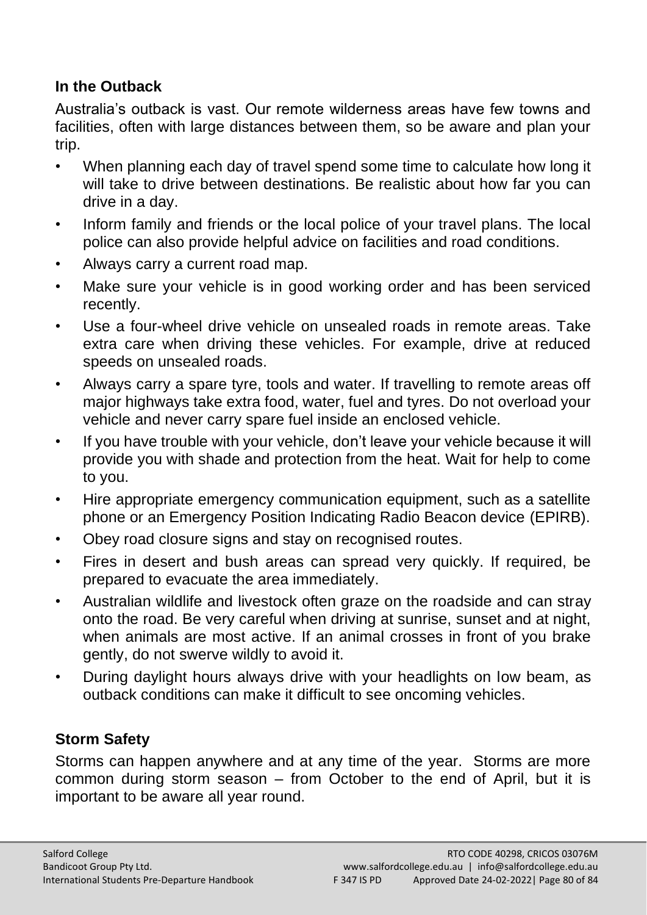### In the Outback

Australia's outback is vast. Our remote wilderness areas have few towns and facilities, often with large distances between them, so be aware and plan your trip.

- When planning each day of travel spend some time to calculate how long it will take to drive between destinations. Be realistic about how far you can drive in a day.
- Inform family and friends or the local police of your travel plans. The local police can also provide helpful advice on facilities and road conditions.
- Always carry a current road map.
- Make sure your vehicle is in good working order and has been serviced recently.
- Use a four-wheel drive vehicle on unsealed roads in remote areas. Take extra care when driving these vehicles. For example, drive at reduced speeds on unsealed roads.
- Always carry a spare tyre, tools and water. If travelling to remote areas off major highways take extra food, water, fuel and tyres. Do not overload your vehicle and never carry spare fuel inside an enclosed vehicle.
- If you have trouble with your vehicle, don't leave your vehicle because it will provide you with shade and protection from the heat. Wait for help to come to you.
- Hire appropriate emergency communication equipment, such as a satellite phone or an Emergency Position Indicating Radio Beacon device (EPIRB).
- Obey road closure signs and stay on recognised routes.
- Fires in desert and bush areas can spread very quickly. If required, be prepared to evacuate the area immediately.
- Australian wildlife and livestock often graze on the roadside and can stray onto the road. Be very careful when driving at sunrise, sunset and at night, when animals are most active. If an animal crosses in front of you brake gently, do not swerve wildly to avoid it.
- During daylight hours always drive with your headlights on low beam, as outback conditions can make it difficult to see oncoming vehicles.

### Storm Safety

Storms can happen anywhere and at any time of the year. Storms are more common during storm season – from October to the end of April, but it is important to be aware all year round.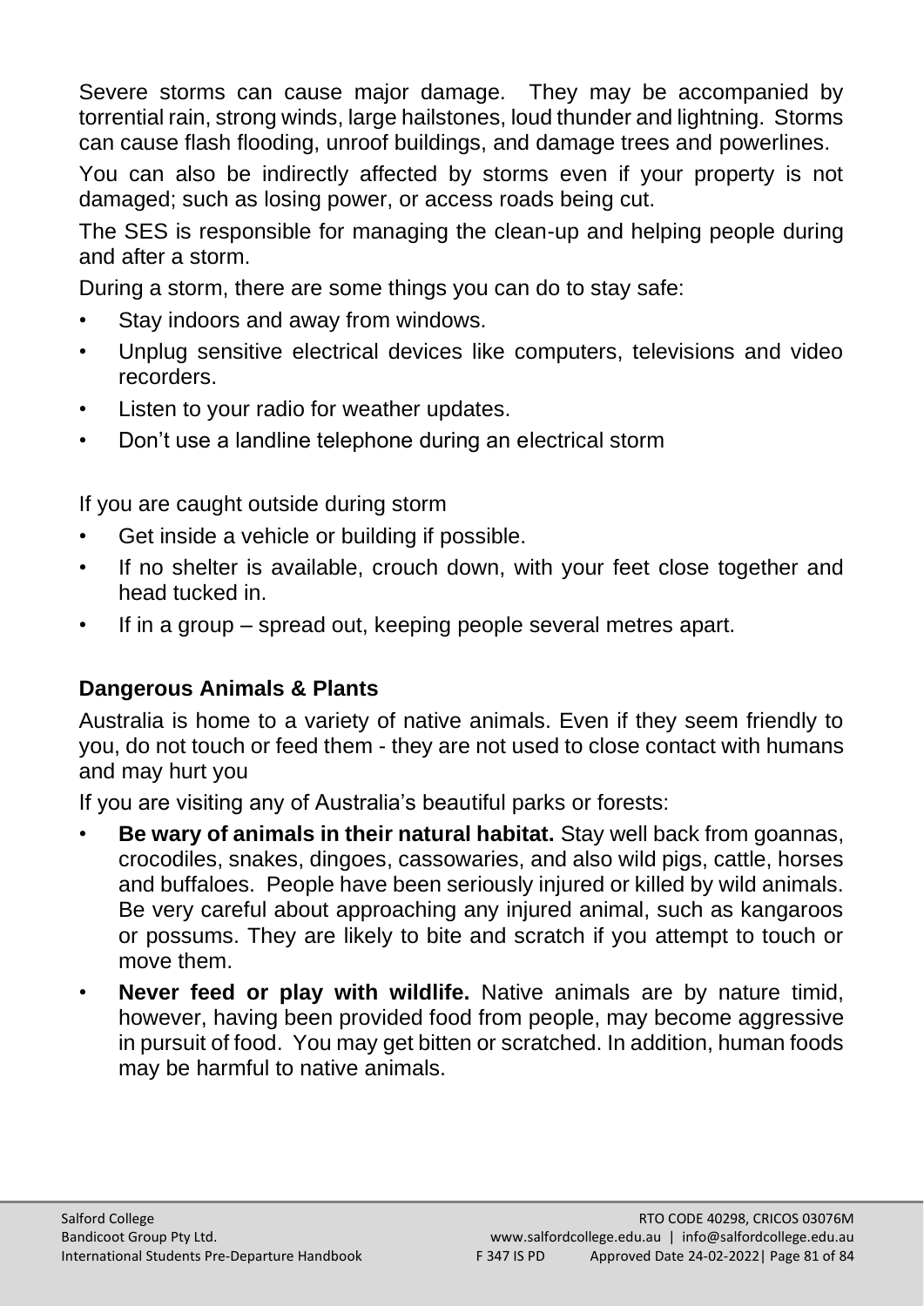Severe storms can cause major damage. They may be accompanied by torrential rain, strong winds, large hailstones, loud thunder and lightning. Storms can cause flash flooding, unroof buildings, and damage trees and powerlines.

You can also be indirectly affected by storms even if your property is not damaged; such as losing power, or access roads being cut.

The SES is responsible for managing the clean-up and helping people during and after a storm.

During a storm, there are some things you can do to stay safe:

- Stay indoors and away from windows.
- Unplug sensitive electrical devices like computers, televisions and video recorders.
- Listen to your radio for weather updates.
- Don't use a landline telephone during an electrical storm

If you are caught outside during storm

- Get inside a vehicle or building if possible.
- If no shelter is available, crouch down, with your feet close together and head tucked in.
- If in a group – spread out, keeping people several metres apart.

### Dangerous Animals & Plants

Australia is home to a variety of native animals. Even if they seem friendly to you, do not touch or feed them - they are not used to close contact with humans and may hurt you

If you are visiting any of Australia's beautiful parks or forests:

- **Be wary of animals in their natural habitat.** Stay well back from goannas, crocodiles, snakes, dingoes, cassowaries, and also wild pigs, cattle, horses and buffaloes. People have been seriously injured or killed by wild animals. Be very careful about approaching any injured animal, such as kangaroos or possums. They are likely to bite and scratch if you attempt to touch or move them.
- **Never feed or play with wildlife.** Native animals are by nature timid, however, having been provided food from people, may become aggressive in pursuit of food. You may get bitten or scratched. In addition, human foods may be harmful to native animals.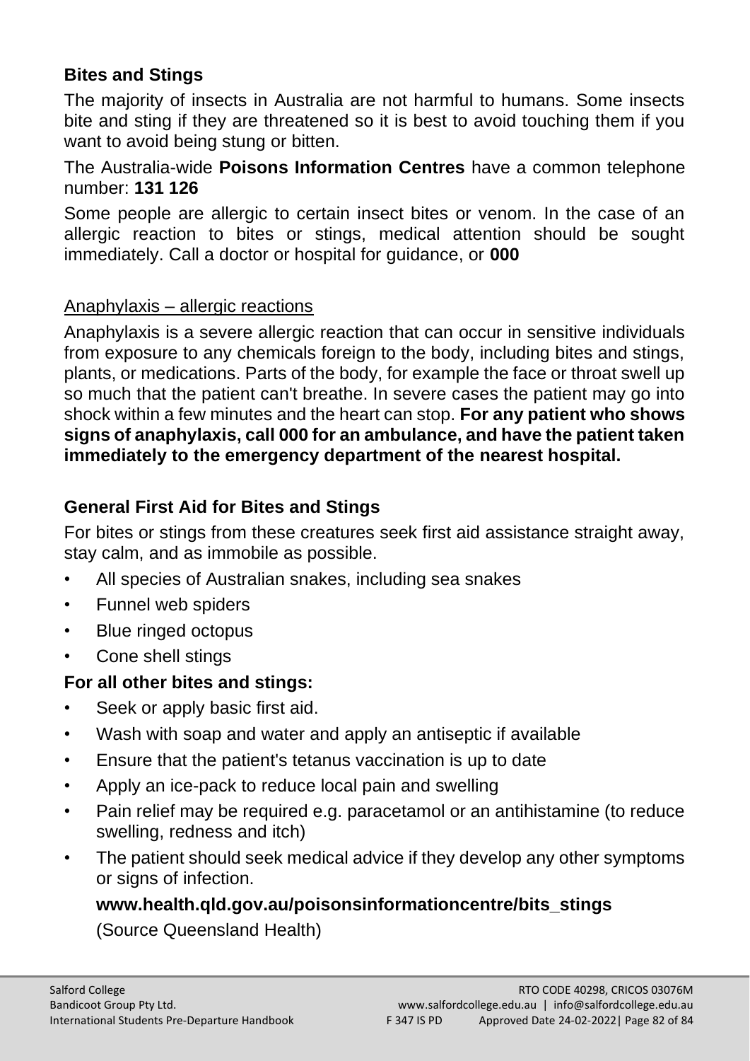## Bites and Stings

The majority of insects in Australia are not harmful to humans. Some insects bite and sting if they are threatened so it is best to avoid touching them if you want to avoid being stung or bitten.

The Australia-wide **Poisons Information Centres** have a common telephone number: **131 126**

Some people are allergic to certain insect bites or venom. In the case of an allergic reaction to bites or stings, medical attention should be sought immediately. Call a doctor or hospital for guidance, or **000**

Anaphylaxis – allergic reactions

Anaphylaxis is a severe allergic reaction that can occur in sensitive individuals from exposure to any chemicals foreign to the body, including bites and stings, plants, or medications. Parts of the body, for example the face or throat swell up so much that the patient can't breathe. In severe cases the patient may go into shock within a few minutes and the heart can stop. **For any patient who shows signs of anaphylaxis, call 000 for an ambulance, and have the patient taken immediately to the emergency department of the nearest hospital.**

## General First Aid for Bites and Stings

For bites or stings from these creatures seek first aid assistance straight away, stay calm, and as immobile as possible.

- All species of Australian snakes, including sea snakes
- Funnel web spiders
- Blue ringed octopus
- Cone shell stings

**For all other bites and stings:**

- Seek or apply basic first aid.
- Wash with soap and water and apply an antiseptic if available
- Ensure that the patient's tetanus vaccination is up to date
- Apply an ice-pack to reduce local pain and swelling
- Pain relief may be required e.g. paracetamol or an antihistamine (to reduce swelling, redness and itch)
- The patient should seek medical advice if they develop any other symptoms or signs of infection.

**www.health.qld.gov.au/poisonsinformationcentre/bits_stings**

(Source Queensland Health)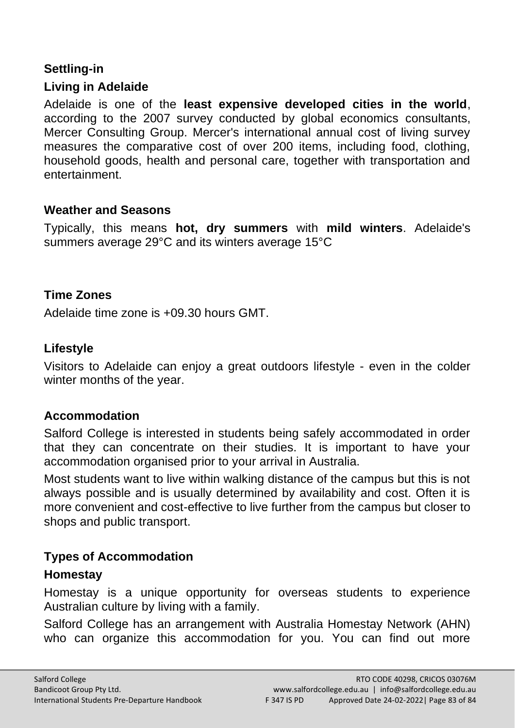## Settling-in

### Living in Adelaide

Adelaide is one of the **least expensive developed cities in the world**, according to the 2007 survey conducted by global economics consultants, Mercer Consulting Group. Mercer's international annual cost of living survey measures the comparative cost of over 200 items, including food, clothing, household goods, health and personal care, together with transportation and entertainment.

### Weather and Seasons

Typically, this means **hot, dry summers** with **mild winters**. Adelaide's summers average 29°C and its winters average 15°C

### Time Zones

Adelaide time zone is +09.30 hours GMT.

### Lifestyle

Visitors to Adelaide can enjoy a great outdoors lifestyle - even in the colder winter months of the year.

### Accommodation

Salford College is interested in students being safely accommodated in order that they can concentrate on their studies. It is important to have your accommodation organised prior to your arrival in Australia.

Most students want to live within walking distance of the campus but this is not always possible and is usually determined by availability and cost. Often it is more convenient and cost-effective to live further from the campus but closer to shops and public transport.

### Types of Accommodation

### Homestay

Homestay is a unique opportunity for overseas students to experience Australian culture by living with a family.

Salford College has an arrangement with Australia Homestay Network (AHN) who can organize this accommodation for you. You can find out more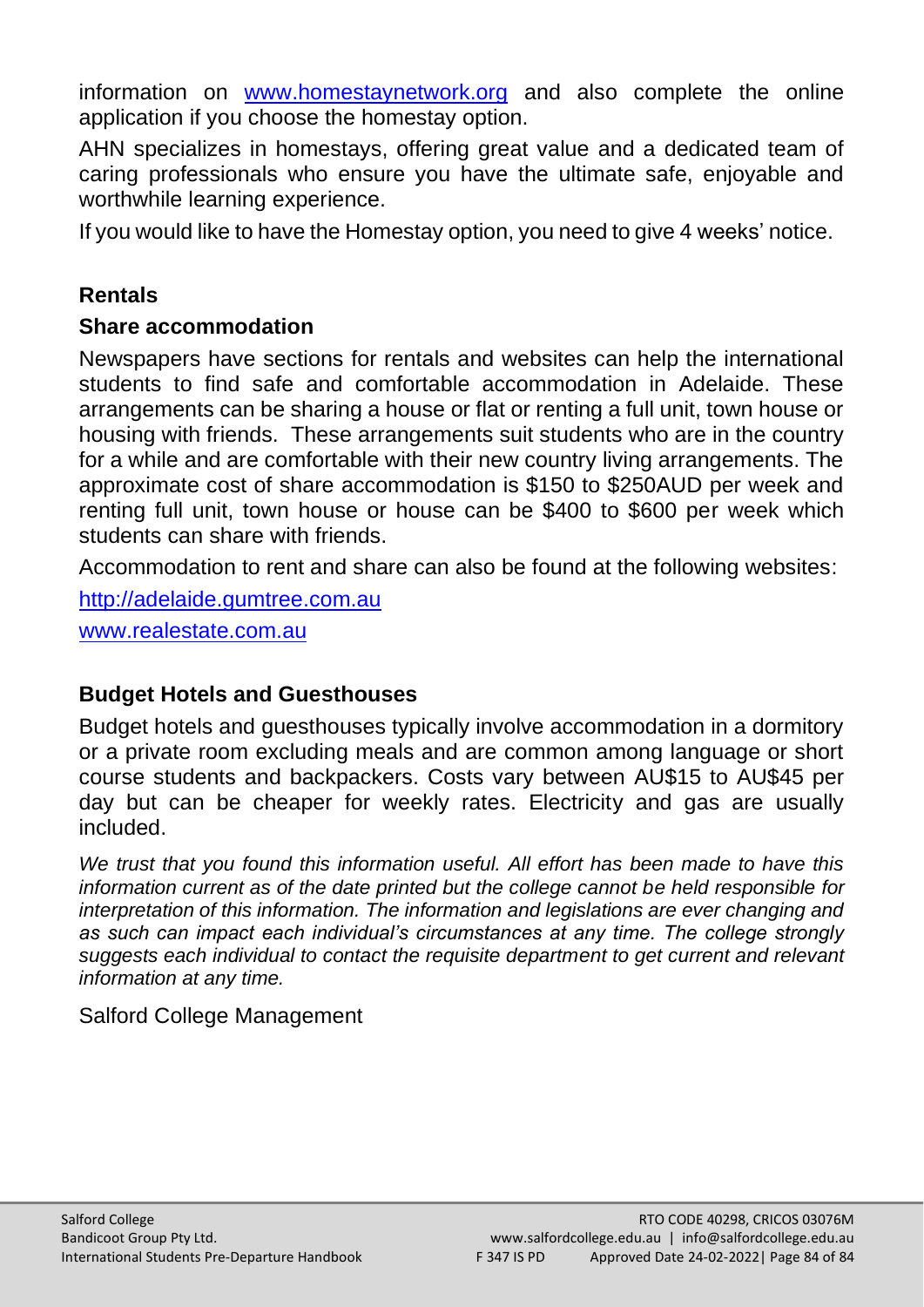information on [www.homestaynetwork.org](http://www.homestaynetwork.org) and also complete the online application if you choose the homestay option.

AHN specializes in homestays, offering great value and a dedicated team of caring professionals who ensure you have the ultimate safe, enjoyable and worthwhile learning experience.

If you would like to have the Homestay option, you need to give 4 weeks' notice.

### Rentals

### Share accommodation

Newspapers have sections for rentals and websites can help the international students to find safe and comfortable accommodation in Adelaide. These arrangements can be sharing a house or flat or renting a full unit, town house or housing with friends. These arrangements suit students who are in the country for a while and are comfortable with their new country living arrangements. The approximate cost of share accommodation is $150 to $250AUD per week and renting full unit, town house or house can be $400 to $600 per week which students can share with friends.

Accommodation to rent and share can also be found at the following websites:

[http://adelaide.gumtree.com.au](http://adelaide.gumtree.com.au)

[www.realestate.com.au](http://www.realestate.com.au)

### Budget Hotels and Guesthouses

Budget hotels and guesthouses typically involve accommodation in a dormitory or a private room excluding meals and are common among language or short course students and backpackers. Costs vary between AU$15 to AU$45 per day but can be cheaper for weekly rates. Electricity and gas are usually included.

*We trust that you found this information useful. All effort has been made to have this information current as of the date printed but the college cannot be held responsible for interpretation of this information. The information and legislations are ever changing and as such can impact each individual's circumstances at any time. The college strongly suggests each individual to contact the requisite department to get current and relevant information at any time.*

Salford College Management